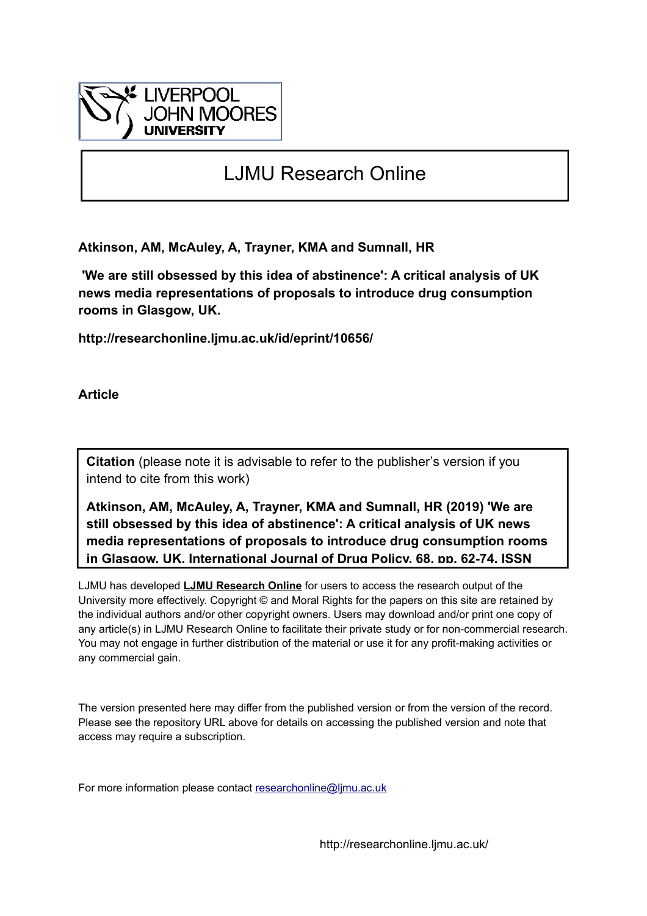LIVERPOOL JOHN MOORES UNIVERSITY

# LJMU Research Online

**Atkinson, AM, McAuley, A, Trayner, KMA and Sumnall, HR**

**'We are still obsessed by this idea of abstinence': A critical analysis of UK news media representations of proposals to introduce drug consumption rooms in Glasgow, UK.**

**http://researchonline.ljmu.ac.uk/id/eprint/10656/**

**Article**

**Citation** (please note it is advisable to refer to the publisher's version if you intend to cite from this work)

**Atkinson, AM, McAuley, A, Trayner, KMA and Sumnall, HR (2019) 'We are still obsessed by this idea of abstinence': A critical analysis of UK news media representations of proposals to introduce drug consumption rooms in Glasgow, UK. International Journal of Drug Policy, 68. pp. 62-74. ISSN**

LJMU has developed **LJMU Research Online** for users to access the research output of the University more effectively. Copyright © and Moral Rights for the papers on this site are retained by the individual authors and/or other copyright owners. Users may download and/or print one copy of any article(s) in LJMU Research Online to facilitate their private study or for non-commercial research. You may not engage in further distribution of the material or use it for any profit-making activities or any commercial gain.

The version presented here may differ from the published version or from the version of the record. Please see the repository URL above for details on accessing the published version and note that access may require a subscription.

For more information please contact researchonline@ljmu.ac.uk

http://researchonline.ljmu.ac.uk/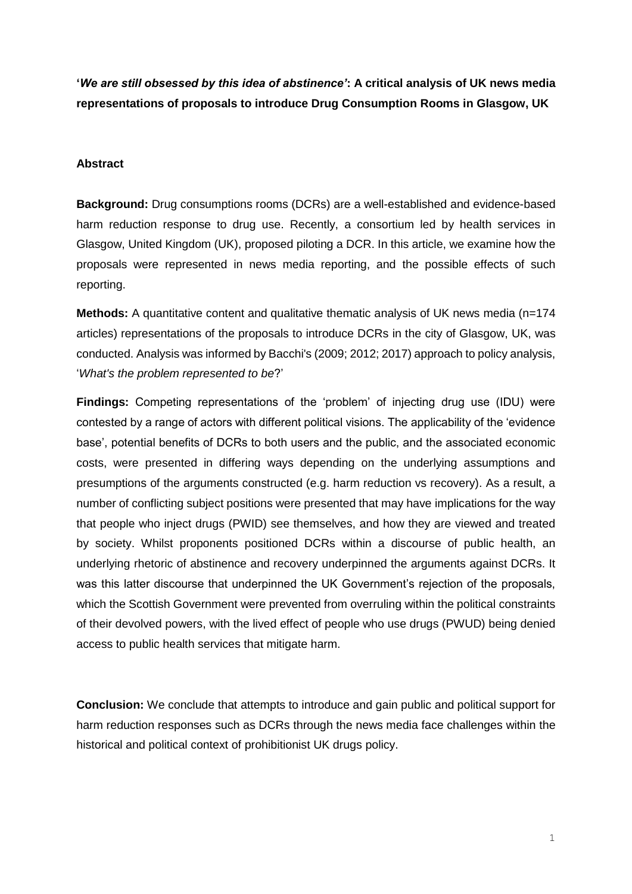**'*We are still obsessed by this idea of abstinence*': A critical analysis of UK news media representations of proposals to introduce Drug Consumption Rooms in Glasgow, UK**

**Abstract**

**Background:** Drug consumptions rooms (DCRs) are a well-established and evidence-based harm reduction response to drug use. Recently, a consortium led by health services in Glasgow, United Kingdom (UK), proposed piloting a DCR. In this article, we examine how the proposals were represented in news media reporting, and the possible effects of such reporting.

**Methods:** A quantitative content and qualitative thematic analysis of UK news media (n=174 articles) representations of the proposals to introduce DCRs in the city of Glasgow, UK, was conducted. Analysis was informed by Bacchi's (2009; 2012; 2017) approach to policy analysis, '*What's the problem represented to be*?'

**Findings:** Competing representations of the 'problem' of injecting drug use (IDU) were contested by a range of actors with different political visions. The applicability of the 'evidence base', potential benefits of DCRs to both users and the public, and the associated economic costs, were presented in differing ways depending on the underlying assumptions and presumptions of the arguments constructed (e.g. harm reduction vs recovery). As a result, a number of conflicting subject positions were presented that may have implications for the way that people who inject drugs (PWID) see themselves, and how they are viewed and treated by society. Whilst proponents positioned DCRs within a discourse of public health, an underlying rhetoric of abstinence and recovery underpinned the arguments against DCRs. It was this latter discourse that underpinned the UK Government's rejection of the proposals, which the Scottish Government were prevented from overruling within the political constraints of their devolved powers, with the lived effect of people who use drugs (PWUD) being denied access to public health services that mitigate harm.

**Conclusion:** We conclude that attempts to introduce and gain public and political support for harm reduction responses such as DCRs through the news media face challenges within the historical and political context of prohibitionist UK drugs policy.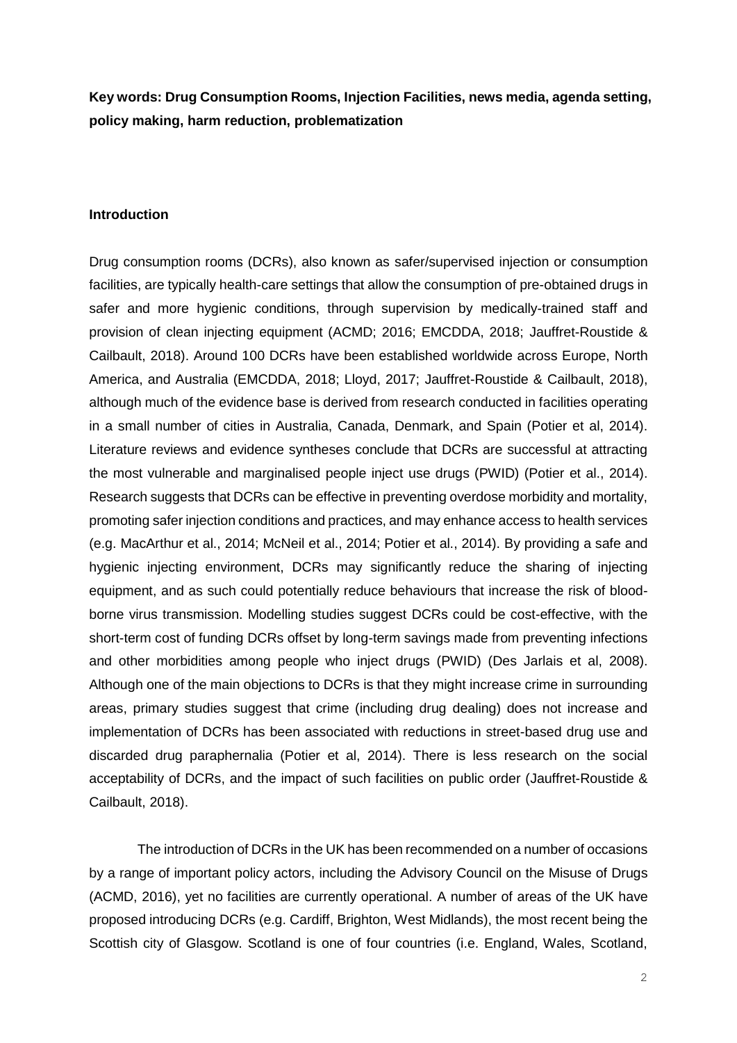**Key words: Drug Consumption Rooms, Injection Facilities, news media, agenda setting, policy making, harm reduction, problematization**

## Introduction

Drug consumption rooms (DCRs), also known as safer/supervised injection or consumption facilities, are typically health-care settings that allow the consumption of pre-obtained drugs in safer and more hygienic conditions, through supervision by medically-trained staff and provision of clean injecting equipment (ACMD; 2016; EMCDDA, 2018; Jauffret-Roustide & Cailbault, 2018). Around 100 DCRs have been established worldwide across Europe, North America, and Australia (EMCDDA, 2018; Lloyd, 2017; Jauffret-Roustide & Cailbault, 2018), although much of the evidence base is derived from research conducted in facilities operating in a small number of cities in Australia, Canada, Denmark, and Spain (Potier et al, 2014). Literature reviews and evidence syntheses conclude that DCRs are successful at attracting the most vulnerable and marginalised people inject use drugs (PWID) (Potier et al., 2014). Research suggests that DCRs can be effective in preventing overdose morbidity and mortality, promoting safer injection conditions and practices, and may enhance access to health services (e.g. MacArthur et al., 2014; McNeil et al., 2014; Potier et al., 2014). By providing a safe and hygienic injecting environment, DCRs may significantly reduce the sharing of injecting equipment, and as such could potentially reduce behaviours that increase the risk of blood-borne virus transmission. Modelling studies suggest DCRs could be cost-effective, with the short-term cost of funding DCRs offset by long-term savings made from preventing infections and other morbidities among people who inject drugs (PWID) (Des Jarlais et al, 2008). Although one of the main objections to DCRs is that they might increase crime in surrounding areas, primary studies suggest that crime (including drug dealing) does not increase and implementation of DCRs has been associated with reductions in street-based drug use and discarded drug paraphernalia (Potier et al, 2014). There is less research on the social acceptability of DCRs, and the impact of such facilities on public order (Jauffret-Roustide & Cailbault, 2018).

The introduction of DCRs in the UK has been recommended on a number of occasions by a range of important policy actors, including the Advisory Council on the Misuse of Drugs (ACMD, 2016), yet no facilities are currently operational. A number of areas of the UK have proposed introducing DCRs (e.g. Cardiff, Brighton, West Midlands), the most recent being the Scottish city of Glasgow. Scotland is one of four countries (i.e. England, Wales, Scotland,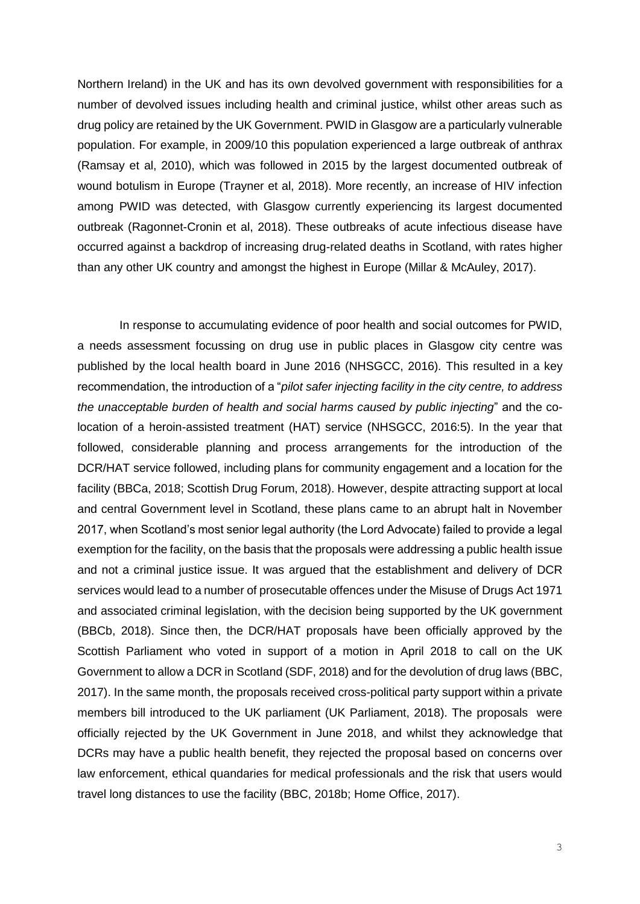Northern Ireland) in the UK and has its own devolved government with responsibilities for a number of devolved issues including health and criminal justice, whilst other areas such as drug policy are retained by the UK Government. PWID in Glasgow are a particularly vulnerable population. For example, in 2009/10 this population experienced a large outbreak of anthrax (Ramsay et al, 2010), which was followed in 2015 by the largest documented outbreak of wound botulism in Europe (Trayner et al, 2018). More recently, an increase of HIV infection among PWID was detected, with Glasgow currently experiencing its largest documented outbreak (Ragonnet-Cronin et al, 2018). These outbreaks of acute infectious disease have occurred against a backdrop of increasing drug-related deaths in Scotland, with rates higher than any other UK country and amongst the highest in Europe (Millar & McAuley, 2017).

In response to accumulating evidence of poor health and social outcomes for PWID, a needs assessment focussing on drug use in public places in Glasgow city centre was published by the local health board in June 2016 (NHSGCC, 2016). This resulted in a key recommendation, the introduction of a "*pilot safer injecting facility in the city centre, to address the unacceptable burden of health and social harms caused by public injecting*" and the co-location of a heroin-assisted treatment (HAT) service (NHSGCC, 2016:5). In the year that followed, considerable planning and process arrangements for the introduction of the DCR/HAT service followed, including plans for community engagement and a location for the facility (BBCa, 2018; Scottish Drug Forum, 2018). However, despite attracting support at local and central Government level in Scotland, these plans came to an abrupt halt in November 2017, when Scotland's most senior legal authority (the Lord Advocate) failed to provide a legal exemption for the facility, on the basis that the proposals were addressing a public health issue and not a criminal justice issue. It was argued that the establishment and delivery of DCR services would lead to a number of prosecutable offences under the Misuse of Drugs Act 1971 and associated criminal legislation, with the decision being supported by the UK government (BBCb, 2018). Since then, the DCR/HAT proposals have been officially approved by the Scottish Parliament who voted in support of a motion in April 2018 to call on the UK Government to allow a DCR in Scotland (SDF, 2018) and for the devolution of drug laws (BBC, 2017). In the same month, the proposals received cross-political party support within a private members bill introduced to the UK parliament (UK Parliament, 2018). The proposals were officially rejected by the UK Government in June 2018, and whilst they acknowledge that DCRs may have a public health benefit, they rejected the proposal based on concerns over law enforcement, ethical quandaries for medical professionals and the risk that users would travel long distances to use the facility (BBC, 2018b; Home Office, 2017).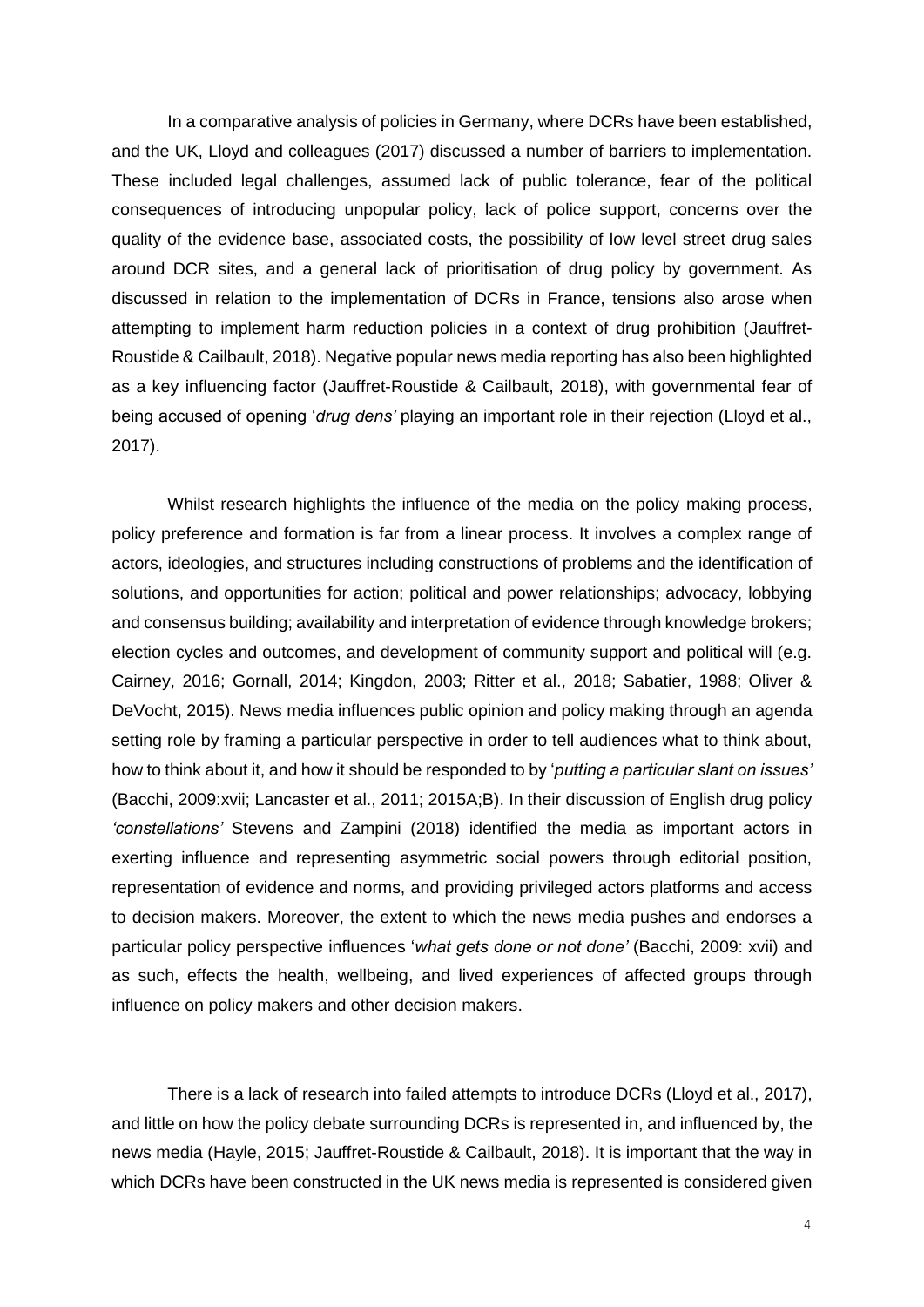In a comparative analysis of policies in Germany, where DCRs have been established, and the UK, Lloyd and colleagues (2017) discussed a number of barriers to implementation. These included legal challenges, assumed lack of public tolerance, fear of the political consequences of introducing unpopular policy, lack of police support, concerns over the quality of the evidence base, associated costs, the possibility of low level street drug sales around DCR sites, and a general lack of prioritisation of drug policy by government. As discussed in relation to the implementation of DCRs in France, tensions also arose when attempting to implement harm reduction policies in a context of drug prohibition (Jauffret-Roustide & Cailbault, 2018). Negative popular news media reporting has also been highlighted as a key influencing factor (Jauffret-Roustide & Cailbault, 2018), with governmental fear of being accused of opening '*drug dens'* playing an important role in their rejection (Lloyd et al., 2017).

Whilst research highlights the influence of the media on the policy making process, policy preference and formation is far from a linear process. It involves a complex range of actors, ideologies, and structures including constructions of problems and the identification of solutions, and opportunities for action; political and power relationships; advocacy, lobbying and consensus building; availability and interpretation of evidence through knowledge brokers; election cycles and outcomes, and development of community support and political will (e.g. Cairney, 2016; Gornall, 2014; Kingdon, 2003; Ritter et al., 2018; Sabatier, 1988; Oliver & DeVocht, 2015). News media influences public opinion and policy making through an agenda setting role by framing a particular perspective in order to tell audiences what to think about, how to think about it, and how it should be responded to by '*putting a particular slant on issues'* (Bacchi, 2009:xvii; Lancaster et al., 2011; 2015A;B). In their discussion of English drug policy *'constellations'* Stevens and Zampini (2018) identified the media as important actors in exerting influence and representing asymmetric social powers through editorial position, representation of evidence and norms, and providing privileged actors platforms and access to decision makers. Moreover, the extent to which the news media pushes and endorses a particular policy perspective influences '*what gets done or not done'* (Bacchi, 2009: xvii) and as such, effects the health, wellbeing, and lived experiences of affected groups through influence on policy makers and other decision makers.

There is a lack of research into failed attempts to introduce DCRs (Lloyd et al., 2017), and little on how the policy debate surrounding DCRs is represented in, and influenced by, the news media (Hayle, 2015; Jauffret-Roustide & Cailbault, 2018). It is important that the way in which DCRs have been constructed in the UK news media is represented is considered given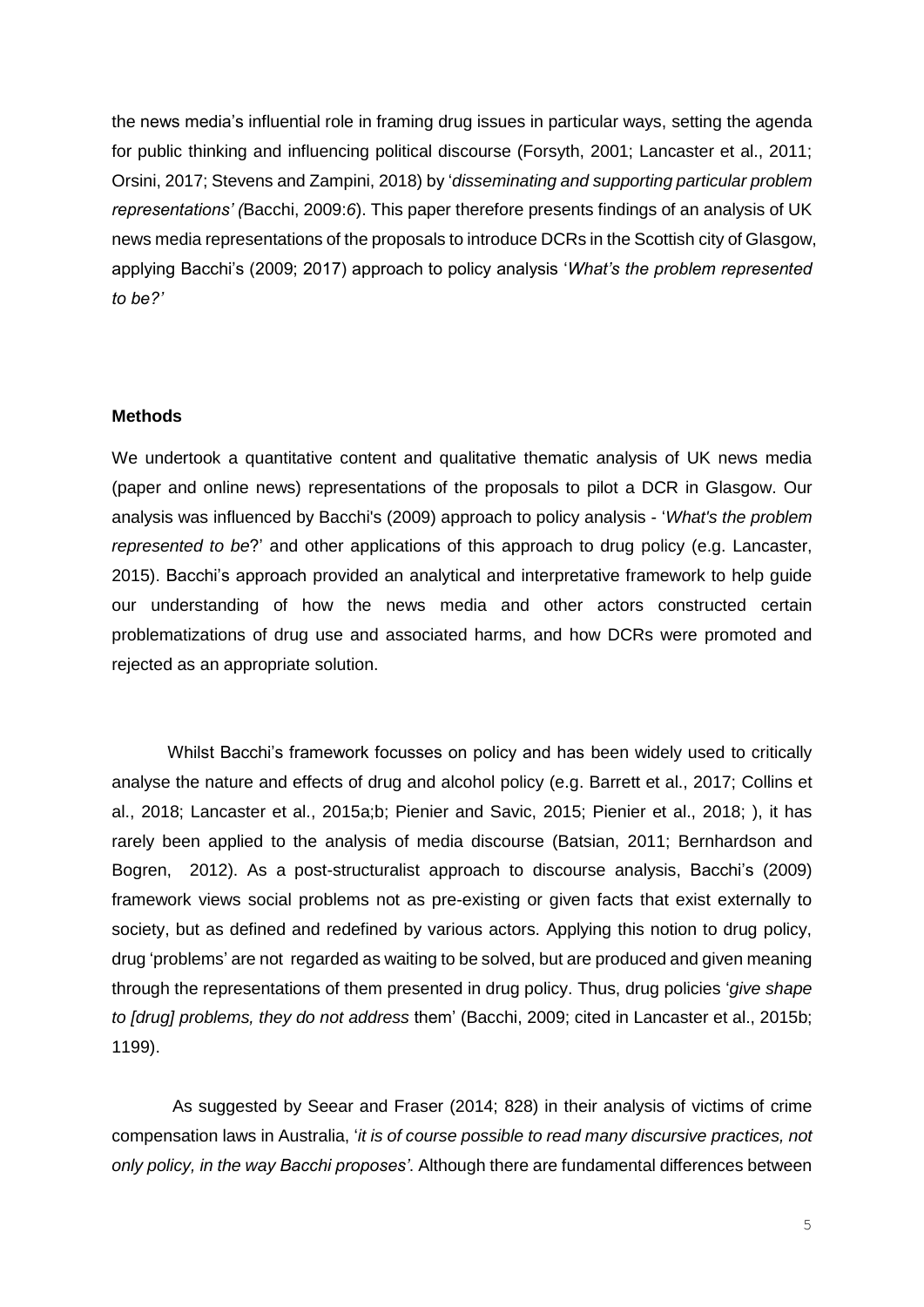the news media's influential role in framing drug issues in particular ways, setting the agenda for public thinking and influencing political discourse (Forsyth, 2001; Lancaster et al., 2011; Orsini, 2017; Stevens and Zampini, 2018) by '*disseminating and supporting particular problem representations' (*Bacchi, 2009:6). This paper therefore presents findings of an analysis of UK news media representations of the proposals to introduce DCRs in the Scottish city of Glasgow, applying Bacchi's (2009; 2017) approach to policy analysis '*What's the problem represented to be?'*

**Methods**

We undertook a quantitative content and qualitative thematic analysis of UK news media (paper and online news) representations of the proposals to pilot a DCR in Glasgow. Our analysis was influenced by Bacchi's (2009) approach to policy analysis - '*What's the problem represented to be*?' and other applications of this approach to drug policy (e.g. Lancaster, 2015). Bacchi's approach provided an analytical and interpretative framework to help guide our understanding of how the news media and other actors constructed certain problematizations of drug use and associated harms, and how DCRs were promoted and rejected as an appropriate solution.

Whilst Bacchi's framework focusses on policy and has been widely used to critically analyse the nature and effects of drug and alcohol policy (e.g. Barrett et al., 2017; Collins et al., 2018; Lancaster et al., 2015a;b; Pienier and Savic, 2015; Pienier et al., 2018; ), it has rarely been applied to the analysis of media discourse (Batsian, 2011; Bernhardson and Bogren, 2012). As a post-structuralist approach to discourse analysis, Bacchi's (2009) framework views social problems not as pre-existing or given facts that exist externally to society, but as defined and redefined by various actors. Applying this notion to drug policy, drug 'problems' are not regarded as waiting to be solved, but are produced and given meaning through the representations of them presented in drug policy. Thus, drug policies '*give shape to [drug] problems, they do not address* them' (Bacchi, 2009; cited in Lancaster et al., 2015b; 1199).

As suggested by Seear and Fraser (2014; 828) in their analysis of victims of crime compensation laws in Australia, '*it is of course possible to read many discursive practices, not only policy, in the way Bacchi proposes'*. Although there are fundamental differences between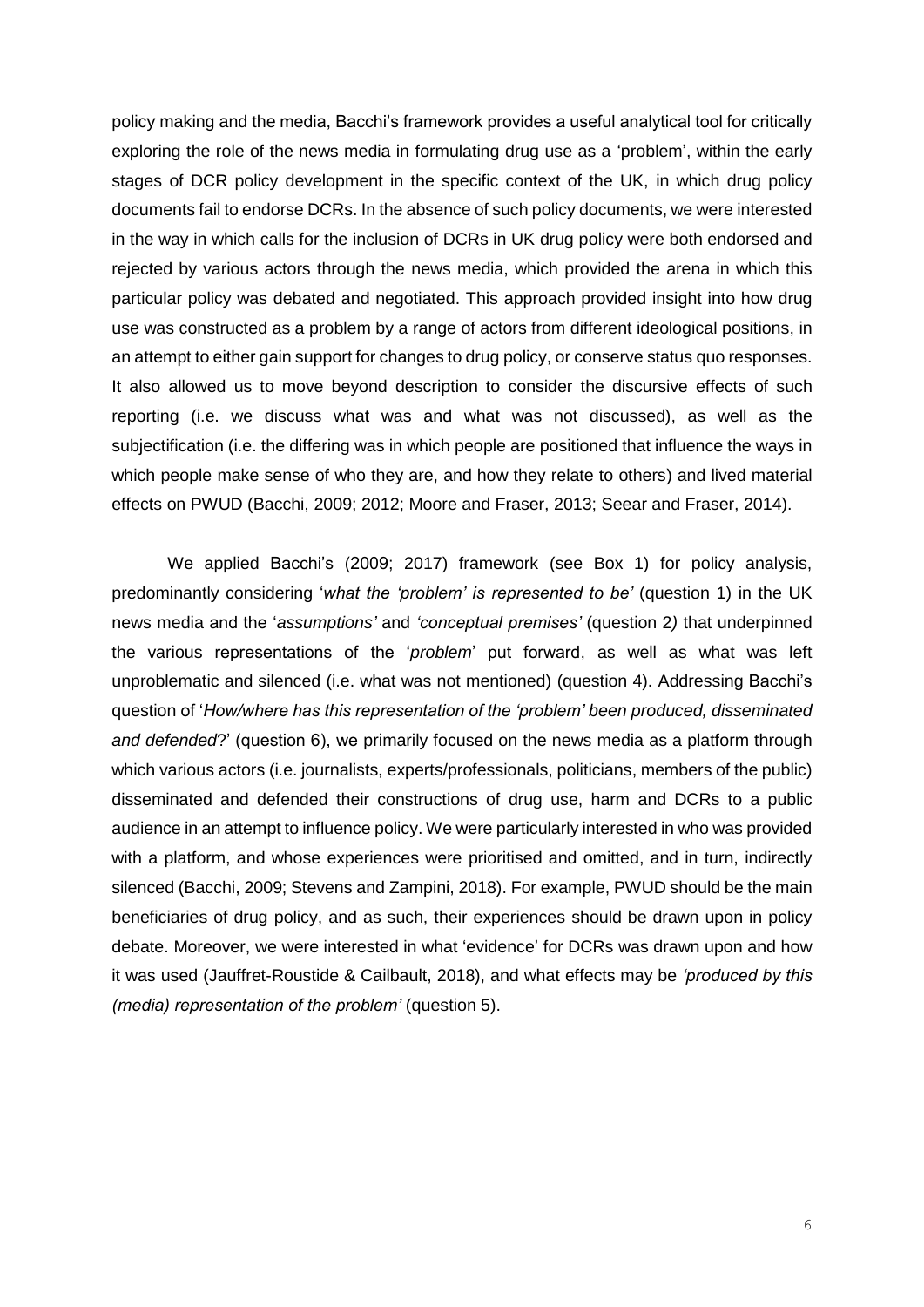policy making and the media, Bacchi's framework provides a useful analytical tool for critically exploring the role of the news media in formulating drug use as a 'problem', within the early stages of DCR policy development in the specific context of the UK, in which drug policy documents fail to endorse DCRs. In the absence of such policy documents, we were interested in the way in which calls for the inclusion of DCRs in UK drug policy were both endorsed and rejected by various actors through the news media, which provided the arena in which this particular policy was debated and negotiated. This approach provided insight into how drug use was constructed as a problem by a range of actors from different ideological positions, in an attempt to either gain support for changes to drug policy, or conserve status quo responses. It also allowed us to move beyond description to consider the discursive effects of such reporting (i.e. we discuss what was and what was not discussed), as well as the subjectification (i.e. the differing was in which people are positioned that influence the ways in which people make sense of who they are, and how they relate to others) and lived material effects on PWUD (Bacchi, 2009; 2012; Moore and Fraser, 2013; Seear and Fraser, 2014).

We applied Bacchi's (2009; 2017) framework (see Box 1) for policy analysis, predominantly considering '*what the 'problem' is represented to be'* (question 1) in the UK news media and the '*assumptions'* and *'conceptual premises'* (question 2*)* that underpinned the various representations of the '*problem*' put forward, as well as what was left unproblematic and silenced (i.e. what was not mentioned) (question 4). Addressing Bacchi's question of '*How/where has this representation of the 'problem' been produced, disseminated and defended*?' (question 6), we primarily focused on the news media as a platform through which various actors (i.e. journalists, experts/professionals, politicians, members of the public) disseminated and defended their constructions of drug use, harm and DCRs to a public audience in an attempt to influence policy. We were particularly interested in who was provided with a platform, and whose experiences were prioritised and omitted, and in turn, indirectly silenced (Bacchi, 2009; Stevens and Zampini, 2018). For example, PWUD should be the main beneficiaries of drug policy, and as such, their experiences should be drawn upon in policy debate. Moreover, we were interested in what 'evidence' for DCRs was drawn upon and how it was used (Jauffret-Roustide & Cailbault, 2018), and what effects may be *'produced by this (media) representation of the problem'* (question 5).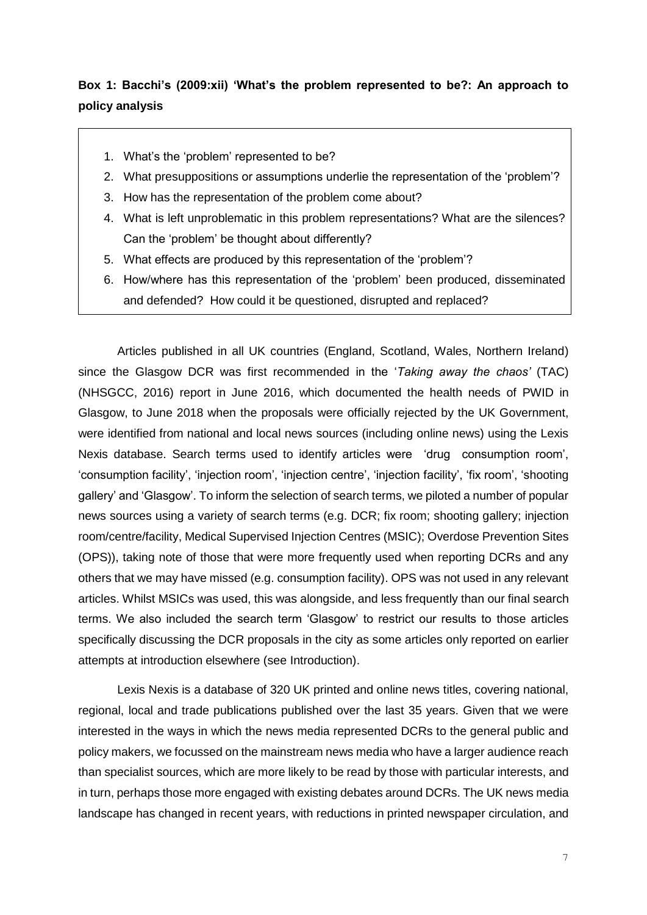**Box 1: Bacchi's (2009:xii) 'What's the problem represented to be?: An approach to policy analysis**

1. What's the 'problem' represented to be?
2. What presuppositions or assumptions underlie the representation of the 'problem'?
3. How has the representation of the problem come about?
4. What is left unproblematic in this problem representations? What are the silences? Can the 'problem' be thought about differently?
5. What effects are produced by this representation of the 'problem'?
6. How/where has this representation of the 'problem' been produced, disseminated and defended? How could it be questioned, disrupted and replaced?

Articles published in all UK countries (England, Scotland, Wales, Northern Ireland) since the Glasgow DCR was first recommended in the '*Taking away the chaos'* (TAC) (NHSGCC, 2016) report in June 2016, which documented the health needs of PWID in Glasgow, to June 2018 when the proposals were officially rejected by the UK Government, were identified from national and local news sources (including online news) using the Lexis Nexis database. Search terms used to identify articles were 'drug consumption room', 'consumption facility', 'injection room', 'injection centre', 'injection facility', 'fix room', 'shooting gallery' and 'Glasgow'. To inform the selection of search terms, we piloted a number of popular news sources using a variety of search terms (e.g. DCR; fix room; shooting gallery; injection room/centre/facility, Medical Supervised Injection Centres (MSIC); Overdose Prevention Sites (OPS)), taking note of those that were more frequently used when reporting DCRs and any others that we may have missed (e.g. consumption facility). OPS was not used in any relevant articles. Whilst MSICs was used, this was alongside, and less frequently than our final search terms. We also included the search term 'Glasgow' to restrict our results to those articles specifically discussing the DCR proposals in the city as some articles only reported on earlier attempts at introduction elsewhere (see Introduction).

Lexis Nexis is a database of 320 UK printed and online news titles, covering national, regional, local and trade publications published over the last 35 years. Given that we were interested in the ways in which the news media represented DCRs to the general public and policy makers, we focussed on the mainstream news media who have a larger audience reach than specialist sources, which are more likely to be read by those with particular interests, and in turn, perhaps those more engaged with existing debates around DCRs. The UK news media landscape has changed in recent years, with reductions in printed newspaper circulation, and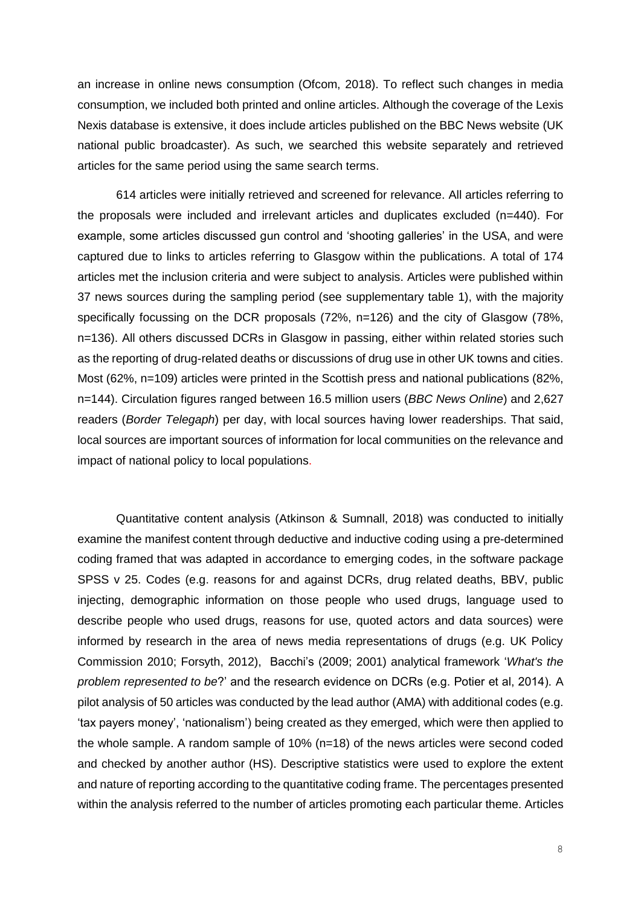an increase in online news consumption (Ofcom, 2018). To reflect such changes in media consumption, we included both printed and online articles. Although the coverage of the Lexis Nexis database is extensive, it does include articles published on the BBC News website (UK national public broadcaster). As such, we searched this website separately and retrieved articles for the same period using the same search terms.

614 articles were initially retrieved and screened for relevance. All articles referring to the proposals were included and irrelevant articles and duplicates excluded (n=440). For example, some articles discussed gun control and 'shooting galleries' in the USA, and were captured due to links to articles referring to Glasgow within the publications. A total of 174 articles met the inclusion criteria and were subject to analysis. Articles were published within 37 news sources during the sampling period (see supplementary table 1), with the majority specifically focussing on the DCR proposals (72%, n=126) and the city of Glasgow (78%, n=136). All others discussed DCRs in Glasgow in passing, either within related stories such as the reporting of drug-related deaths or discussions of drug use in other UK towns and cities. Most (62%, n=109) articles were printed in the Scottish press and national publications (82%, n=144). Circulation figures ranged between 16.5 million users (*BBC News Online*) and 2,627 readers (*Border Telegaph*) per day, with local sources having lower readerships. That said, local sources are important sources of information for local communities on the relevance and impact of national policy to local populations.

Quantitative content analysis (Atkinson & Sumnall, 2018) was conducted to initially examine the manifest content through deductive and inductive coding using a pre-determined coding framed that was adapted in accordance to emerging codes, in the software package SPSS v 25. Codes (e.g. reasons for and against DCRs, drug related deaths, BBV, public injecting, demographic information on those people who used drugs, language used to describe people who used drugs, reasons for use, quoted actors and data sources) were informed by research in the area of news media representations of drugs (e.g. UK Policy Commission 2010; Forsyth, 2012), Bacchi's (2009; 2001) analytical framework '*What's the problem represented to be*?' and the research evidence on DCRs (e.g. Potier et al, 2014). A pilot analysis of 50 articles was conducted by the lead author (AMA) with additional codes (e.g. 'tax payers money', 'nationalism') being created as they emerged, which were then applied to the whole sample. A random sample of 10% (n=18) of the news articles were second coded and checked by another author (HS). Descriptive statistics were used to explore the extent and nature of reporting according to the quantitative coding frame. The percentages presented within the analysis referred to the number of articles promoting each particular theme. Articles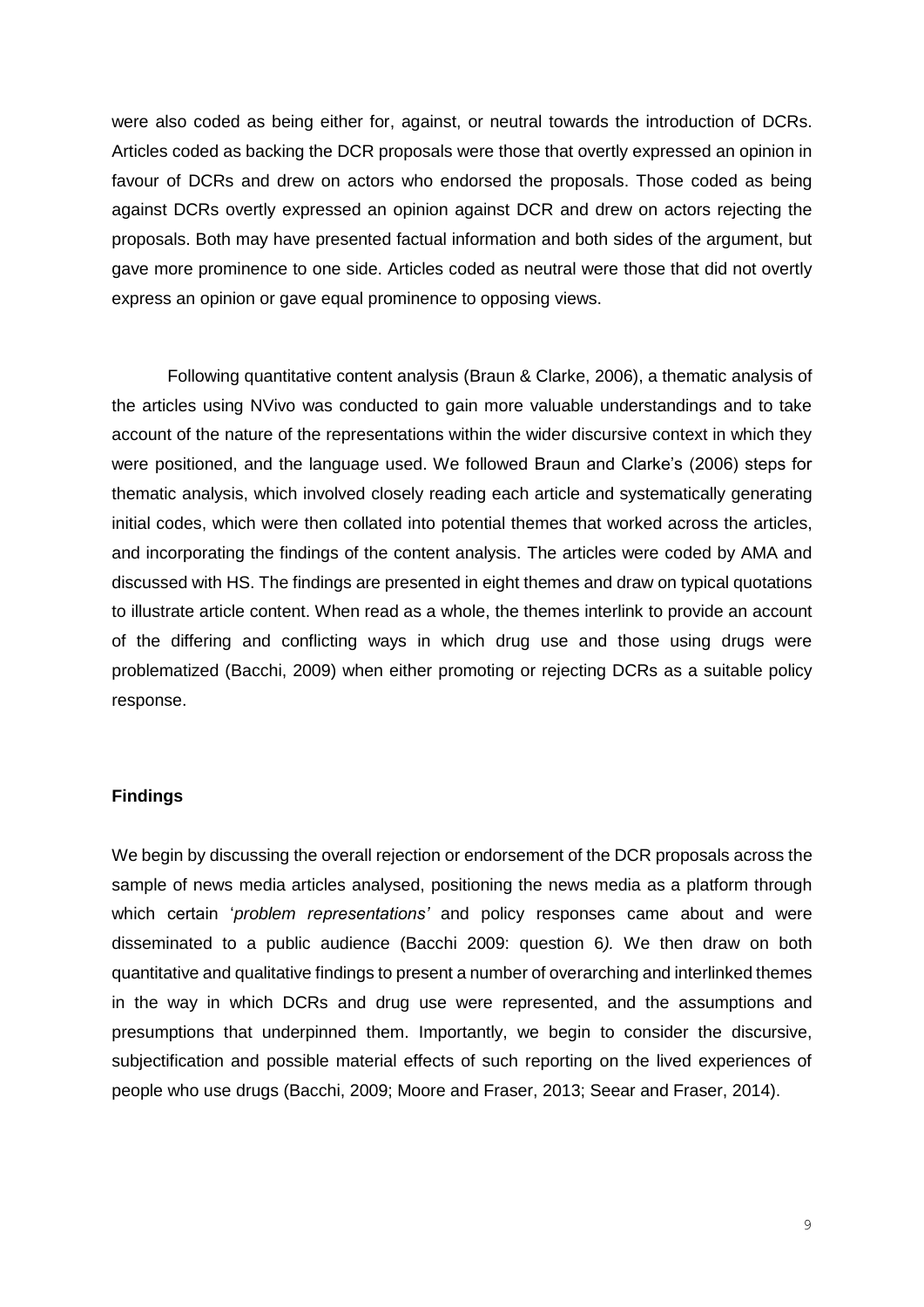were also coded as being either for, against, or neutral towards the introduction of DCRs. Articles coded as backing the DCR proposals were those that overtly expressed an opinion in favour of DCRs and drew on actors who endorsed the proposals. Those coded as being against DCRs overtly expressed an opinion against DCR and drew on actors rejecting the proposals. Both may have presented factual information and both sides of the argument, but gave more prominence to one side. Articles coded as neutral were those that did not overtly express an opinion or gave equal prominence to opposing views.

Following quantitative content analysis (Braun & Clarke, 2006), a thematic analysis of the articles using NVivo was conducted to gain more valuable understandings and to take account of the nature of the representations within the wider discursive context in which they were positioned, and the language used. We followed Braun and Clarke's (2006) steps for thematic analysis, which involved closely reading each article and systematically generating initial codes, which were then collated into potential themes that worked across the articles, and incorporating the findings of the content analysis. The articles were coded by AMA and discussed with HS. The findings are presented in eight themes and draw on typical quotations to illustrate article content. When read as a whole, the themes interlink to provide an account of the differing and conflicting ways in which drug use and those using drugs were problematized (Bacchi, 2009) when either promoting or rejecting DCRs as a suitable policy response.

**Findings**

We begin by discussing the overall rejection or endorsement of the DCR proposals across the sample of news media articles analysed, positioning the news media as a platform through which certain '*problem representations'* and policy responses came about and were disseminated to a public audience (Bacchi 2009: question 6*).* We then draw on both quantitative and qualitative findings to present a number of overarching and interlinked themes in the way in which DCRs and drug use were represented, and the assumptions and presumptions that underpinned them. Importantly, we begin to consider the discursive, subjectification and possible material effects of such reporting on the lived experiences of people who use drugs (Bacchi, 2009; Moore and Fraser, 2013; Seear and Fraser, 2014).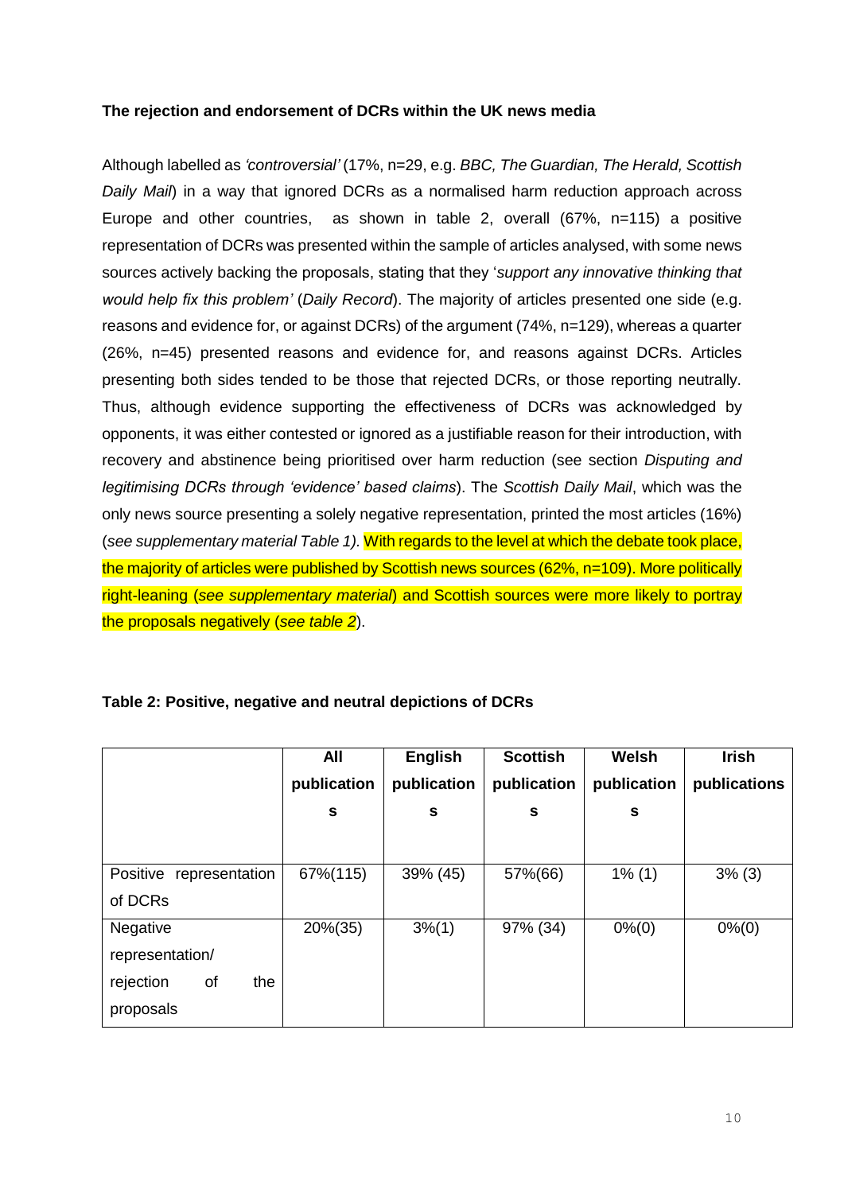**The rejection and endorsement of DCRs within the UK news media**

Although labelled as *'controversial'* (17%, n=29, e.g. *BBC, The Guardian, The Herald, Scottish Daily Mail*) in a way that ignored DCRs as a normalised harm reduction approach across Europe and other countries, as shown in table 2, overall (67%, n=115) a positive representation of DCRs was presented within the sample of articles analysed, with some news sources actively backing the proposals, stating that they '*support any innovative thinking that would help fix this problem'* (*Daily Record*). The majority of articles presented one side (e.g. reasons and evidence for, or against DCRs) of the argument (74%, n=129), whereas a quarter (26%, n=45) presented reasons and evidence for, and reasons against DCRs. Articles presenting both sides tended to be those that rejected DCRs, or those reporting neutrally. Thus, although evidence supporting the effectiveness of DCRs was acknowledged by opponents, it was either contested or ignored as a justifiable reason for their introduction, with recovery and abstinence being prioritised over harm reduction (see section *Disputing and legitimising DCRs through 'evidence' based claims*). The *Scottish Daily Mail*, which was the only news source presenting a solely negative representation, printed the most articles (16%) (*see supplementary material Table 1).* With regards to the level at which the debate took place, the majority of articles were published by Scottish news sources (62%, n=109). More politically right-leaning (*see supplementary material*) and Scottish sources were more likely to portray the proposals negatively (*see table 2*).

**Table 2: Positive, negative and neutral depictions of DCRs**

| | All publications | English publications | Scottish publications | Welsh publications | Irish publications |
|---|---|---|---|---|---|
| Positive representation of DCRs | 67%(115) | 39% (45) | 57%(66) | 1% (1) | 3% (3) |
| Negative representation/ rejection of the proposals | 20%(35) | 3%(1) | 97% (34) | 0%(0) | 0%(0) |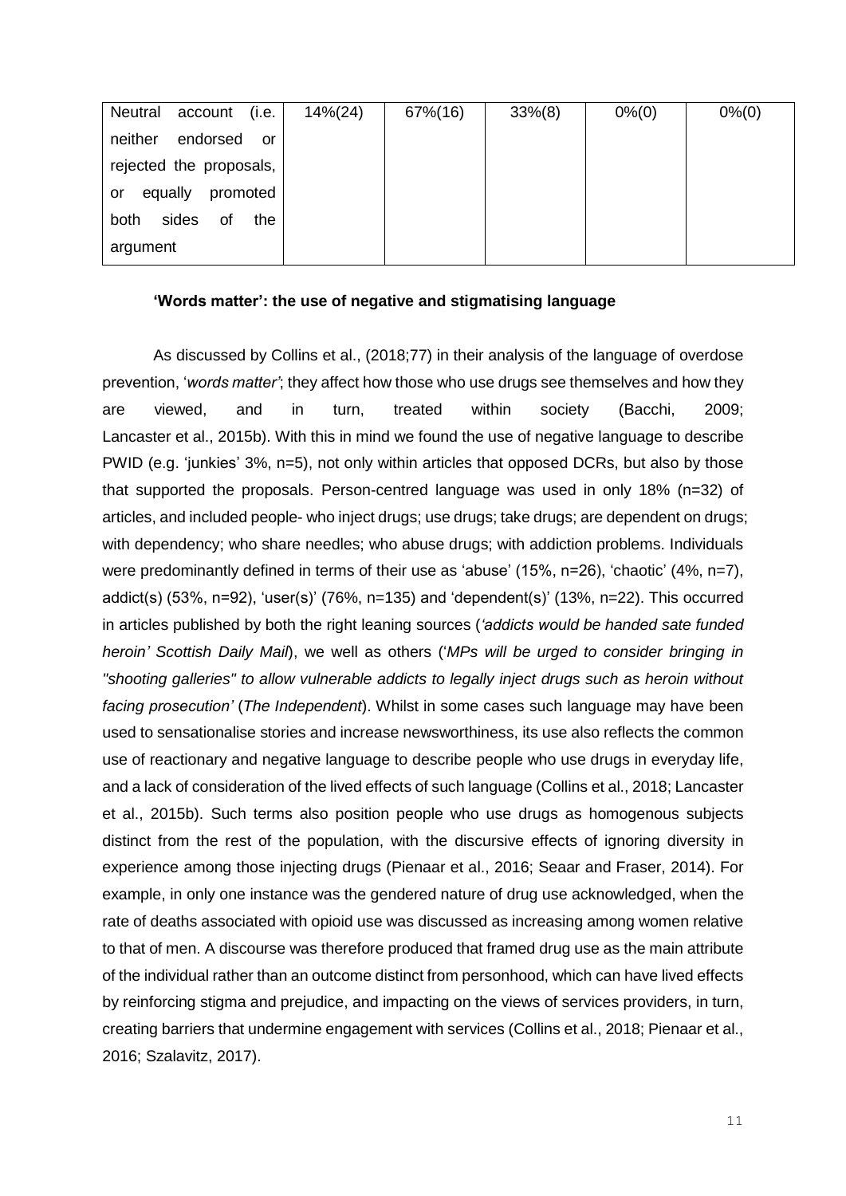| Neutral account (i.e. neither endorsed or rejected the proposals, or equally promoted both sides of the argument | 14%(24) | 67%(16) | 33%(8) | 0%(0) | 0%(0) |
|---|---|---|---|---|---|

### 'Words matter': the use of negative and stigmatising language

As discussed by Collins et al., (2018;77) in their analysis of the language of overdose prevention, '*words matter*'; they affect how those who use drugs see themselves and how they are viewed, and in turn, treated within society (Bacchi, 2009; Lancaster et al., 2015b). With this in mind we found the use of negative language to describe PWID (e.g. 'junkies' 3%, n=5), not only within articles that opposed DCRs, but also by those that supported the proposals. Person-centred language was used in only 18% (n=32) of articles, and included people- who inject drugs; use drugs; take drugs; are dependent on drugs; with dependency; who share needles; who abuse drugs; with addiction problems. Individuals were predominantly defined in terms of their use as 'abuse' (15%, n=26), 'chaotic' (4%, n=7), addict(s) (53%, n=92), 'user(s)' (76%, n=135) and 'dependent(s)' (13%, n=22). This occurred in articles published by both the right leaning sources (*'addicts would be handed sate funded heroin' Scottish Daily Mail*), we well as others ('*MPs will be urged to consider bringing in "shooting galleries" to allow vulnerable addicts to legally inject drugs such as heroin without facing prosecution'* (*The Independent*). Whilst in some cases such language may have been used to sensationalise stories and increase newsworthiness, its use also reflects the common use of reactionary and negative language to describe people who use drugs in everyday life, and a lack of consideration of the lived effects of such language (Collins et al., 2018; Lancaster et al., 2015b). Such terms also position people who use drugs as homogenous subjects distinct from the rest of the population, with the discursive effects of ignoring diversity in experience among those injecting drugs (Pienaar et al., 2016; Seaar and Fraser, 2014). For example, in only one instance was the gendered nature of drug use acknowledged, when the rate of deaths associated with opioid use was discussed as increasing among women relative to that of men. A discourse was therefore produced that framed drug use as the main attribute of the individual rather than an outcome distinct from personhood, which can have lived effects by reinforcing stigma and prejudice, and impacting on the views of services providers, in turn, creating barriers that undermine engagement with services (Collins et al., 2018; Pienaar et al., 2016; Szalavitz, 2017).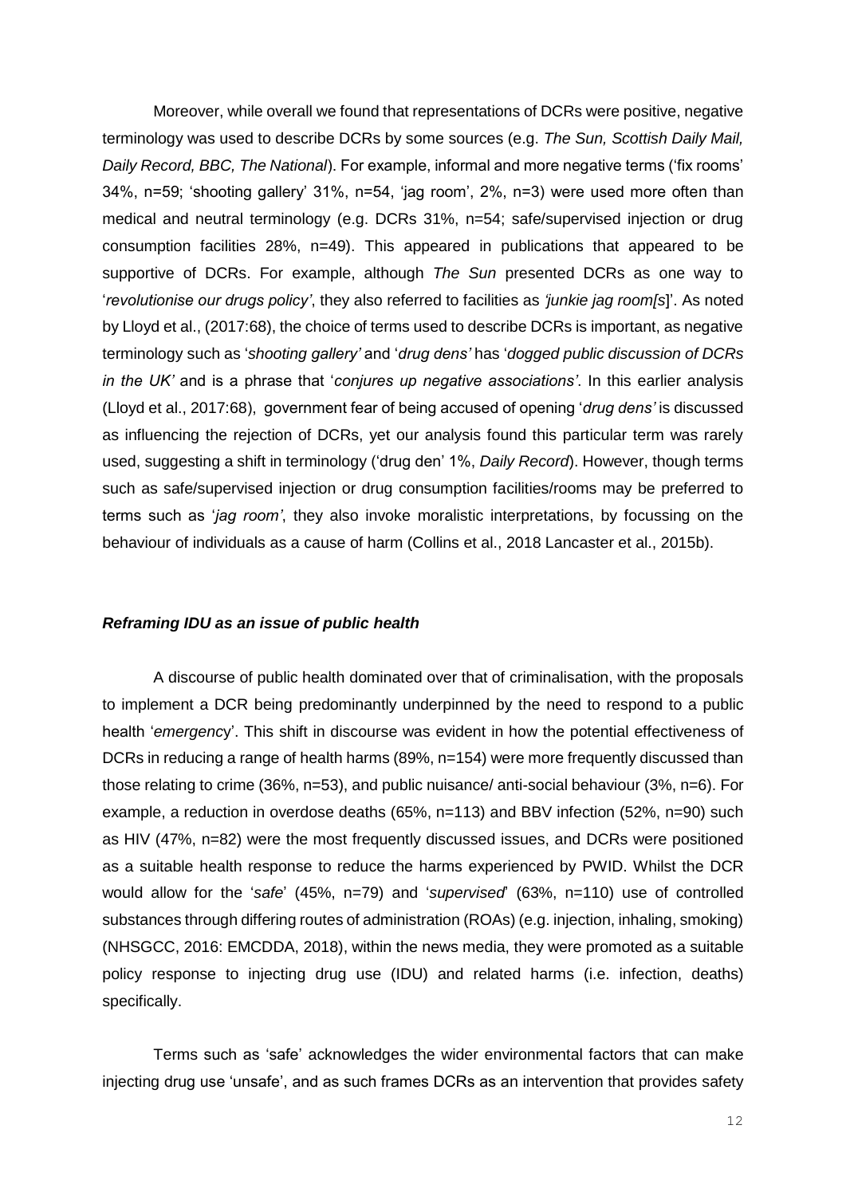Moreover, while overall we found that representations of DCRs were positive, negative terminology was used to describe DCRs by some sources (e.g. *The Sun, Scottish Daily Mail, Daily Record, BBC, The National*). For example, informal and more negative terms ('fix rooms' 34%, n=59; 'shooting gallery' 31%, n=54, 'jag room', 2%, n=3) were used more often than medical and neutral terminology (e.g. DCRs 31%, n=54; safe/supervised injection or drug consumption facilities 28%, n=49). This appeared in publications that appeared to be supportive of DCRs. For example, although *The Sun* presented DCRs as one way to '*revolutionise our drugs policy'*, they also referred to facilities as *'junkie jag room[s*]'. As noted by Lloyd et al., (2017:68), the choice of terms used to describe DCRs is important, as negative terminology such as '*shooting gallery'* and '*drug dens'* has '*dogged public discussion of DCRs in the UK'* and is a phrase that '*conjures up negative associations'*. In this earlier analysis (Lloyd et al., 2017:68), government fear of being accused of opening '*drug dens'* is discussed as influencing the rejection of DCRs, yet our analysis found this particular term was rarely used, suggesting a shift in terminology ('drug den' 1%, *Daily Record*). However, though terms such as safe/supervised injection or drug consumption facilities/rooms may be preferred to terms such as '*jag room'*, they also invoke moralistic interpretations, by focussing on the behaviour of individuals as a cause of harm (Collins et al., 2018 Lancaster et al., 2015b).

### *Reframing IDU as an issue of public health*

A discourse of public health dominated over that of criminalisation, with the proposals to implement a DCR being predominantly underpinned by the need to respond to a public health '*emergency*'. This shift in discourse was evident in how the potential effectiveness of DCRs in reducing a range of health harms (89%, n=154) were more frequently discussed than those relating to crime (36%, n=53), and public nuisance/ anti-social behaviour (3%, n=6). For example, a reduction in overdose deaths (65%, n=113) and BBV infection (52%, n=90) such as HIV (47%, n=82) were the most frequently discussed issues, and DCRs were positioned as a suitable health response to reduce the harms experienced by PWID. Whilst the DCR would allow for the '*safe*' (45%, n=79) and '*supervised*' (63%, n=110) use of controlled substances through differing routes of administration (ROAs) (e.g. injection, inhaling, smoking) (NHSGCC, 2016: EMCDDA, 2018), within the news media, they were promoted as a suitable policy response to injecting drug use (IDU) and related harms (i.e. infection, deaths) specifically.

Terms such as 'safe' acknowledges the wider environmental factors that can make injecting drug use 'unsafe', and as such frames DCRs as an intervention that provides safety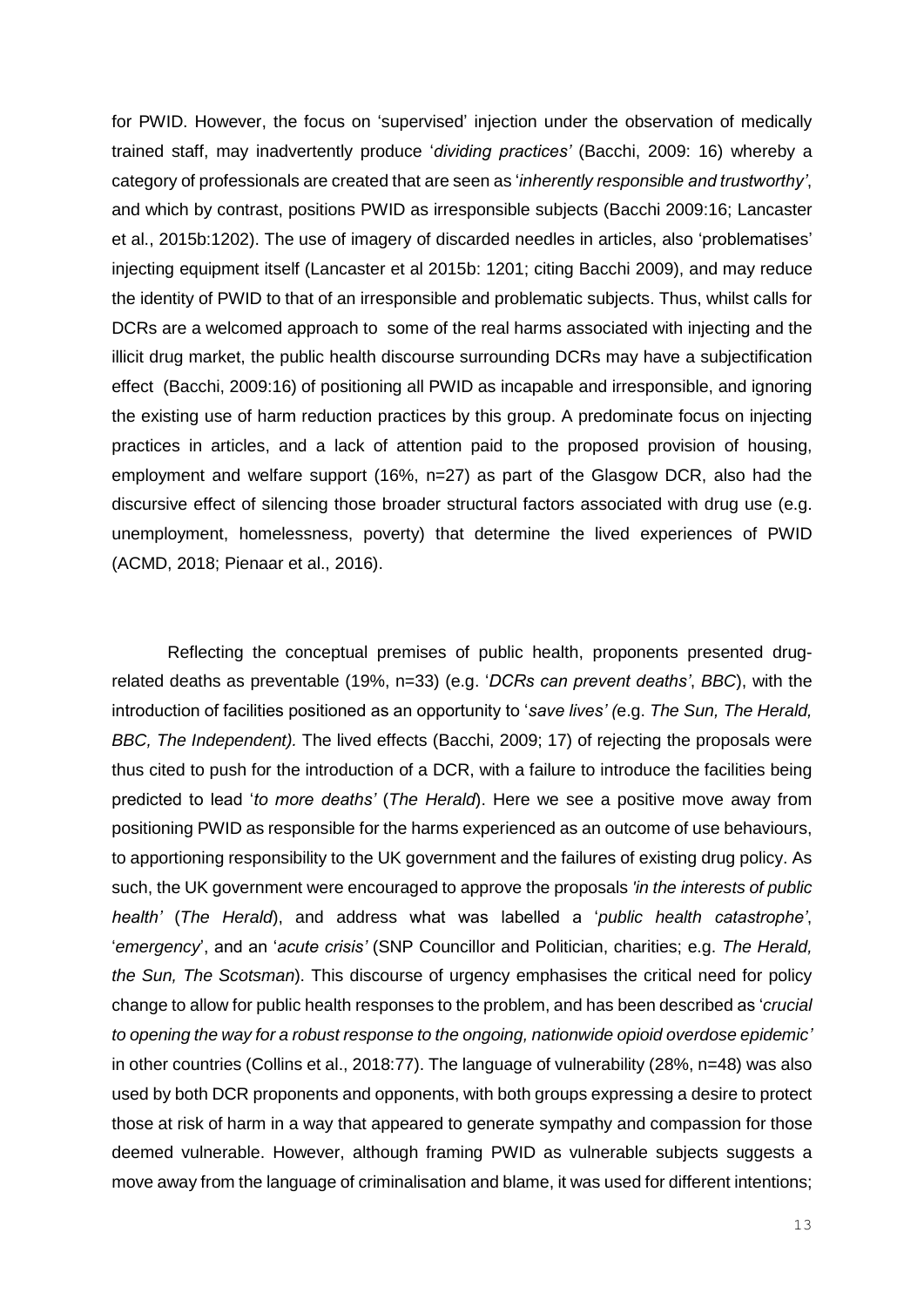for PWID. However, the focus on 'supervised' injection under the observation of medically trained staff, may inadvertently produce '*dividing practices'* (Bacchi, 2009: 16) whereby a category of professionals are created that are seen as '*inherently responsible and trustworthy'*, and which by contrast, positions PWID as irresponsible subjects (Bacchi 2009:16; Lancaster et al., 2015b:1202). The use of imagery of discarded needles in articles, also 'problematises' injecting equipment itself (Lancaster et al 2015b: 1201; citing Bacchi 2009), and may reduce the identity of PWID to that of an irresponsible and problematic subjects. Thus, whilst calls for DCRs are a welcomed approach to some of the real harms associated with injecting and the illicit drug market, the public health discourse surrounding DCRs may have a subjectification effect (Bacchi, 2009:16) of positioning all PWID as incapable and irresponsible, and ignoring the existing use of harm reduction practices by this group. A predominate focus on injecting practices in articles, and a lack of attention paid to the proposed provision of housing, employment and welfare support (16%, n=27) as part of the Glasgow DCR, also had the discursive effect of silencing those broader structural factors associated with drug use (e.g. unemployment, homelessness, poverty) that determine the lived experiences of PWID (ACMD, 2018; Pienaar et al., 2016).

Reflecting the conceptual premises of public health, proponents presented drug-related deaths as preventable (19%, n=33) (e.g. '*DCRs can prevent deaths'*, *BBC*), with the introduction of facilities positioned as an opportunity to '*save lives' (*e.g. *The Sun, The Herald, BBC, The Independent).* The lived effects (Bacchi, 2009; 17) of rejecting the proposals were thus cited to push for the introduction of a DCR, with a failure to introduce the facilities being predicted to lead '*to more deaths'* (*The Herald*). Here we see a positive move away from positioning PWID as responsible for the harms experienced as an outcome of use behaviours, to apportioning responsibility to the UK government and the failures of existing drug policy. As such, the UK government were encouraged to approve the proposals *'in the interests of public health'* (*The Herald*), and address what was labelled a '*public health catastrophe'*, '*emergency*', and an '*acute crisis'* (SNP Councillor and Politician, charities; e.g. *The Herald, the Sun, The Scotsman*). This discourse of urgency emphasises the critical need for policy change to allow for public health responses to the problem, and has been described as '*crucial to opening the way for a robust response to the ongoing, nationwide opioid overdose epidemic'* in other countries (Collins et al., 2018:77). The language of vulnerability (28%, n=48) was also used by both DCR proponents and opponents, with both groups expressing a desire to protect those at risk of harm in a way that appeared to generate sympathy and compassion for those deemed vulnerable. However, although framing PWID as vulnerable subjects suggests a move away from the language of criminalisation and blame, it was used for different intentions;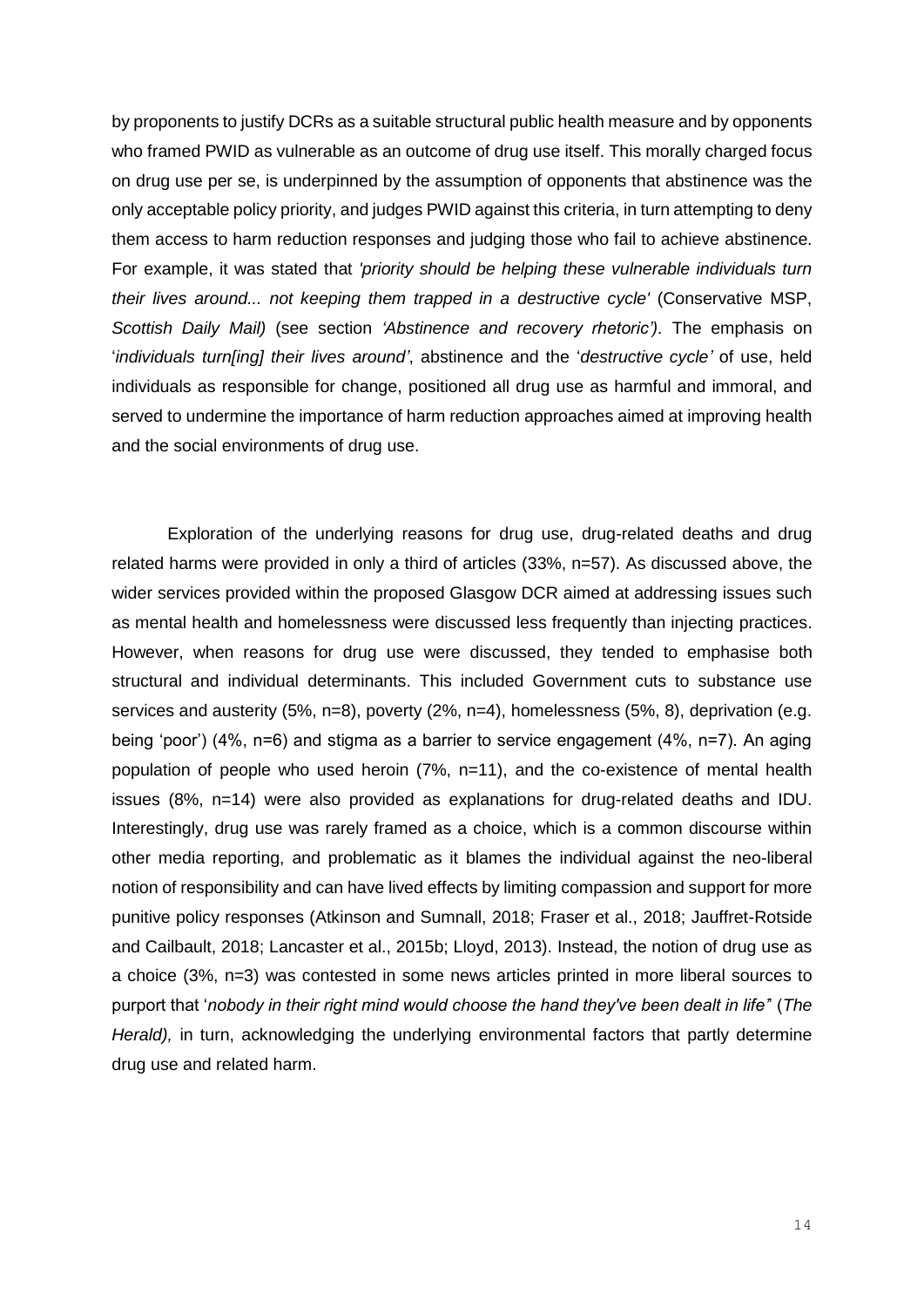by proponents to justify DCRs as a suitable structural public health measure and by opponents who framed PWID as vulnerable as an outcome of drug use itself. This morally charged focus on drug use per se, is underpinned by the assumption of opponents that abstinence was the only acceptable policy priority, and judges PWID against this criteria, in turn attempting to deny them access to harm reduction responses and judging those who fail to achieve abstinence. For example, it was stated that *'priority should be helping these vulnerable individuals turn their lives around... not keeping them trapped in a destructive cycle'* (Conservative MSP, *Scottish Daily Mail)* (see section *'Abstinence and recovery rhetoric')*. The emphasis on '*individuals turn[ing] their lives around'*, abstinence and the '*destructive cycle'* of use, held individuals as responsible for change, positioned all drug use as harmful and immoral, and served to undermine the importance of harm reduction approaches aimed at improving health and the social environments of drug use.

Exploration of the underlying reasons for drug use, drug-related deaths and drug related harms were provided in only a third of articles (33%, n=57). As discussed above, the wider services provided within the proposed Glasgow DCR aimed at addressing issues such as mental health and homelessness were discussed less frequently than injecting practices. However, when reasons for drug use were discussed, they tended to emphasise both structural and individual determinants. This included Government cuts to substance use services and austerity (5%, n=8), poverty (2%, n=4), homelessness (5%, 8), deprivation (e.g. being 'poor') (4%, n=6) and stigma as a barrier to service engagement (4%, n=7). An aging population of people who used heroin (7%, n=11), and the co-existence of mental health issues (8%, n=14) were also provided as explanations for drug-related deaths and IDU. Interestingly, drug use was rarely framed as a choice, which is a common discourse within other media reporting, and problematic as it blames the individual against the neo-liberal notion of responsibility and can have lived effects by limiting compassion and support for more punitive policy responses (Atkinson and Sumnall, 2018; Fraser et al., 2018; Jauffret-Rotside and Cailbault, 2018; Lancaster et al., 2015b; Lloyd, 2013). Instead, the notion of drug use as a choice (3%, n=3) was contested in some news articles printed in more liberal sources to purport that '*nobody in their right mind would choose the hand they've been dealt in life*" (*The Herald),* in turn, acknowledging the underlying environmental factors that partly determine drug use and related harm.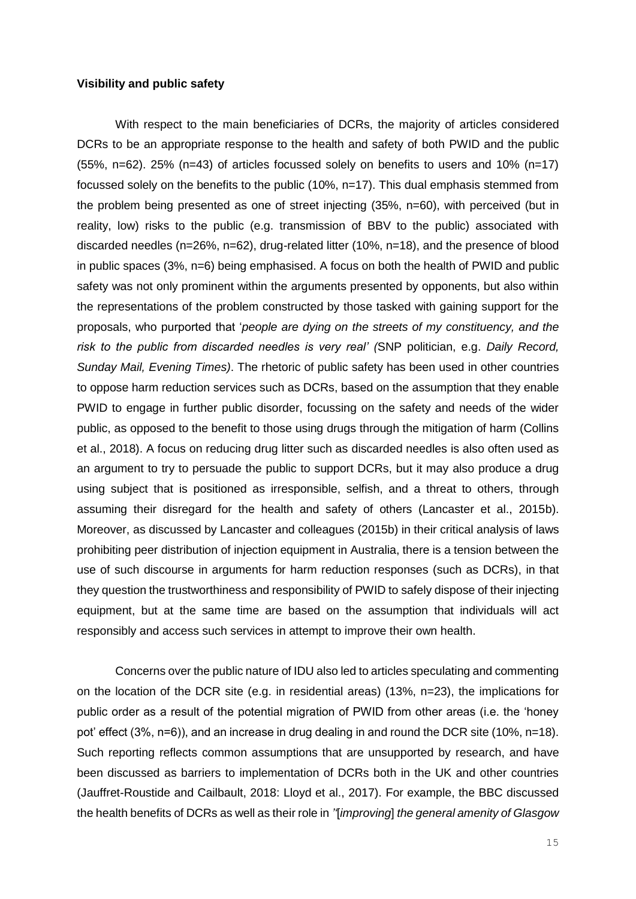**Visibility and public safety**

With respect to the main beneficiaries of DCRs, the majority of articles considered DCRs to be an appropriate response to the health and safety of both PWID and the public (55%, n=62). 25% (n=43) of articles focussed solely on benefits to users and 10% (n=17) focussed solely on the benefits to the public (10%, n=17). This dual emphasis stemmed from the problem being presented as one of street injecting (35%, n=60), with perceived (but in reality, low) risks to the public (e.g. transmission of BBV to the public) associated with discarded needles (n=26%, n=62), drug-related litter (10%, n=18), and the presence of blood in public spaces (3%, n=6) being emphasised. A focus on both the health of PWID and public safety was not only prominent within the arguments presented by opponents, but also within the representations of the problem constructed by those tasked with gaining support for the proposals, who purported that '*people are dying on the streets of my constituency, and the risk to the public from discarded needles is very real' (*SNP politician, e.g. *Daily Record, Sunday Mail, Evening Times)*. The rhetoric of public safety has been used in other countries to oppose harm reduction services such as DCRs, based on the assumption that they enable PWID to engage in further public disorder, focussing on the safety and needs of the wider public, as opposed to the benefit to those using drugs through the mitigation of harm (Collins et al., 2018). A focus on reducing drug litter such as discarded needles is also often used as an argument to try to persuade the public to support DCRs, but it may also produce a drug using subject that is positioned as irresponsible, selfish, and a threat to others, through assuming their disregard for the health and safety of others (Lancaster et al., 2015b). Moreover, as discussed by Lancaster and colleagues (2015b) in their critical analysis of laws prohibiting peer distribution of injection equipment in Australia, there is a tension between the use of such discourse in arguments for harm reduction responses (such as DCRs), in that they question the trustworthiness and responsibility of PWID to safely dispose of their injecting equipment, but at the same time are based on the assumption that individuals will act responsibly and access such services in attempt to improve their own health.

Concerns over the public nature of IDU also led to articles speculating and commenting on the location of the DCR site (e.g. in residential areas) (13%, n=23), the implications for public order as a result of the potential migration of PWID from other areas (i.e. the 'honey pot' effect (3%, n=6)), and an increase in drug dealing in and round the DCR site (10%, n=18). Such reporting reflects common assumptions that are unsupported by research, and have been discussed as barriers to implementation of DCRs both in the UK and other countries (Jauffret-Roustide and Cailbault, 2018: Lloyd et al., 2017). For example, the BBC discussed the health benefits of DCRs as well as their role in *''*[*improving*] *the general amenity of Glasgow*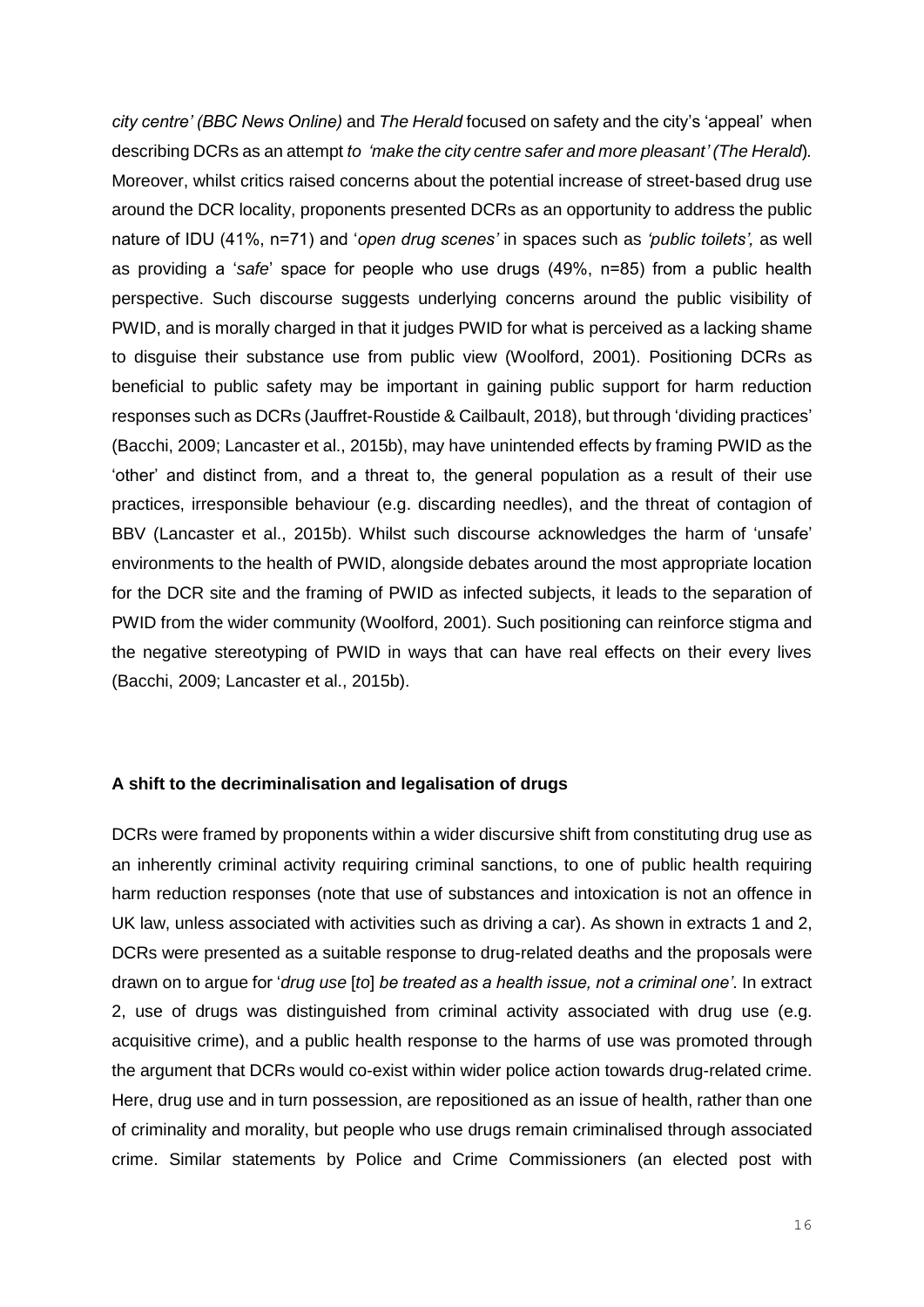*city centre' (BBC News Online)* and *The Herald* focused on safety and the city's 'appeal' when describing DCRs as an attempt *to 'make the city centre safer and more pleasant' (The Herald*). Moreover, whilst critics raised concerns about the potential increase of street-based drug use around the DCR locality, proponents presented DCRs as an opportunity to address the public nature of IDU (41%, n=71) and '*open drug scenes'* in spaces such as *'public toilets',* as well as providing a '*safe*' space for people who use drugs (49%, n=85) from a public health perspective. Such discourse suggests underlying concerns around the public visibility of PWID, and is morally charged in that it judges PWID for what is perceived as a lacking shame to disguise their substance use from public view (Woolford, 2001). Positioning DCRs as beneficial to public safety may be important in gaining public support for harm reduction responses such as DCRs (Jauffret-Roustide & Cailbault, 2018), but through 'dividing practices' (Bacchi, 2009; Lancaster et al., 2015b), may have unintended effects by framing PWID as the 'other' and distinct from, and a threat to, the general population as a result of their use practices, irresponsible behaviour (e.g. discarding needles), and the threat of contagion of BBV (Lancaster et al., 2015b). Whilst such discourse acknowledges the harm of 'unsafe' environments to the health of PWID, alongside debates around the most appropriate location for the DCR site and the framing of PWID as infected subjects, it leads to the separation of PWID from the wider community (Woolford, 2001). Such positioning can reinforce stigma and the negative stereotyping of PWID in ways that can have real effects on their every lives (Bacchi, 2009; Lancaster et al., 2015b).

**A shift to the decriminalisation and legalisation of drugs**

DCRs were framed by proponents within a wider discursive shift from constituting drug use as an inherently criminal activity requiring criminal sanctions, to one of public health requiring harm reduction responses (note that use of substances and intoxication is not an offence in UK law, unless associated with activities such as driving a car). As shown in extracts 1 and 2, DCRs were presented as a suitable response to drug-related deaths and the proposals were drawn on to argue for '*drug use* [*to*] *be treated as a health issue, not a criminal one'*. In extract 2, use of drugs was distinguished from criminal activity associated with drug use (e.g. acquisitive crime), and a public health response to the harms of use was promoted through the argument that DCRs would co-exist within wider police action towards drug-related crime. Here, drug use and in turn possession, are repositioned as an issue of health, rather than one of criminality and morality, but people who use drugs remain criminalised through associated crime. Similar statements by Police and Crime Commissioners (an elected post with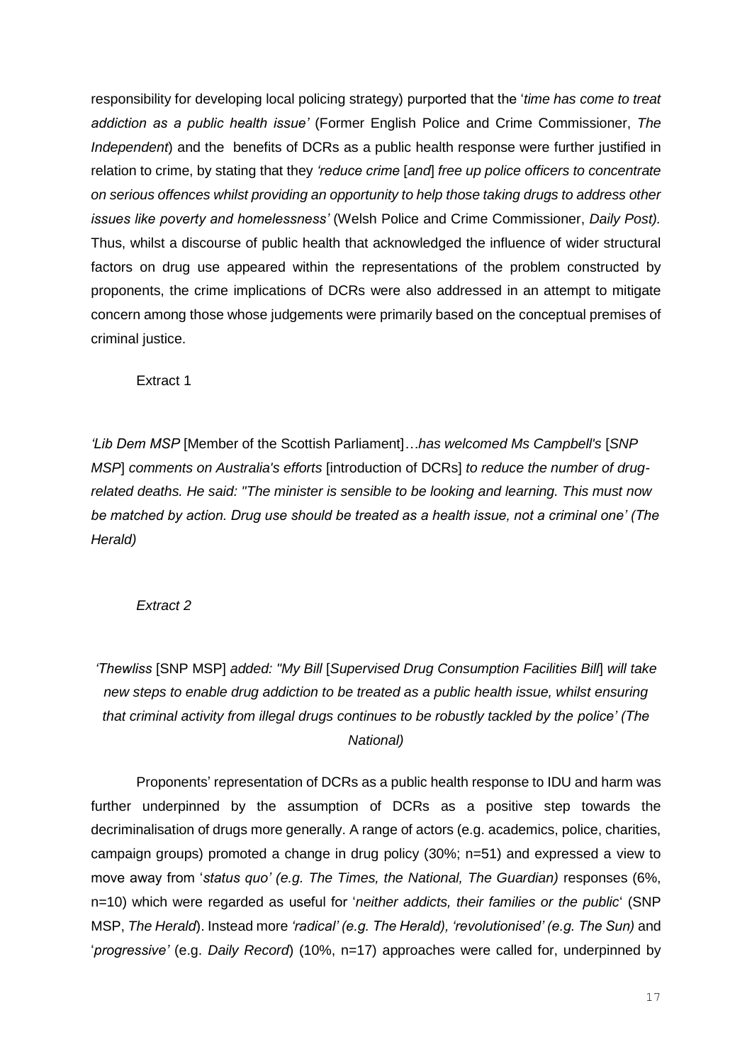responsibility for developing local policing strategy) purported that the '*time has come to treat addiction as a public health issue'* (Former English Police and Crime Commissioner, *The Independent*) and the benefits of DCRs as a public health response were further justified in relation to crime, by stating that they *'reduce crime* [*and*] *free up police officers to concentrate on serious offences whilst providing an opportunity to help those taking drugs to address other issues like poverty and homelessness'* (Welsh Police and Crime Commissioner, *Daily Post).* Thus, whilst a discourse of public health that acknowledged the influence of wider structural factors on drug use appeared within the representations of the problem constructed by proponents, the crime implications of DCRs were also addressed in an attempt to mitigate concern among those whose judgements were primarily based on the conceptual premises of criminal justice.

Extract 1

*'Lib Dem MSP* [Member of the Scottish Parliament]…*has welcomed Ms Campbell's* [*SNP MSP*] *comments on Australia's efforts* [introduction of DCRs] *to reduce the number of drug-related deaths. He said: "The minister is sensible to be looking and learning. This must now be matched by action. Drug use should be treated as a health issue, not a criminal one' (The Herald)*

*Extract 2*

*'Thewliss* [SNP MSP] *added: "My Bill* [*Supervised Drug Consumption Facilities Bill*] *will take new steps to enable drug addiction to be treated as a public health issue, whilst ensuring that criminal activity from illegal drugs continues to be robustly tackled by the police' (The National)*

Proponents' representation of DCRs as a public health response to IDU and harm was further underpinned by the assumption of DCRs as a positive step towards the decriminalisation of drugs more generally. A range of actors (e.g. academics, police, charities, campaign groups) promoted a change in drug policy (30%; n=51) and expressed a view to move away from '*status quo' (e.g. The Times, the National, The Guardian)* responses (6%, n=10) which were regarded as useful for '*neither addicts, their families or the public*' (SNP MSP, *The Herald*). Instead more *'radical' (e.g. The Herald), 'revolutionised' (e.g. The Sun)* and '*progressive'* (e.g. *Daily Record*) (10%, n=17) approaches were called for, underpinned by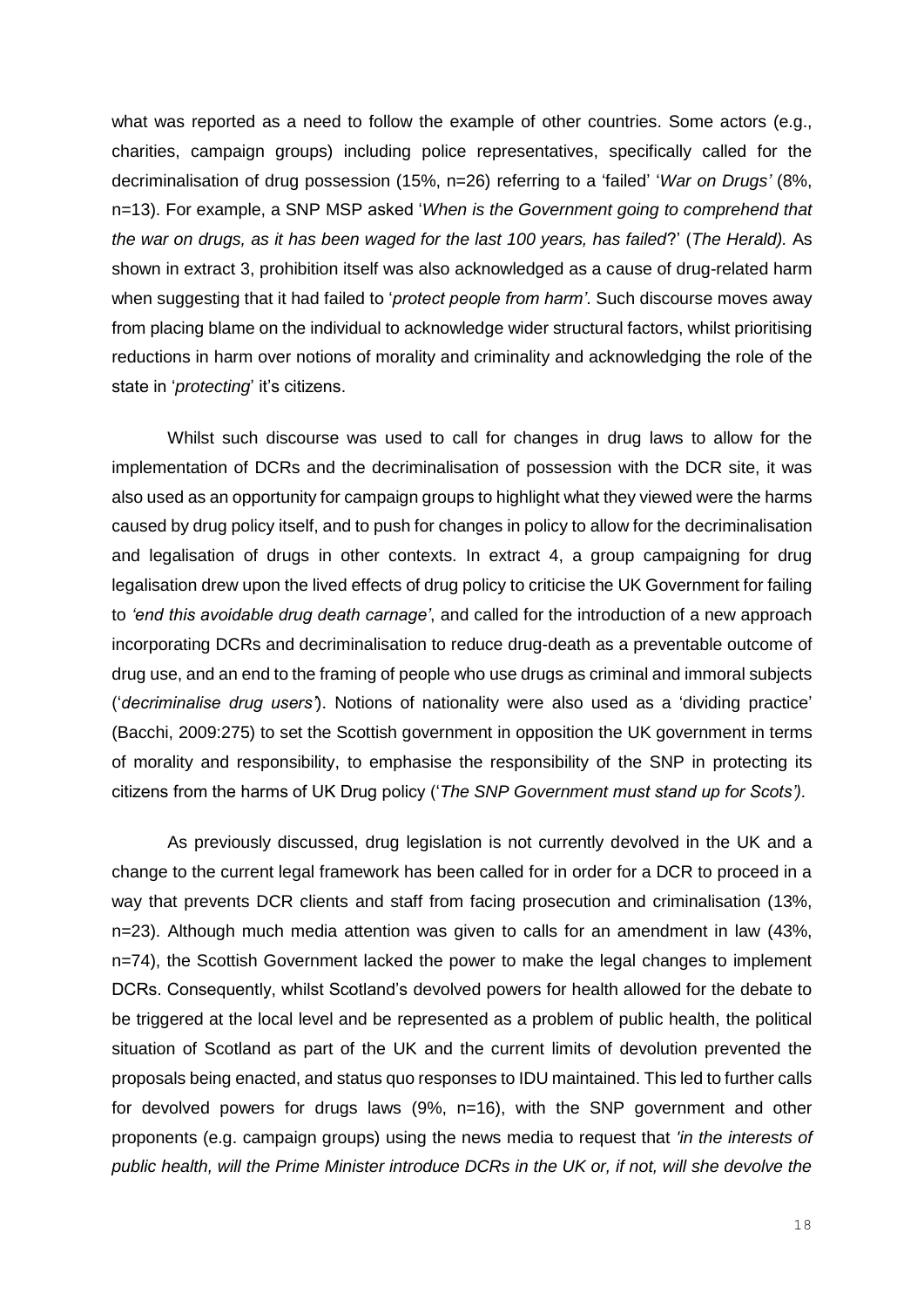what was reported as a need to follow the example of other countries. Some actors (e.g., charities, campaign groups) including police representatives, specifically called for the decriminalisation of drug possession (15%, n=26) referring to a 'failed' '*War on Drugs'* (8%, n=13). For example, a SNP MSP asked '*When is the Government going to comprehend that the war on drugs, as it has been waged for the last 100 years, has failed*?' (*The Herald).* As shown in extract 3, prohibition itself was also acknowledged as a cause of drug-related harm when suggesting that it had failed to '*protect people from harm'*. Such discourse moves away from placing blame on the individual to acknowledge wider structural factors, whilst prioritising reductions in harm over notions of morality and criminality and acknowledging the role of the state in '*protecting*' it's citizens.

Whilst such discourse was used to call for changes in drug laws to allow for the implementation of DCRs and the decriminalisation of possession with the DCR site, it was also used as an opportunity for campaign groups to highlight what they viewed were the harms caused by drug policy itself, and to push for changes in policy to allow for the decriminalisation and legalisation of drugs in other contexts. In extract 4, a group campaigning for drug legalisation drew upon the lived effects of drug policy to criticise the UK Government for failing to *'end this avoidable drug death carnage'*, and called for the introduction of a new approach incorporating DCRs and decriminalisation to reduce drug-death as a preventable outcome of drug use, and an end to the framing of people who use drugs as criminal and immoral subjects ('*decriminalise drug users'*). Notions of nationality were also used as a 'dividing practice' (Bacchi, 2009:275) to set the Scottish government in opposition the UK government in terms of morality and responsibility, to emphasise the responsibility of the SNP in protecting its citizens from the harms of UK Drug policy ('*The SNP Government must stand up for Scots')*.

As previously discussed, drug legislation is not currently devolved in the UK and a change to the current legal framework has been called for in order for a DCR to proceed in a way that prevents DCR clients and staff from facing prosecution and criminalisation (13%, n=23). Although much media attention was given to calls for an amendment in law (43%, n=74), the Scottish Government lacked the power to make the legal changes to implement DCRs. Consequently, whilst Scotland's devolved powers for health allowed for the debate to be triggered at the local level and be represented as a problem of public health, the political situation of Scotland as part of the UK and the current limits of devolution prevented the proposals being enacted, and status quo responses to IDU maintained. This led to further calls for devolved powers for drugs laws (9%, n=16), with the SNP government and other proponents (e.g. campaign groups) using the news media to request that *'in the interests of public health, will the Prime Minister introduce DCRs in the UK or, if not, will she devolve the*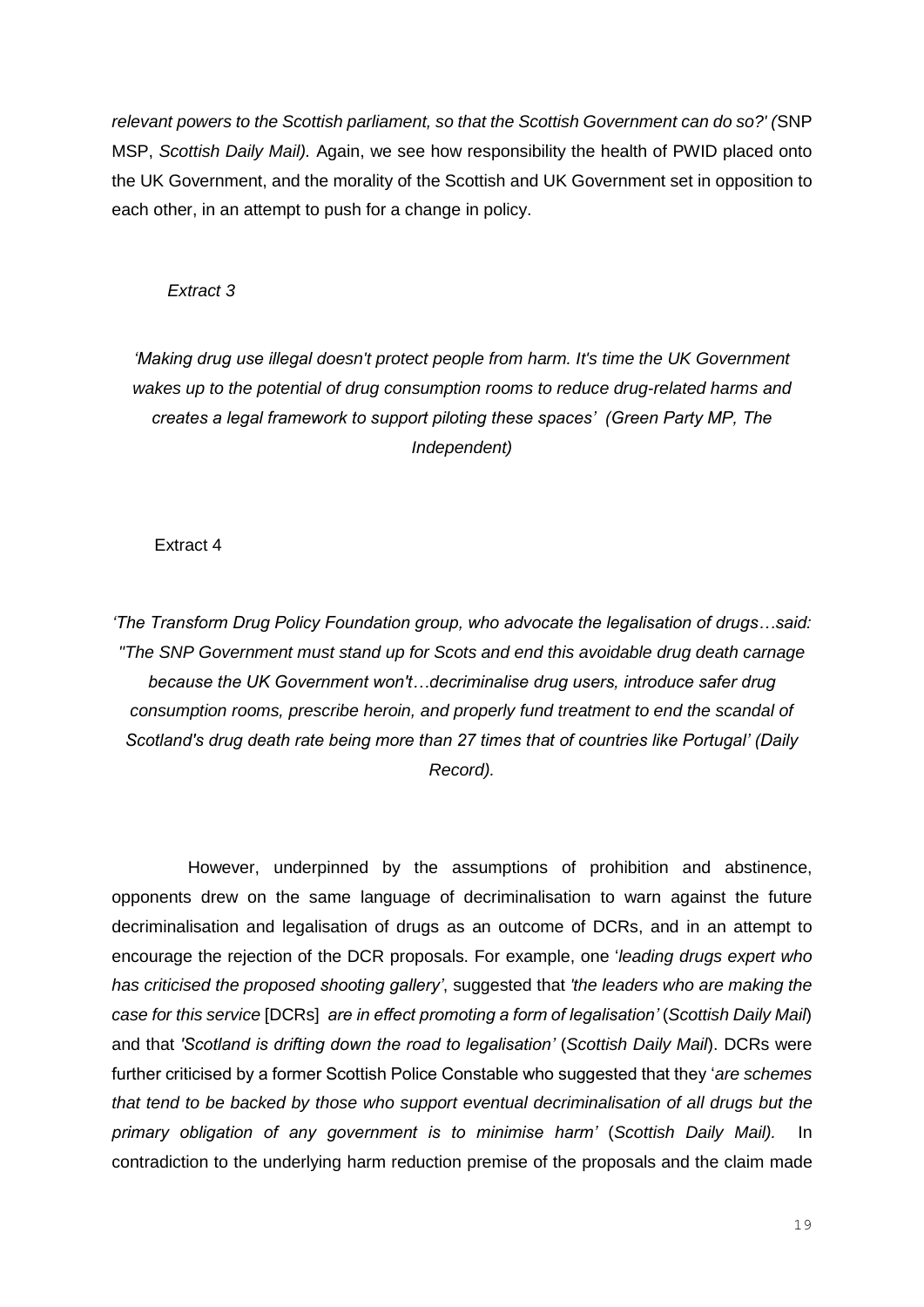*relevant powers to the Scottish parliament, so that the Scottish Government can do so?' (*SNP MSP, *Scottish Daily Mail).* Again, we see how responsibility the health of PWID placed onto the UK Government, and the morality of the Scottish and UK Government set in opposition to each other, in an attempt to push for a change in policy.

*Extract 3*

*'Making drug use illegal doesn't protect people from harm. It's time the UK Government wakes up to the potential of drug consumption rooms to reduce drug-related harms and creates a legal framework to support piloting these spaces' (Green Party MP, The Independent)*

Extract 4

*'The Transform Drug Policy Foundation group, who advocate the legalisation of drugs…said: "The SNP Government must stand up for Scots and end this avoidable drug death carnage because the UK Government won't…decriminalise drug users, introduce safer drug consumption rooms, prescribe heroin, and properly fund treatment to end the scandal of Scotland's drug death rate being more than 27 times that of countries like Portugal' (Daily Record).*

However, underpinned by the assumptions of prohibition and abstinence, opponents drew on the same language of decriminalisation to warn against the future decriminalisation and legalisation of drugs as an outcome of DCRs, and in an attempt to encourage the rejection of the DCR proposals. For example, one '*leading drugs expert who has criticised the proposed shooting gallery'*, suggested that *'the leaders who are making the case for this service* [DCRs] *are in effect promoting a form of legalisation'* (*Scottish Daily Mail*) and that *'Scotland is drifting down the road to legalisation'* (*Scottish Daily Mail*). DCRs were further criticised by a former Scottish Police Constable who suggested that they '*are schemes that tend to be backed by those who support eventual decriminalisation of all drugs but the primary obligation of any government is to minimise harm'* (*Scottish Daily Mail).* In contradiction to the underlying harm reduction premise of the proposals and the claim made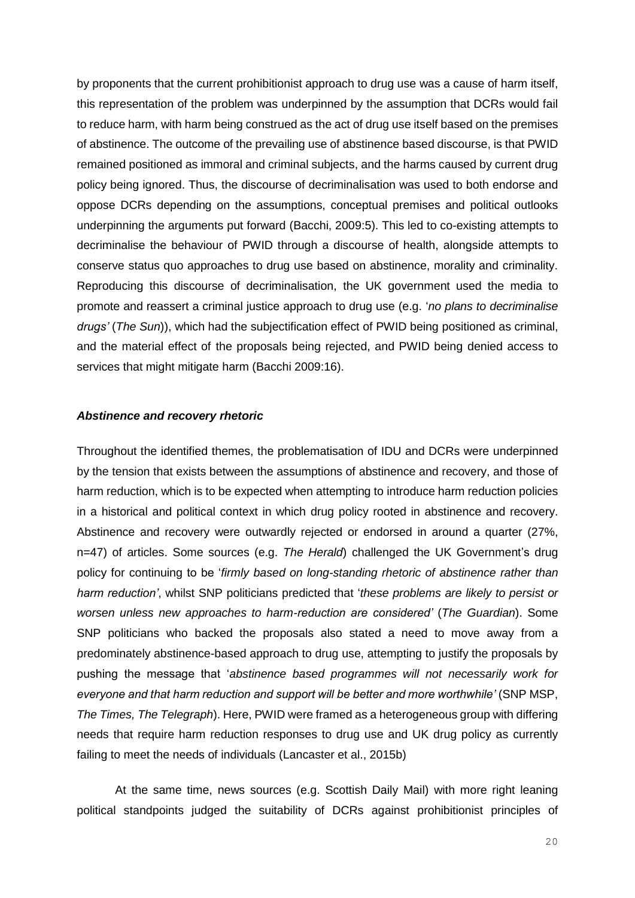by proponents that the current prohibitionist approach to drug use was a cause of harm itself, this representation of the problem was underpinned by the assumption that DCRs would fail to reduce harm, with harm being construed as the act of drug use itself based on the premises of abstinence. The outcome of the prevailing use of abstinence based discourse, is that PWID remained positioned as immoral and criminal subjects, and the harms caused by current drug policy being ignored. Thus, the discourse of decriminalisation was used to both endorse and oppose DCRs depending on the assumptions, conceptual premises and political outlooks underpinning the arguments put forward (Bacchi, 2009:5). This led to co-existing attempts to decriminalise the behaviour of PWID through a discourse of health, alongside attempts to conserve status quo approaches to drug use based on abstinence, morality and criminality. Reproducing this discourse of decriminalisation, the UK government used the media to promote and reassert a criminal justice approach to drug use (e.g. '*no plans to decriminalise drugs'* (*The Sun*)), which had the subjectification effect of PWID being positioned as criminal, and the material effect of the proposals being rejected, and PWID being denied access to services that might mitigate harm (Bacchi 2009:16).

### ***Abstinence and recovery rhetoric***

Throughout the identified themes, the problematisation of IDU and DCRs were underpinned by the tension that exists between the assumptions of abstinence and recovery, and those of harm reduction, which is to be expected when attempting to introduce harm reduction policies in a historical and political context in which drug policy rooted in abstinence and recovery. Abstinence and recovery were outwardly rejected or endorsed in around a quarter (27%, n=47) of articles. Some sources (e.g. *The Herald*) challenged the UK Government's drug policy for continuing to be '*firmly based on long-standing rhetoric of abstinence rather than harm reduction'*, whilst SNP politicians predicted that '*these problems are likely to persist or worsen unless new approaches to harm-reduction are considered'* (*The Guardian*). Some SNP politicians who backed the proposals also stated a need to move away from a predominately abstinence-based approach to drug use, attempting to justify the proposals by pushing the message that '*abstinence based programmes will not necessarily work for everyone and that harm reduction and support will be better and more worthwhile'* (SNP MSP, *The Times, The Telegraph*). Here, PWID were framed as a heterogeneous group with differing needs that require harm reduction responses to drug use and UK drug policy as currently failing to meet the needs of individuals (Lancaster et al., 2015b)

At the same time, news sources (e.g. Scottish Daily Mail) with more right leaning political standpoints judged the suitability of DCRs against prohibitionist principles of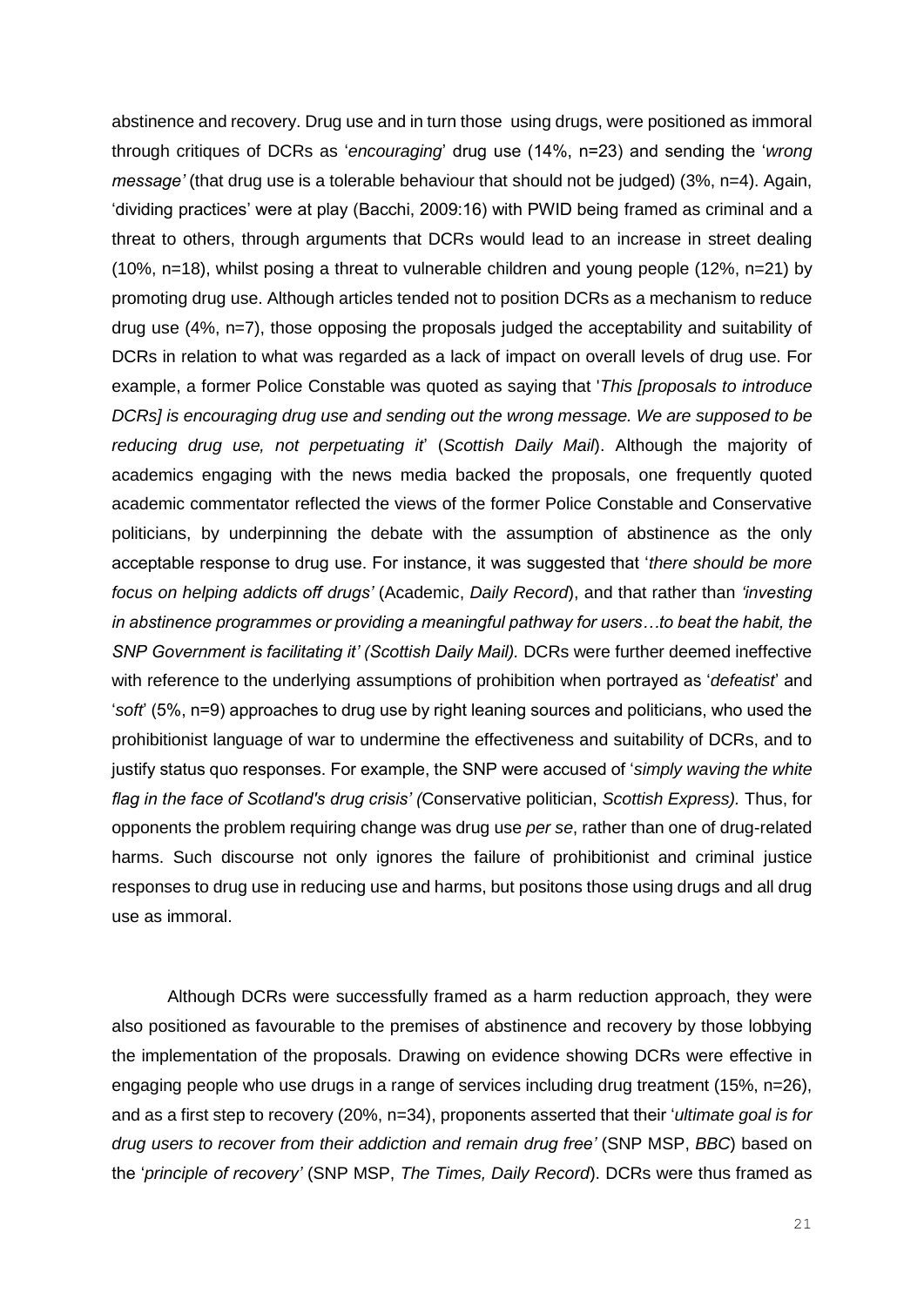abstinence and recovery. Drug use and in turn those using drugs, were positioned as immoral through critiques of DCRs as '*encouraging*' drug use (14%, n=23) and sending the '*wrong message'* (that drug use is a tolerable behaviour that should not be judged) (3%, n=4). Again, 'dividing practices' were at play (Bacchi, 2009:16) with PWID being framed as criminal and a threat to others, through arguments that DCRs would lead to an increase in street dealing (10%, n=18), whilst posing a threat to vulnerable children and young people (12%, n=21) by promoting drug use. Although articles tended not to position DCRs as a mechanism to reduce drug use (4%, n=7), those opposing the proposals judged the acceptability and suitability of DCRs in relation to what was regarded as a lack of impact on overall levels of drug use. For example, a former Police Constable was quoted as saying that '*This [proposals to introduce DCRs] is encouraging drug use and sending out the wrong message. We are supposed to be reducing drug use, not perpetuating it*' (*Scottish Daily Mail*). Although the majority of academics engaging with the news media backed the proposals, one frequently quoted academic commentator reflected the views of the former Police Constable and Conservative politicians, by underpinning the debate with the assumption of abstinence as the only acceptable response to drug use. For instance, it was suggested that '*there should be more focus on helping addicts off drugs'* (Academic, *Daily Record*), and that rather than *'investing in abstinence programmes or providing a meaningful pathway for users…to beat the habit, the SNP Government is facilitating it' (Scottish Daily Mail).* DCRs were further deemed ineffective with reference to the underlying assumptions of prohibition when portrayed as '*defeatist*' and '*soft*' (5%, n=9) approaches to drug use by right leaning sources and politicians, who used the prohibitionist language of war to undermine the effectiveness and suitability of DCRs, and to justify status quo responses. For example, the SNP were accused of '*simply waving the white flag in the face of Scotland's drug crisis' (*Conservative politician, *Scottish Express).* Thus, for opponents the problem requiring change was drug use *per se*, rather than one of drug-related harms. Such discourse not only ignores the failure of prohibitionist and criminal justice responses to drug use in reducing use and harms, but positons those using drugs and all drug use as immoral.

Although DCRs were successfully framed as a harm reduction approach, they were also positioned as favourable to the premises of abstinence and recovery by those lobbying the implementation of the proposals. Drawing on evidence showing DCRs were effective in engaging people who use drugs in a range of services including drug treatment (15%, n=26), and as a first step to recovery (20%, n=34), proponents asserted that their '*ultimate goal is for drug users to recover from their addiction and remain drug free'* (SNP MSP, *BBC*) based on the '*principle of recovery'* (SNP MSP, *The Times, Daily Record*). DCRs were thus framed as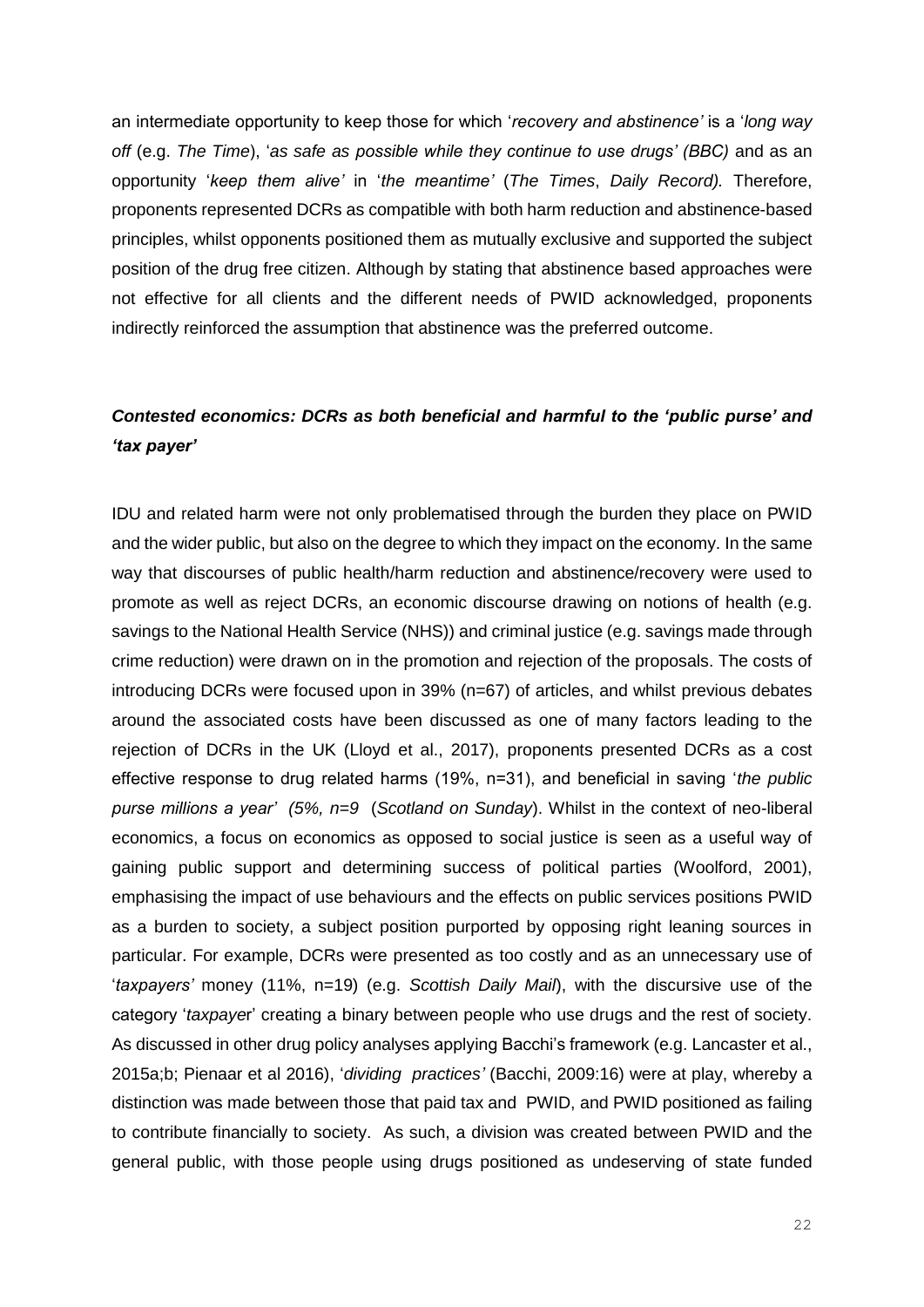an intermediate opportunity to keep those for which '*recovery and abstinence'* is a '*long way off* (e.g. *The Time*), '*as safe as possible while they continue to use drugs' (BBC)* and as an opportunity '*keep them alive'* in '*the meantime'* (*The Times*, *Daily Record).* Therefore, proponents represented DCRs as compatible with both harm reduction and abstinence-based principles, whilst opponents positioned them as mutually exclusive and supported the subject position of the drug free citizen. Although by stating that abstinence based approaches were not effective for all clients and the different needs of PWID acknowledged, proponents indirectly reinforced the assumption that abstinence was the preferred outcome.

### *Contested economics: DCRs as both beneficial and harmful to the 'public purse' and 'tax payer'*

IDU and related harm were not only problematised through the burden they place on PWID and the wider public, but also on the degree to which they impact on the economy. In the same way that discourses of public health/harm reduction and abstinence/recovery were used to promote as well as reject DCRs, an economic discourse drawing on notions of health (e.g. savings to the National Health Service (NHS)) and criminal justice (e.g. savings made through crime reduction) were drawn on in the promotion and rejection of the proposals. The costs of introducing DCRs were focused upon in 39% (n=67) of articles, and whilst previous debates around the associated costs have been discussed as one of many factors leading to the rejection of DCRs in the UK (Lloyd et al., 2017), proponents presented DCRs as a cost effective response to drug related harms (19%, n=31), and beneficial in saving '*the public purse millions a year' (5%, n=9* (*Scotland on Sunday*). Whilst in the context of neo-liberal economics, a focus on economics as opposed to social justice is seen as a useful way of gaining public support and determining success of political parties (Woolford, 2001), emphasising the impact of use behaviours and the effects on public services positions PWID as a burden to society, a subject position purported by opposing right leaning sources in particular. For example, DCRs were presented as too costly and as an unnecessary use of '*taxpayers'* money (11%, n=19) (e.g. *Scottish Daily Mail*), with the discursive use of the category '*taxpayer*' creating a binary between people who use drugs and the rest of society. As discussed in other drug policy analyses applying Bacchi's framework (e.g. Lancaster et al., 2015a;b; Pienaar et al 2016), '*dividing practices'* (Bacchi, 2009:16) were at play, whereby a distinction was made between those that paid tax and PWID, and PWID positioned as failing to contribute financially to society. As such, a division was created between PWID and the general public, with those people using drugs positioned as undeserving of state funded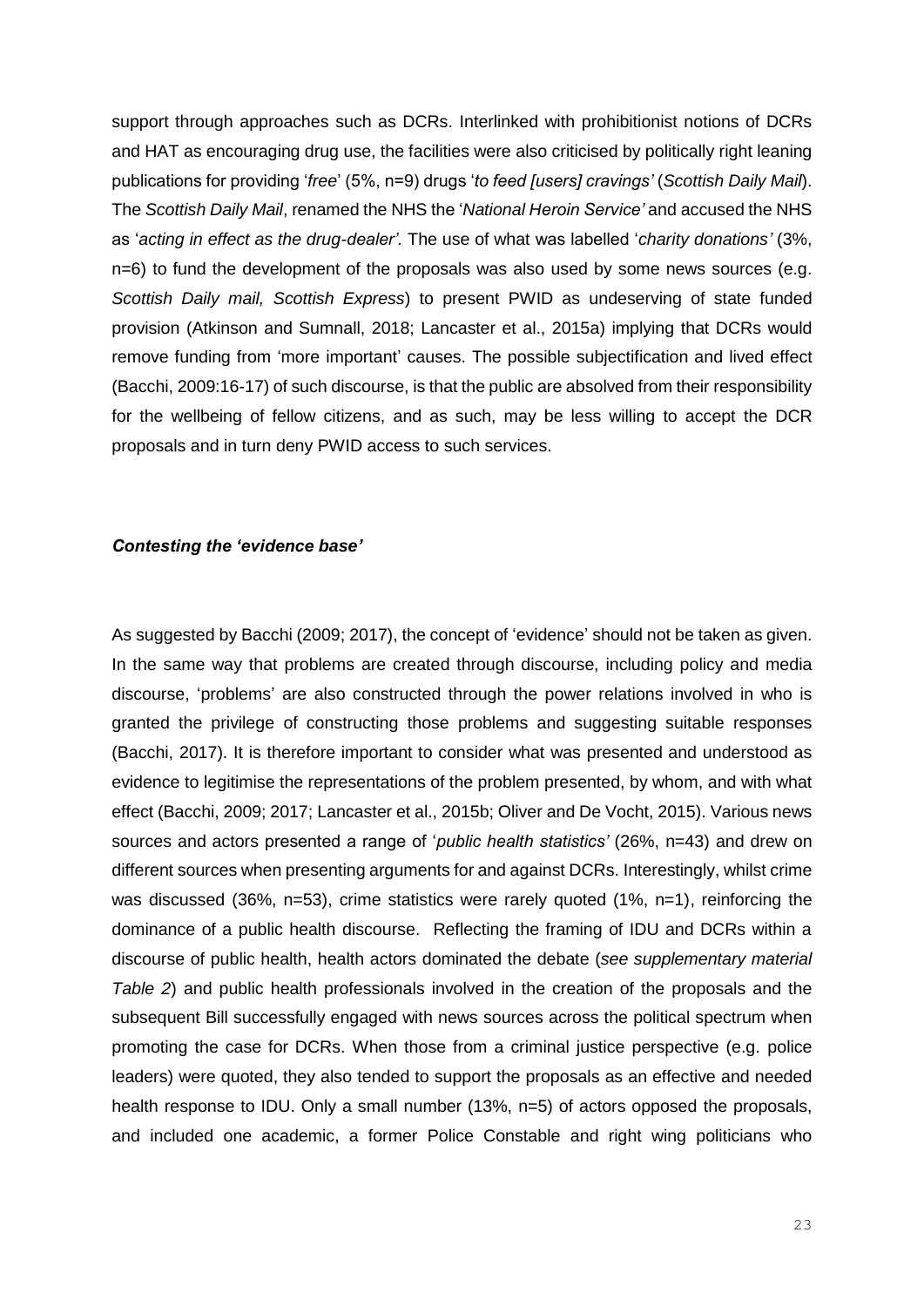support through approaches such as DCRs. Interlinked with prohibitionist notions of DCRs and HAT as encouraging drug use, the facilities were also criticised by politically right leaning publications for providing '*free*' (5%, n=9) drugs '*to feed [users] cravings'* (*Scottish Daily Mail*). The *Scottish Daily Mail*, renamed the NHS the '*National Heroin Service'* and accused the NHS as '*acting in effect as the drug-dealer'.* The use of what was labelled '*charity donations'* (3%, n=6) to fund the development of the proposals was also used by some news sources (e.g. *Scottish Daily mail, Scottish Express*) to present PWID as undeserving of state funded provision (Atkinson and Sumnall, 2018; Lancaster et al., 2015a) implying that DCRs would remove funding from 'more important' causes. The possible subjectification and lived effect (Bacchi, 2009:16-17) of such discourse, is that the public are absolved from their responsibility for the wellbeing of fellow citizens, and as such, may be less willing to accept the DCR proposals and in turn deny PWID access to such services.

### *Contesting the 'evidence base'*

As suggested by Bacchi (2009; 2017), the concept of 'evidence' should not be taken as given. In the same way that problems are created through discourse, including policy and media discourse, 'problems' are also constructed through the power relations involved in who is granted the privilege of constructing those problems and suggesting suitable responses (Bacchi, 2017). It is therefore important to consider what was presented and understood as evidence to legitimise the representations of the problem presented, by whom, and with what effect (Bacchi, 2009; 2017; Lancaster et al., 2015b; Oliver and De Vocht, 2015). Various news sources and actors presented a range of '*public health statistics'* (26%, n=43) and drew on different sources when presenting arguments for and against DCRs. Interestingly, whilst crime was discussed (36%, n=53), crime statistics were rarely quoted (1%, n=1), reinforcing the dominance of a public health discourse. Reflecting the framing of IDU and DCRs within a discourse of public health, health actors dominated the debate (*see supplementary material Table 2*) and public health professionals involved in the creation of the proposals and the subsequent Bill successfully engaged with news sources across the political spectrum when promoting the case for DCRs. When those from a criminal justice perspective (e.g. police leaders) were quoted, they also tended to support the proposals as an effective and needed health response to IDU. Only a small number (13%, n=5) of actors opposed the proposals, and included one academic, a former Police Constable and right wing politicians who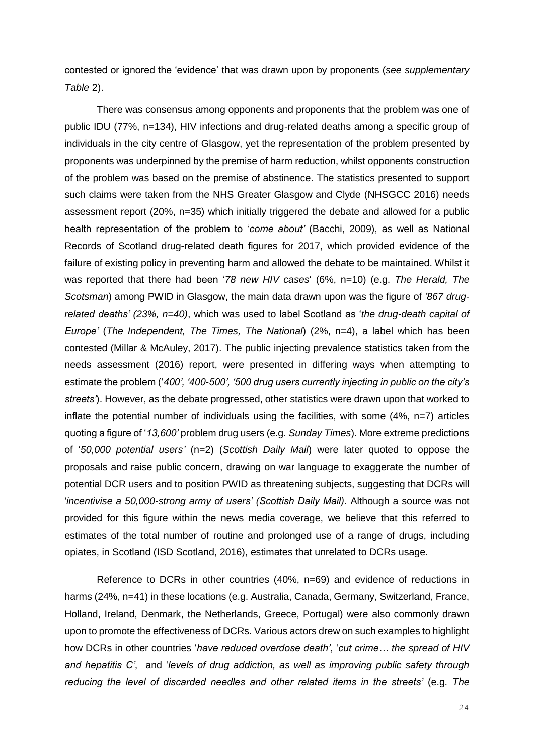contested or ignored the 'evidence' that was drawn upon by proponents (*see supplementary Table* 2).

There was consensus among opponents and proponents that the problem was one of public IDU (77%, n=134), HIV infections and drug-related deaths among a specific group of individuals in the city centre of Glasgow, yet the representation of the problem presented by proponents was underpinned by the premise of harm reduction, whilst opponents construction of the problem was based on the premise of abstinence. The statistics presented to support such claims were taken from the NHS Greater Glasgow and Clyde (NHSGCC 2016) needs assessment report (20%, n=35) which initially triggered the debate and allowed for a public health representation of the problem to '*come about'* (Bacchi, 2009), as well as National Records of Scotland drug-related death figures for 2017, which provided evidence of the failure of existing policy in preventing harm and allowed the debate to be maintained. Whilst it was reported that there had been '*78 new HIV cases*' (6%, n=10) (e.g. *The Herald, The Scotsman*) among PWID in Glasgow, the main data drawn upon was the figure of *'867 drug-related deaths' (23%, n=40)*, which was used to label Scotland as '*the drug-death capital of Europe'* (*The Independent, The Times, The National*) (2%, n=4), a label which has been contested (Millar & McAuley, 2017). The public injecting prevalence statistics taken from the needs assessment (2016) report, were presented in differing ways when attempting to estimate the problem ('*400', '400-500', '500 drug users currently injecting in public on the city's streets'*). However, as the debate progressed, other statistics were drawn upon that worked to inflate the potential number of individuals using the facilities, with some (4%, n=7) articles quoting a figure of '*13,600'* problem drug users (e.g. *Sunday Times*). More extreme predictions of '*50,000 potential users'* (n=2) (*Scottish Daily Mail*) were later quoted to oppose the proposals and raise public concern, drawing on war language to exaggerate the number of potential DCR users and to position PWID as threatening subjects, suggesting that DCRs will '*incentivise a 50,000-strong army of users' (Scottish Daily Mail).* Although a source was not provided for this figure within the news media coverage, we believe that this referred to estimates of the total number of routine and prolonged use of a range of drugs, including opiates, in Scotland (ISD Scotland, 2016), estimates that unrelated to DCRs usage.

Reference to DCRs in other countries (40%, n=69) and evidence of reductions in harms (24%, n=41) in these locations (e.g. Australia, Canada, Germany, Switzerland, France, Holland, Ireland, Denmark, the Netherlands, Greece, Portugal) were also commonly drawn upon to promote the effectiveness of DCRs. Various actors drew on such examples to highlight how DCRs in other countries '*have reduced overdose death'*, '*cut crime… the spread of HIV and hepatitis C'*, and '*levels of drug addiction, as well as improving public safety through reducing the level of discarded needles and other related items in the streets'* (e.g. *The*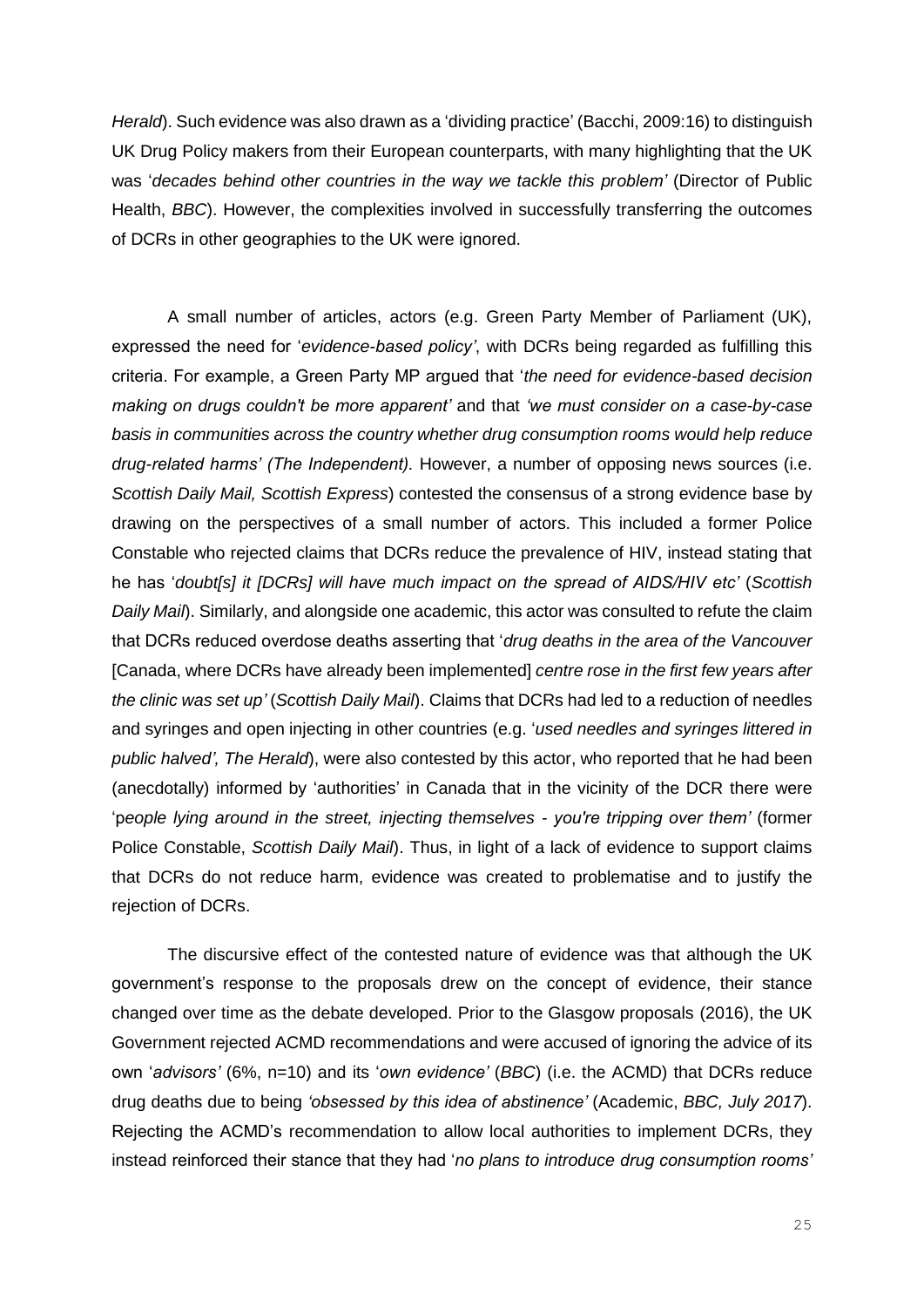*Herald*). Such evidence was also drawn as a 'dividing practice' (Bacchi, 2009:16) to distinguish UK Drug Policy makers from their European counterparts, with many highlighting that the UK was '*decades behind other countries in the way we tackle this problem'* (Director of Public Health, *BBC*). However, the complexities involved in successfully transferring the outcomes of DCRs in other geographies to the UK were ignored.

A small number of articles, actors (e.g. Green Party Member of Parliament (UK), expressed the need for '*evidence-based policy'*, with DCRs being regarded as fulfilling this criteria. For example, a Green Party MP argued that '*the need for evidence-based decision making on drugs couldn't be more apparent'* and that *'we must consider on a case-by-case basis in communities across the country whether drug consumption rooms would help reduce drug-related harms' (The Independent).* However, a number of opposing news sources (i.e. *Scottish Daily Mail, Scottish Express*) contested the consensus of a strong evidence base by drawing on the perspectives of a small number of actors. This included a former Police Constable who rejected claims that DCRs reduce the prevalence of HIV, instead stating that he has '*doubt[s] it [DCRs] will have much impact on the spread of AIDS/HIV etc'* (*Scottish Daily Mail*). Similarly, and alongside one academic, this actor was consulted to refute the claim that DCRs reduced overdose deaths asserting that '*drug deaths in the area of the Vancouver* [Canada, where DCRs have already been implemented] *centre rose in the first few years after the clinic was set up'* (*Scottish Daily Mail*). Claims that DCRs had led to a reduction of needles and syringes and open injecting in other countries (e.g. '*used needles and syringes littered in public halved', The Herald*), were also contested by this actor, who reported that he had been (anecdotally) informed by 'authorities' in Canada that in the vicinity of the DCR there were '*people lying around in the street, injecting themselves - you're tripping over them'* (former Police Constable, *Scottish Daily Mail*). Thus, in light of a lack of evidence to support claims that DCRs do not reduce harm, evidence was created to problematise and to justify the rejection of DCRs.

The discursive effect of the contested nature of evidence was that although the UK government's response to the proposals drew on the concept of evidence, their stance changed over time as the debate developed. Prior to the Glasgow proposals (2016), the UK Government rejected ACMD recommendations and were accused of ignoring the advice of its own '*advisors'* (6%, n=10) and its '*own evidence'* (*BBC*) (i.e. the ACMD) that DCRs reduce drug deaths due to being *'obsessed by this idea of abstinence'* (Academic, *BBC, July 2017*). Rejecting the ACMD's recommendation to allow local authorities to implement DCRs, they instead reinforced their stance that they had '*no plans to introduce drug consumption rooms'*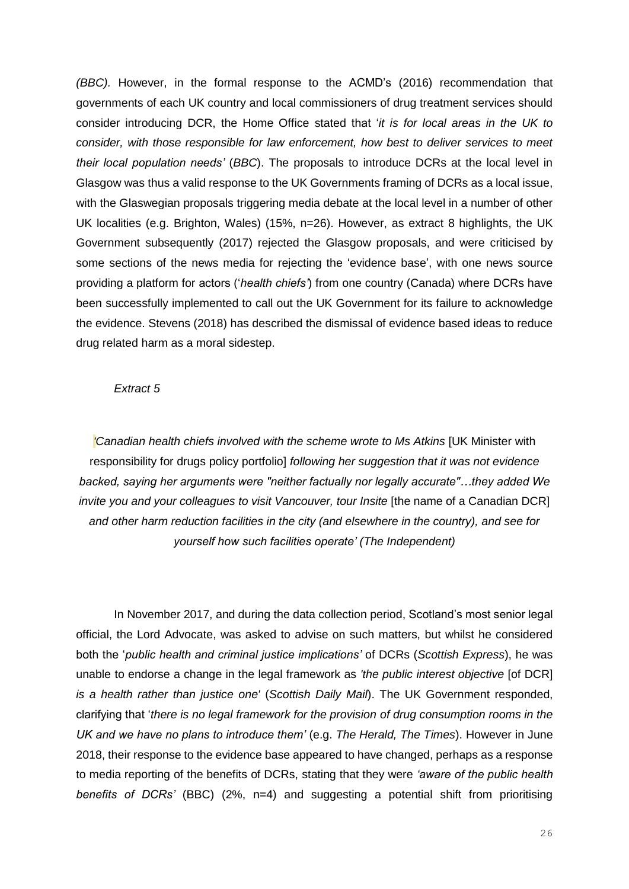*(BBC).* However, in the formal response to the ACMD's (2016) recommendation that governments of each UK country and local commissioners of drug treatment services should consider introducing DCR, the Home Office stated that '*it is for local areas in the UK to consider, with those responsible for law enforcement, how best to deliver services to meet their local population needs'* (*BBC*). The proposals to introduce DCRs at the local level in Glasgow was thus a valid response to the UK Governments framing of DCRs as a local issue, with the Glaswegian proposals triggering media debate at the local level in a number of other UK localities (e.g. Brighton, Wales) (15%, n=26). However, as extract 8 highlights, the UK Government subsequently (2017) rejected the Glasgow proposals, and were criticised by some sections of the news media for rejecting the 'evidence base', with one news source providing a platform for actors ('*health chiefs*') from one country (Canada) where DCRs have been successfully implemented to call out the UK Government for its failure to acknowledge the evidence. Stevens (2018) has described the dismissal of evidence based ideas to reduce drug related harm as a moral sidestep.

*Extract 5*

*'Canadian health chiefs involved with the scheme wrote to Ms Atkins* [UK Minister with responsibility for drugs policy portfolio] *following her suggestion that it was not evidence backed, saying her arguments were "neither factually nor legally accurate"…they added We invite you and your colleagues to visit Vancouver, tour Insite* [the name of a Canadian DCR] *and other harm reduction facilities in the city (and elsewhere in the country), and see for yourself how such facilities operate' (The Independent)*

In November 2017, and during the data collection period, Scotland's most senior legal official, the Lord Advocate, was asked to advise on such matters, but whilst he considered both the '*public health and criminal justice implications'* of DCRs (*Scottish Express*), he was unable to endorse a change in the legal framework as *'the public interest objective* [of DCR] *is a health rather than justice one'* (*Scottish Daily Mail*). The UK Government responded, clarifying that '*there is no legal framework for the provision of drug consumption rooms in the UK and we have no plans to introduce them'* (e.g. *The Herald, The Times*). However in June 2018, their response to the evidence base appeared to have changed, perhaps as a response to media reporting of the benefits of DCRs, stating that they were *'aware of the public health benefits of DCRs'* (BBC) (2%, n=4) and suggesting a potential shift from prioritising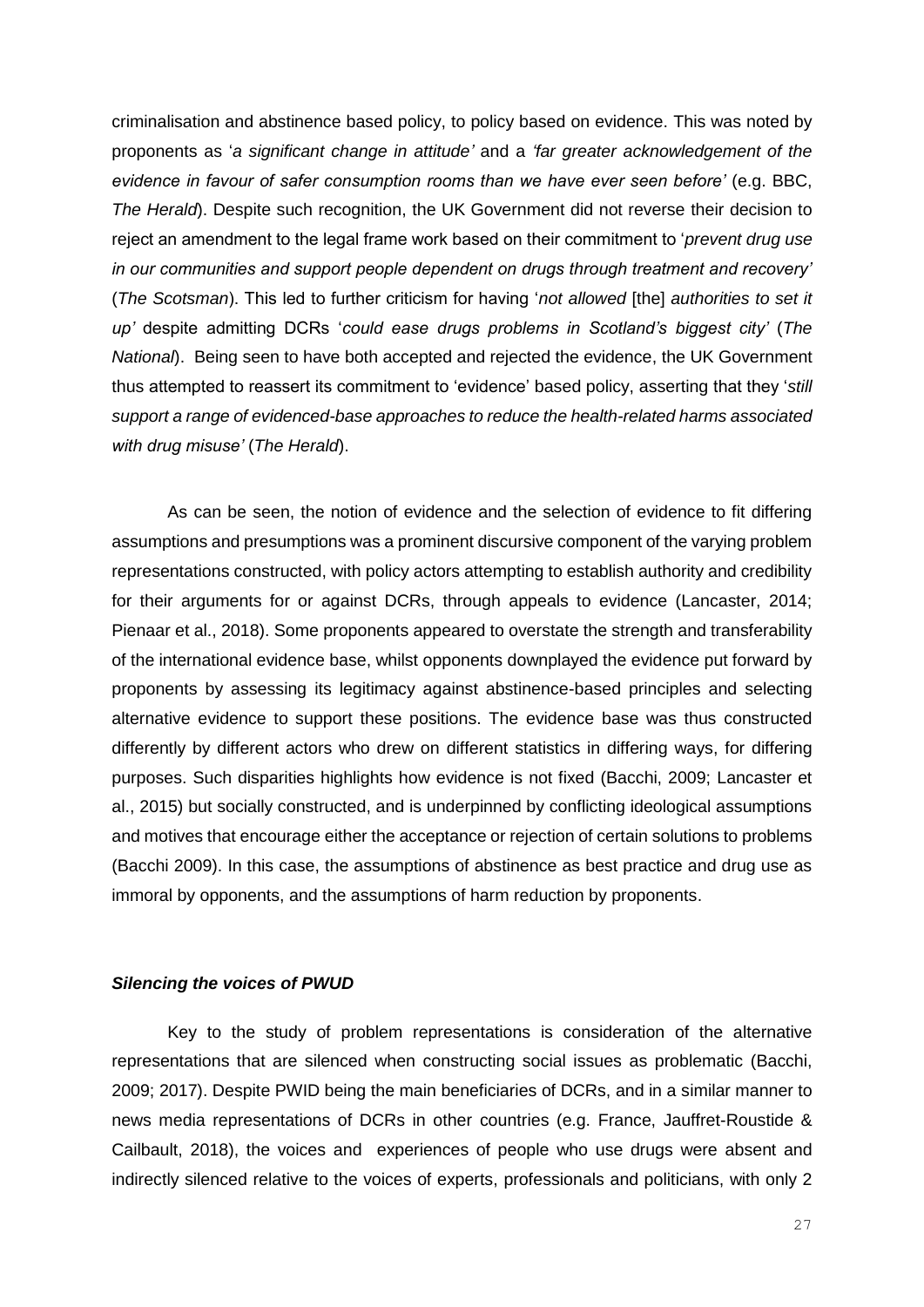criminalisation and abstinence based policy, to policy based on evidence. This was noted by proponents as '*a significant change in attitude'* and a *'far greater acknowledgement of the evidence in favour of safer consumption rooms than we have ever seen before'* (e.g. BBC, *The Herald*). Despite such recognition, the UK Government did not reverse their decision to reject an amendment to the legal frame work based on their commitment to '*prevent drug use in our communities and support people dependent on drugs through treatment and recovery'* (*The Scotsman*). This led to further criticism for having '*not allowed* [the] *authorities to set it up'* despite admitting DCRs '*could ease drugs problems in Scotland's biggest city'* (*The National*). Being seen to have both accepted and rejected the evidence, the UK Government thus attempted to reassert its commitment to 'evidence' based policy, asserting that they '*still support a range of evidenced-base approaches to reduce the health-related harms associated with drug misuse'* (*The Herald*).

As can be seen, the notion of evidence and the selection of evidence to fit differing assumptions and presumptions was a prominent discursive component of the varying problem representations constructed, with policy actors attempting to establish authority and credibility for their arguments for or against DCRs, through appeals to evidence (Lancaster, 2014; Pienaar et al., 2018). Some proponents appeared to overstate the strength and transferability of the international evidence base, whilst opponents downplayed the evidence put forward by proponents by assessing its legitimacy against abstinence-based principles and selecting alternative evidence to support these positions. The evidence base was thus constructed differently by different actors who drew on different statistics in differing ways, for differing purposes. Such disparities highlights how evidence is not fixed (Bacchi, 2009; Lancaster et al., 2015) but socially constructed, and is underpinned by conflicting ideological assumptions and motives that encourage either the acceptance or rejection of certain solutions to problems (Bacchi 2009). In this case, the assumptions of abstinence as best practice and drug use as immoral by opponents, and the assumptions of harm reduction by proponents.

### ***Silencing the voices of PWUD***

Key to the study of problem representations is consideration of the alternative representations that are silenced when constructing social issues as problematic (Bacchi, 2009; 2017). Despite PWID being the main beneficiaries of DCRs, and in a similar manner to news media representations of DCRs in other countries (e.g. France, Jauffret-Roustide & Cailbault, 2018), the voices and experiences of people who use drugs were absent and indirectly silenced relative to the voices of experts, professionals and politicians, with only 2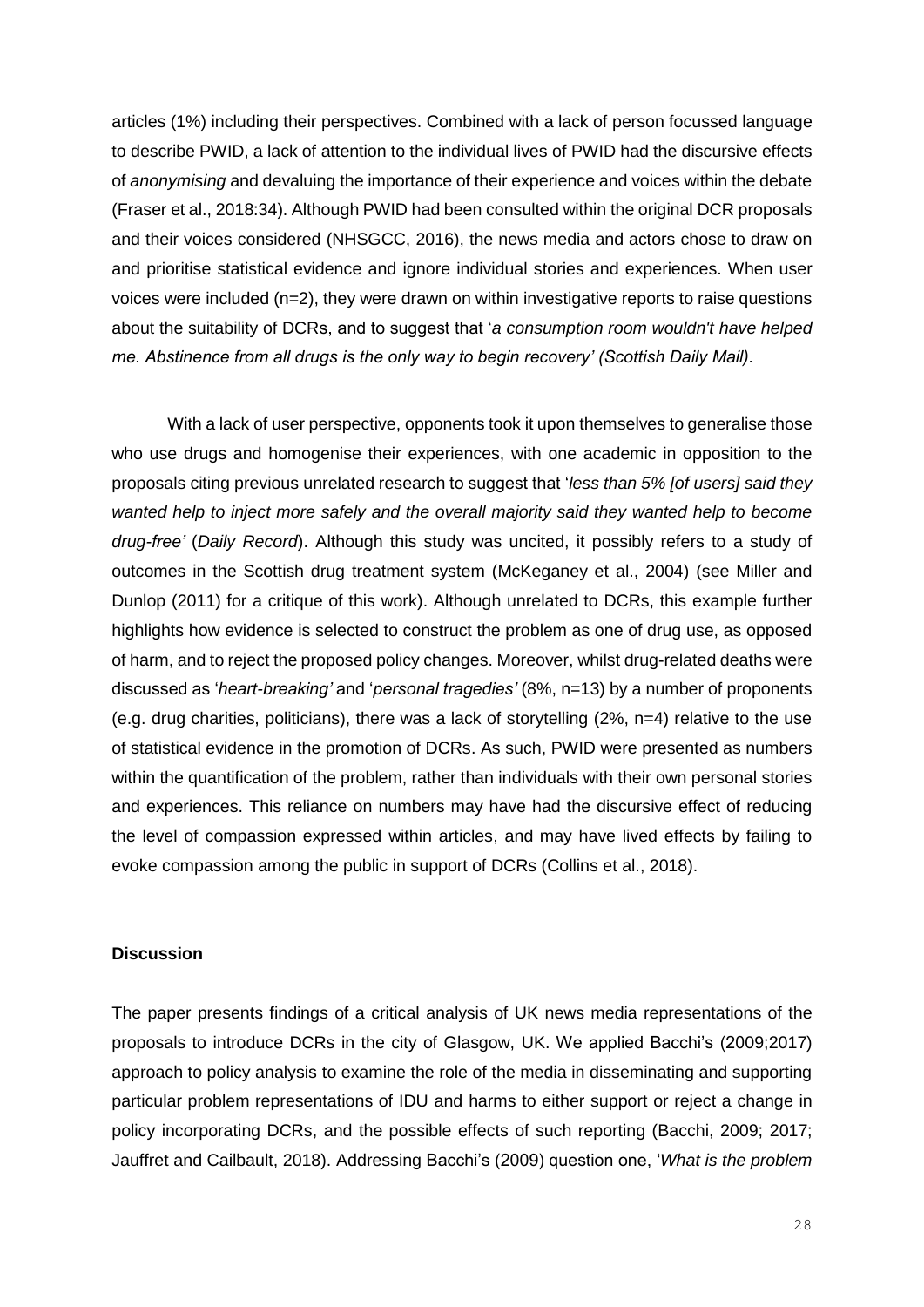articles (1%) including their perspectives. Combined with a lack of person focussed language to describe PWID, a lack of attention to the individual lives of PWID had the discursive effects of *anonymising* and devaluing the importance of their experience and voices within the debate (Fraser et al., 2018:34). Although PWID had been consulted within the original DCR proposals and their voices considered (NHSGCC, 2016), the news media and actors chose to draw on and prioritise statistical evidence and ignore individual stories and experiences. When user voices were included (n=2), they were drawn on within investigative reports to raise questions about the suitability of DCRs, and to suggest that '*a consumption room wouldn't have helped me. Abstinence from all drugs is the only way to begin recovery' (Scottish Daily Mail).*

With a lack of user perspective, opponents took it upon themselves to generalise those who use drugs and homogenise their experiences, with one academic in opposition to the proposals citing previous unrelated research to suggest that '*less than 5% [of users] said they wanted help to inject more safely and the overall majority said they wanted help to become drug-free'* (*Daily Record*). Although this study was uncited, it possibly refers to a study of outcomes in the Scottish drug treatment system (McKeganey et al., 2004) (see Miller and Dunlop (2011) for a critique of this work). Although unrelated to DCRs, this example further highlights how evidence is selected to construct the problem as one of drug use, as opposed of harm, and to reject the proposed policy changes. Moreover, whilst drug-related deaths were discussed as '*heart-breaking'* and '*personal tragedies'* (8%, n=13) by a number of proponents (e.g. drug charities, politicians), there was a lack of storytelling (2%, n=4) relative to the use of statistical evidence in the promotion of DCRs. As such, PWID were presented as numbers within the quantification of the problem, rather than individuals with their own personal stories and experiences. This reliance on numbers may have had the discursive effect of reducing the level of compassion expressed within articles, and may have lived effects by failing to evoke compassion among the public in support of DCRs (Collins et al., 2018).

## Discussion

The paper presents findings of a critical analysis of UK news media representations of the proposals to introduce DCRs in the city of Glasgow, UK. We applied Bacchi's (2009;2017) approach to policy analysis to examine the role of the media in disseminating and supporting particular problem representations of IDU and harms to either support or reject a change in policy incorporating DCRs, and the possible effects of such reporting (Bacchi, 2009; 2017; Jauffret and Cailbault, 2018). Addressing Bacchi's (2009) question one, '*What is the problem*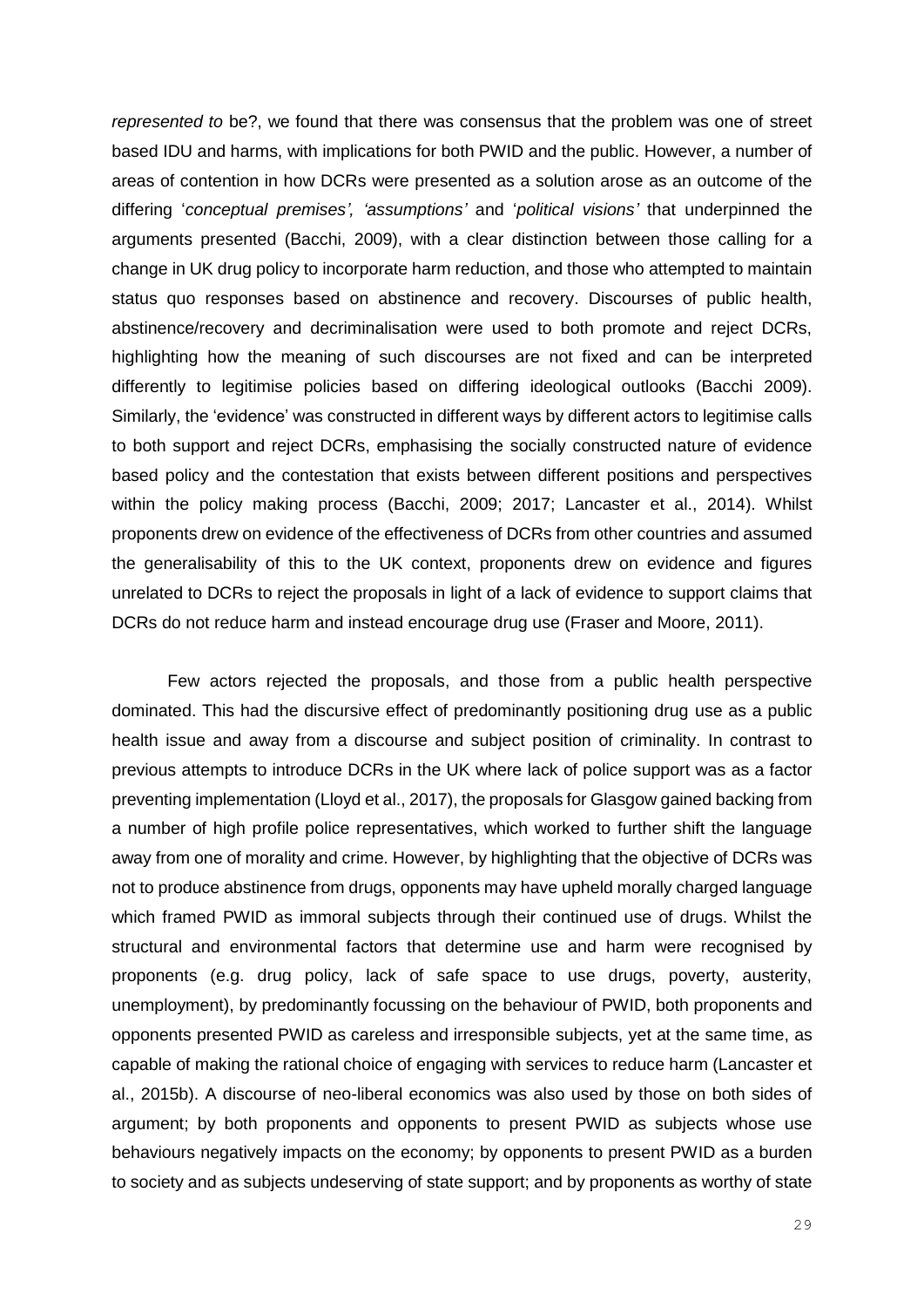*represented to* be?, we found that there was consensus that the problem was one of street based IDU and harms, with implications for both PWID and the public. However, a number of areas of contention in how DCRs were presented as a solution arose as an outcome of the differing '*conceptual premises', 'assumptions'* and '*political visions'* that underpinned the arguments presented (Bacchi, 2009), with a clear distinction between those calling for a change in UK drug policy to incorporate harm reduction, and those who attempted to maintain status quo responses based on abstinence and recovery. Discourses of public health, abstinence/recovery and decriminalisation were used to both promote and reject DCRs, highlighting how the meaning of such discourses are not fixed and can be interpreted differently to legitimise policies based on differing ideological outlooks (Bacchi 2009). Similarly, the 'evidence' was constructed in different ways by different actors to legitimise calls to both support and reject DCRs, emphasising the socially constructed nature of evidence based policy and the contestation that exists between different positions and perspectives within the policy making process (Bacchi, 2009; 2017; Lancaster et al., 2014). Whilst proponents drew on evidence of the effectiveness of DCRs from other countries and assumed the generalisability of this to the UK context, proponents drew on evidence and figures unrelated to DCRs to reject the proposals in light of a lack of evidence to support claims that DCRs do not reduce harm and instead encourage drug use (Fraser and Moore, 2011).

Few actors rejected the proposals, and those from a public health perspective dominated. This had the discursive effect of predominantly positioning drug use as a public health issue and away from a discourse and subject position of criminality. In contrast to previous attempts to introduce DCRs in the UK where lack of police support was as a factor preventing implementation (Lloyd et al., 2017), the proposals for Glasgow gained backing from a number of high profile police representatives, which worked to further shift the language away from one of morality and crime. However, by highlighting that the objective of DCRs was not to produce abstinence from drugs, opponents may have upheld morally charged language which framed PWID as immoral subjects through their continued use of drugs. Whilst the structural and environmental factors that determine use and harm were recognised by proponents (e.g. drug policy, lack of safe space to use drugs, poverty, austerity, unemployment), by predominantly focussing on the behaviour of PWID, both proponents and opponents presented PWID as careless and irresponsible subjects, yet at the same time, as capable of making the rational choice of engaging with services to reduce harm (Lancaster et al., 2015b). A discourse of neo-liberal economics was also used by those on both sides of argument; by both proponents and opponents to present PWID as subjects whose use behaviours negatively impacts on the economy; by opponents to present PWID as a burden to society and as subjects undeserving of state support; and by proponents as worthy of state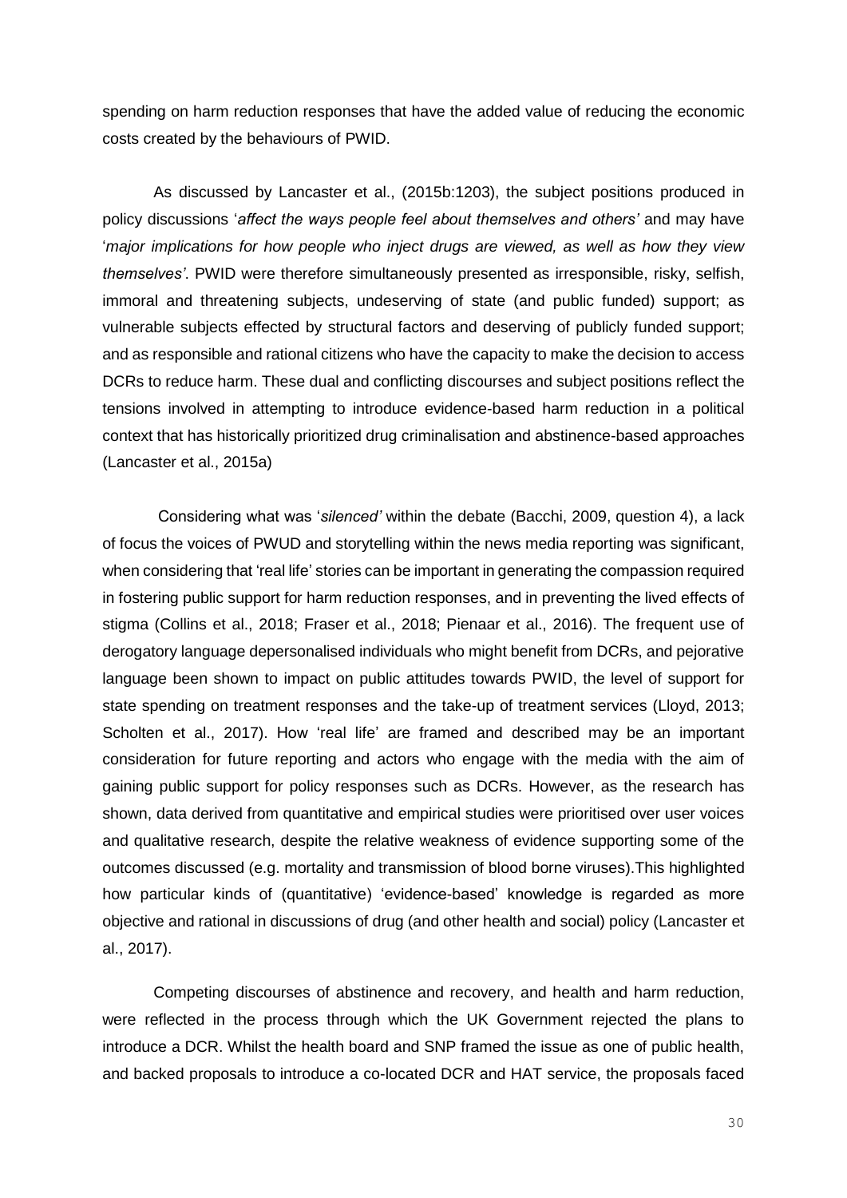spending on harm reduction responses that have the added value of reducing the economic costs created by the behaviours of PWID.

As discussed by Lancaster et al., (2015b:1203), the subject positions produced in policy discussions '*affect the ways people feel about themselves and others'* and may have '*major implications for how people who inject drugs are viewed, as well as how they view themselves'*. PWID were therefore simultaneously presented as irresponsible, risky, selfish, immoral and threatening subjects, undeserving of state (and public funded) support; as vulnerable subjects effected by structural factors and deserving of publicly funded support; and as responsible and rational citizens who have the capacity to make the decision to access DCRs to reduce harm. These dual and conflicting discourses and subject positions reflect the tensions involved in attempting to introduce evidence-based harm reduction in a political context that has historically prioritized drug criminalisation and abstinence-based approaches (Lancaster et al., 2015a)

Considering what was '*silenced'* within the debate (Bacchi, 2009, question 4), a lack of focus the voices of PWUD and storytelling within the news media reporting was significant, when considering that 'real life' stories can be important in generating the compassion required in fostering public support for harm reduction responses, and in preventing the lived effects of stigma (Collins et al., 2018; Fraser et al., 2018; Pienaar et al., 2016). The frequent use of derogatory language depersonalised individuals who might benefit from DCRs, and pejorative language been shown to impact on public attitudes towards PWID, the level of support for state spending on treatment responses and the take-up of treatment services (Lloyd, 2013; Scholten et al., 2017). How 'real life' are framed and described may be an important consideration for future reporting and actors who engage with the media with the aim of gaining public support for policy responses such as DCRs. However, as the research has shown, data derived from quantitative and empirical studies were prioritised over user voices and qualitative research, despite the relative weakness of evidence supporting some of the outcomes discussed (e.g. mortality and transmission of blood borne viruses).This highlighted how particular kinds of (quantitative) 'evidence-based' knowledge is regarded as more objective and rational in discussions of drug (and other health and social) policy (Lancaster et al., 2017).

Competing discourses of abstinence and recovery, and health and harm reduction, were reflected in the process through which the UK Government rejected the plans to introduce a DCR. Whilst the health board and SNP framed the issue as one of public health, and backed proposals to introduce a co-located DCR and HAT service, the proposals faced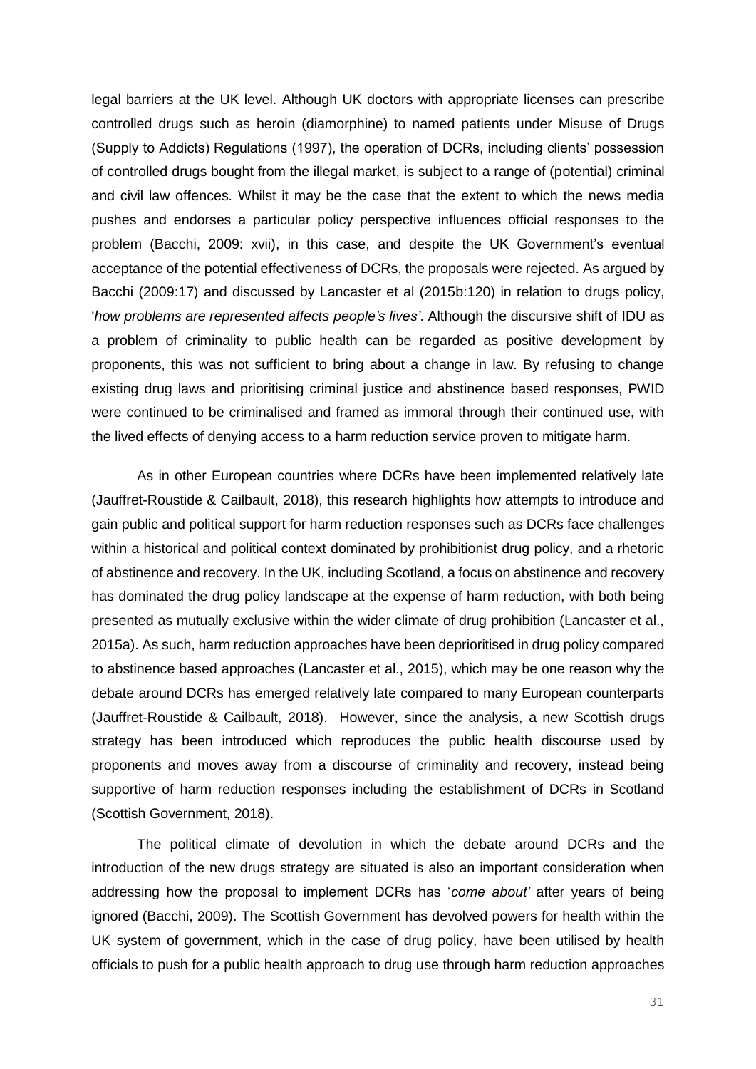legal barriers at the UK level. Although UK doctors with appropriate licenses can prescribe controlled drugs such as heroin (diamorphine) to named patients under Misuse of Drugs (Supply to Addicts) Regulations (1997), the operation of DCRs, including clients' possession of controlled drugs bought from the illegal market, is subject to a range of (potential) criminal and civil law offences. Whilst it may be the case that the extent to which the news media pushes and endorses a particular policy perspective influences official responses to the problem (Bacchi, 2009: xvii), in this case, and despite the UK Government's eventual acceptance of the potential effectiveness of DCRs, the proposals were rejected. As argued by Bacchi (2009:17) and discussed by Lancaster et al (2015b:120) in relation to drugs policy, '*how problems are represented affects people's lives'*. Although the discursive shift of IDU as a problem of criminality to public health can be regarded as positive development by proponents, this was not sufficient to bring about a change in law. By refusing to change existing drug laws and prioritising criminal justice and abstinence based responses, PWID were continued to be criminalised and framed as immoral through their continued use, with the lived effects of denying access to a harm reduction service proven to mitigate harm.

As in other European countries where DCRs have been implemented relatively late (Jauffret-Roustide & Cailbault, 2018), this research highlights how attempts to introduce and gain public and political support for harm reduction responses such as DCRs face challenges within a historical and political context dominated by prohibitionist drug policy, and a rhetoric of abstinence and recovery. In the UK, including Scotland, a focus on abstinence and recovery has dominated the drug policy landscape at the expense of harm reduction, with both being presented as mutually exclusive within the wider climate of drug prohibition (Lancaster et al., 2015a). As such, harm reduction approaches have been deprioritised in drug policy compared to abstinence based approaches (Lancaster et al., 2015), which may be one reason why the debate around DCRs has emerged relatively late compared to many European counterparts (Jauffret-Roustide & Cailbault, 2018). However, since the analysis, a new Scottish drugs strategy has been introduced which reproduces the public health discourse used by proponents and moves away from a discourse of criminality and recovery, instead being supportive of harm reduction responses including the establishment of DCRs in Scotland (Scottish Government, 2018).

The political climate of devolution in which the debate around DCRs and the introduction of the new drugs strategy are situated is also an important consideration when addressing how the proposal to implement DCRs has '*come about'* after years of being ignored (Bacchi, 2009). The Scottish Government has devolved powers for health within the UK system of government, which in the case of drug policy, have been utilised by health officials to push for a public health approach to drug use through harm reduction approaches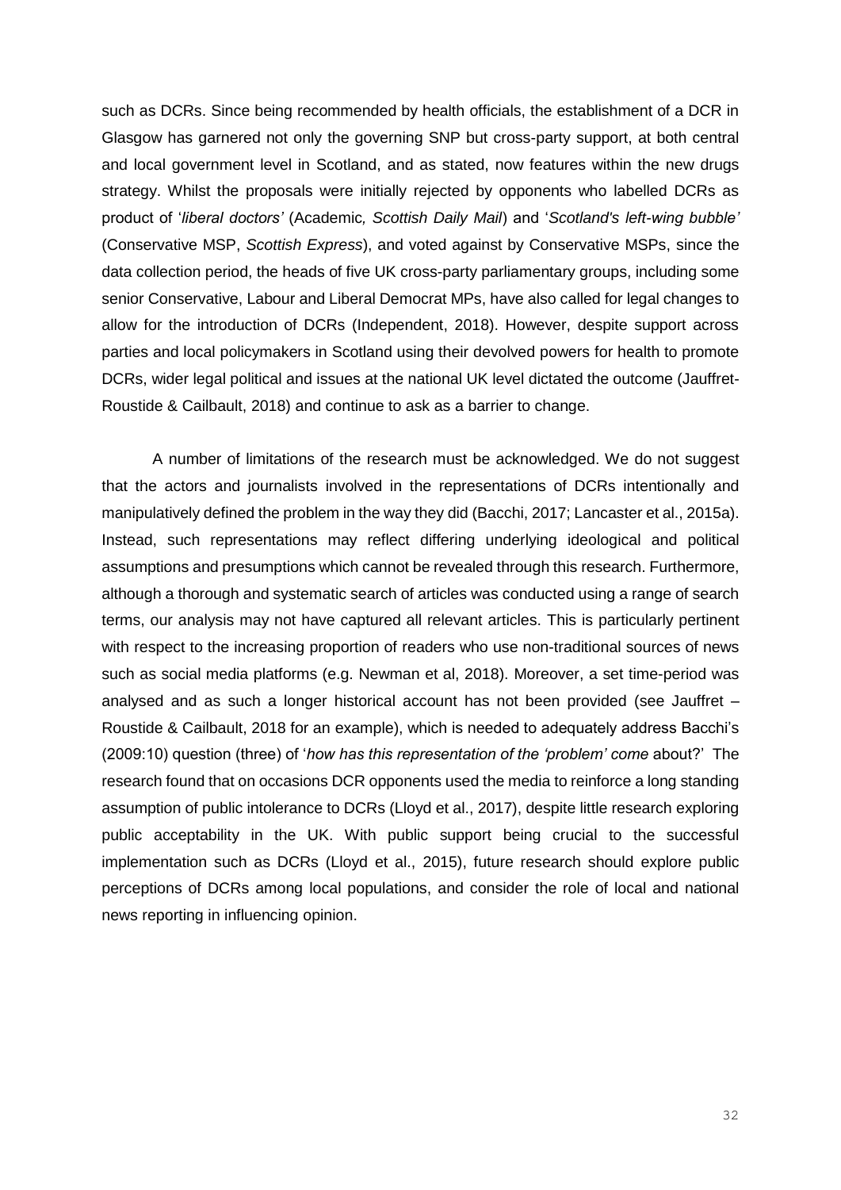such as DCRs. Since being recommended by health officials, the establishment of a DCR in Glasgow has garnered not only the governing SNP but cross-party support, at both central and local government level in Scotland, and as stated, now features within the new drugs strategy. Whilst the proposals were initially rejected by opponents who labelled DCRs as product of '*liberal doctors'* (Academic*, Scottish Daily Mail*) and '*Scotland's left-wing bubble'* (Conservative MSP, *Scottish Express*), and voted against by Conservative MSPs, since the data collection period, the heads of five UK cross-party parliamentary groups, including some senior Conservative, Labour and Liberal Democrat MPs, have also called for legal changes to allow for the introduction of DCRs (Independent, 2018). However, despite support across parties and local policymakers in Scotland using their devolved powers for health to promote DCRs, wider legal political and issues at the national UK level dictated the outcome (Jauffret-Roustide & Cailbault, 2018) and continue to ask as a barrier to change.

A number of limitations of the research must be acknowledged. We do not suggest that the actors and journalists involved in the representations of DCRs intentionally and manipulatively defined the problem in the way they did (Bacchi, 2017; Lancaster et al., 2015a). Instead, such representations may reflect differing underlying ideological and political assumptions and presumptions which cannot be revealed through this research. Furthermore, although a thorough and systematic search of articles was conducted using a range of search terms, our analysis may not have captured all relevant articles. This is particularly pertinent with respect to the increasing proportion of readers who use non-traditional sources of news such as social media platforms (e.g. Newman et al, 2018). Moreover, a set time-period was analysed and as such a longer historical account has not been provided (see Jauffret – Roustide & Cailbault, 2018 for an example), which is needed to adequately address Bacchi's (2009:10) question (three) of '*how has this representation of the 'problem' come* about?' The research found that on occasions DCR opponents used the media to reinforce a long standing assumption of public intolerance to DCRs (Lloyd et al., 2017), despite little research exploring public acceptability in the UK. With public support being crucial to the successful implementation such as DCRs (Lloyd et al., 2015), future research should explore public perceptions of DCRs among local populations, and consider the role of local and national news reporting in influencing opinion.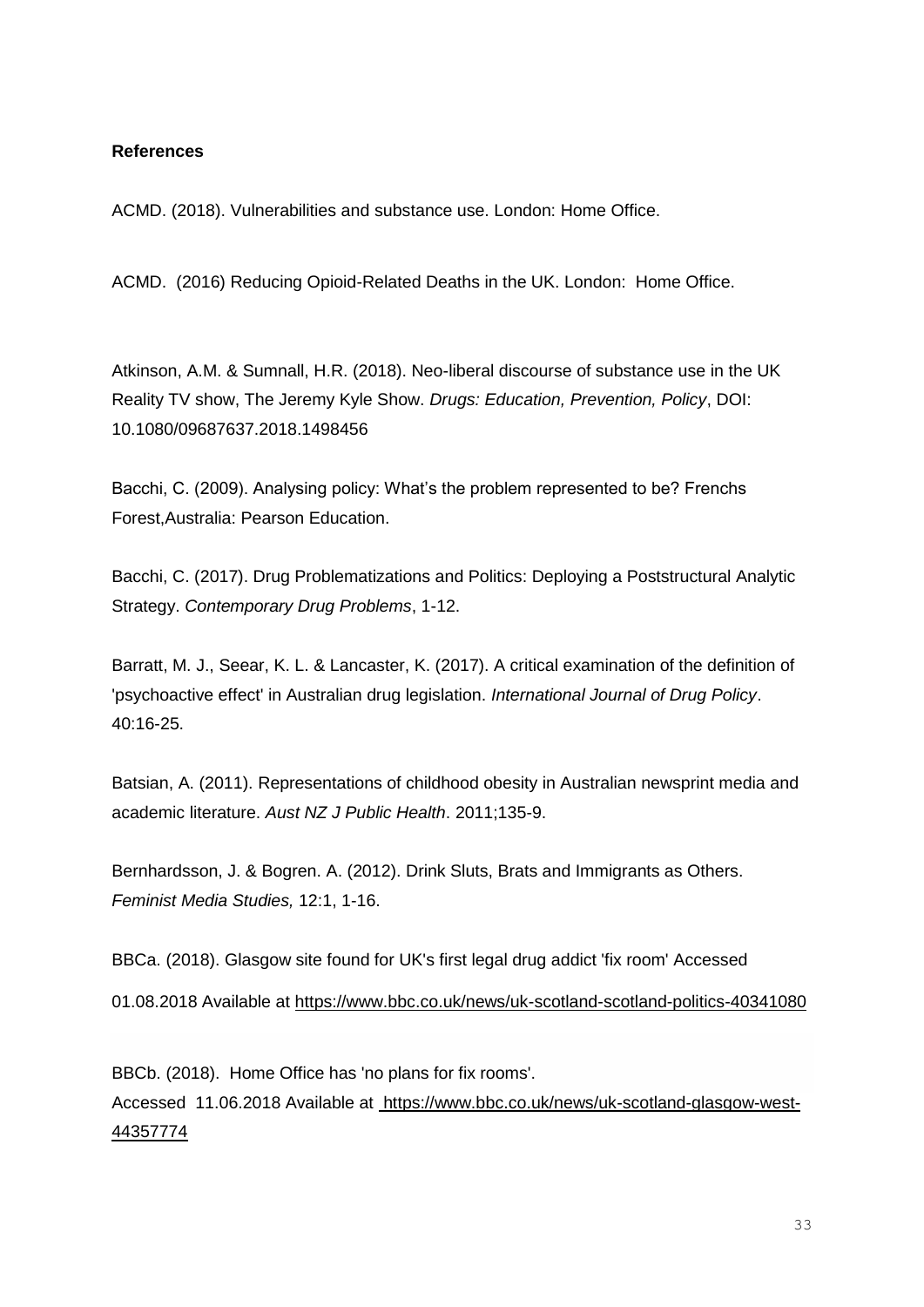**References**

ACMD. (2018). Vulnerabilities and substance use. London: Home Office.

ACMD. (2016) Reducing Opioid-Related Deaths in the UK. London: Home Office.

Atkinson, A.M. & Sumnall, H.R. (2018). Neo-liberal discourse of substance use in the UK Reality TV show, The Jeremy Kyle Show. *Drugs: Education, Prevention, Policy*, DOI: 10.1080/09687637.2018.1498456

Bacchi, C. (2009). Analysing policy: What's the problem represented to be? Frenchs Forest,Australia: Pearson Education.

Bacchi, C. (2017). Drug Problematizations and Politics: Deploying a Poststructural Analytic Strategy. *Contemporary Drug Problems*, 1-12.

Barratt, M. J., Seear, K. L. & Lancaster, K. (2017). A critical examination of the definition of 'psychoactive effect' in Australian drug legislation. *International Journal of Drug Policy*. 40:16-25.

Batsian, A. (2011). Representations of childhood obesity in Australian newsprint media and academic literature. *Aust NZ J Public Health*. 2011;135-9.

Bernhardsson, J. & Bogren. A. (2012). Drink Sluts, Brats and Immigrants as Others. *Feminist Media Studies,* 12:1, 1-16.

BBCa. (2018). Glasgow site found for UK's first legal drug addict 'fix room' Accessed 01.08.2018 Available at https://www.bbc.co.uk/news/uk-scotland-scotland-politics-40341080

BBCb. (2018). Home Office has 'no plans for fix rooms'. Accessed 11.06.2018 Available at https://www.bbc.co.uk/news/uk-scotland-glasgow-west-44357774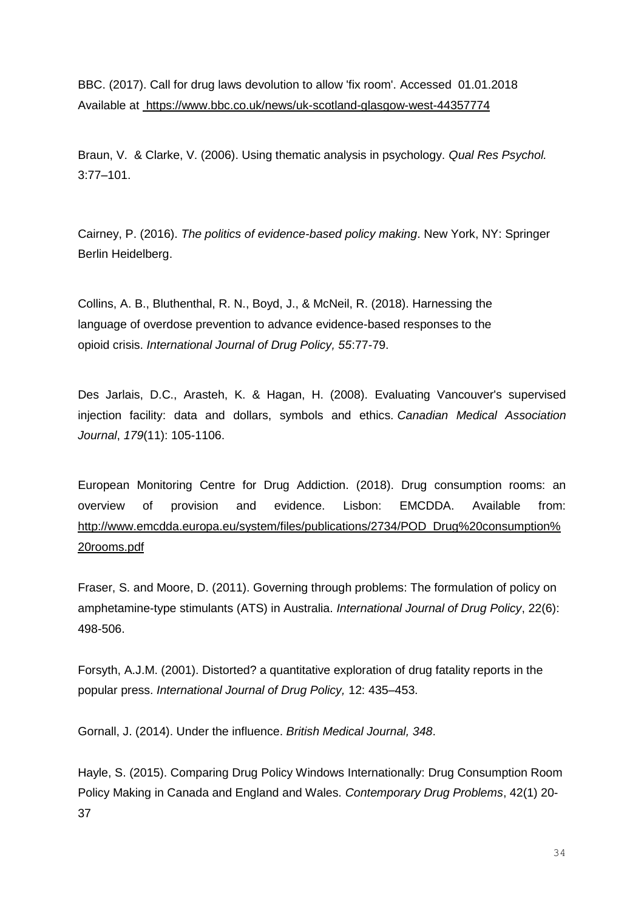BBC. (2017). Call for drug laws devolution to allow 'fix room'. Accessed 01.01.2018 Available at https://www.bbc.co.uk/news/uk-scotland-glasgow-west-44357774

Braun, V. & Clarke, V. (2006). Using thematic analysis in psychology. *Qual Res Psychol.* 3:77–101.

Cairney, P. (2016). *The politics of evidence-based policy making*. New York, NY: Springer Berlin Heidelberg.

Collins, A. B., Bluthenthal, R. N., Boyd, J., & McNeil, R. (2018). Harnessing the language of overdose prevention to advance evidence-based responses to the opioid crisis. *International Journal of Drug Policy, 55*:77-79.

Des Jarlais, D.C., Arasteh, K. & Hagan, H. (2008). Evaluating Vancouver's supervised injection facility: data and dollars, symbols and ethics. *Canadian Medical Association Journal*, *179*(11): 105-1106.

European Monitoring Centre for Drug Addiction. (2018). Drug consumption rooms: an overview of provision and evidence. Lisbon: EMCDDA. Available from: http://www.emcdda.europa.eu/system/files/publications/2734/POD_Drug%20consumption%20rooms.pdf

Fraser, S. and Moore, D. (2011). Governing through problems: The formulation of policy on amphetamine-type stimulants (ATS) in Australia. *International Journal of Drug Policy*, 22(6): 498-506.

Forsyth, A.J.M. (2001). Distorted? a quantitative exploration of drug fatality reports in the popular press. *International Journal of Drug Policy,* 12: 435–453.

Gornall, J. (2014). Under the influence. *British Medical Journal, 348*.

Hayle, S. (2015). Comparing Drug Policy Windows Internationally: Drug Consumption Room Policy Making in Canada and England and Wales. *Contemporary Drug Problems*, 42(1) 20-37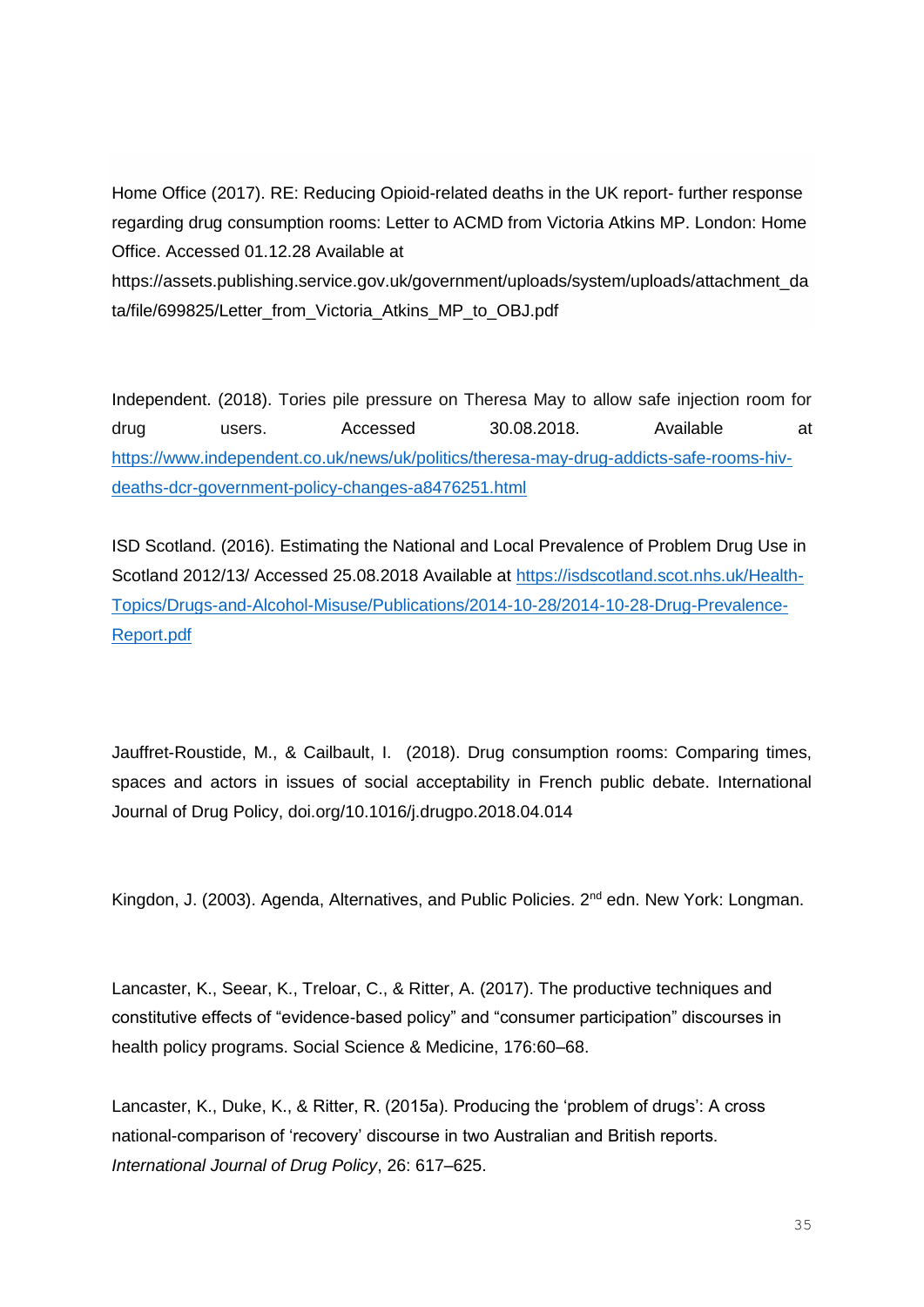Home Office (2017). RE: Reducing Opioid-related deaths in the UK report- further response regarding drug consumption rooms: Letter to ACMD from Victoria Atkins MP. London: Home Office. Accessed 01.12.28 Available at https://assets.publishing.service.gov.uk/government/uploads/system/uploads/attachment_data/file/699825/Letter_from_Victoria_Atkins_MP_to_OBJ.pdf

Independent. (2018). Tories pile pressure on Theresa May to allow safe injection room for drug users. Accessed 30.08.2018. Available at https://www.independent.co.uk/news/uk/politics/theresa-may-drug-addicts-safe-rooms-hiv-deaths-dcr-government-policy-changes-a8476251.html

ISD Scotland. (2016). Estimating the National and Local Prevalence of Problem Drug Use in Scotland 2012/13/ Accessed 25.08.2018 Available at https://isdscotland.scot.nhs.uk/Health-Topics/Drugs-and-Alcohol-Misuse/Publications/2014-10-28/2014-10-28-Drug-Prevalence-Report.pdf

Jauffret-Roustide, M., & Cailbault, I. (2018). Drug consumption rooms: Comparing times, spaces and actors in issues of social acceptability in French public debate. International Journal of Drug Policy, doi.org/10.1016/j.drugpo.2018.04.014

Kingdon, J. (2003). Agenda, Alternatives, and Public Policies. 2nd edn. New York: Longman.

Lancaster, K., Seear, K., Treloar, C., & Ritter, A. (2017). The productive techniques and constitutive effects of "evidence-based policy" and "consumer participation" discourses in health policy programs. Social Science & Medicine, 176:60–68.

Lancaster, K., Duke, K., & Ritter, R. (2015a). Producing the 'problem of drugs': A cross national-comparison of 'recovery' discourse in two Australian and British reports. *International Journal of Drug Policy*, 26: 617–625.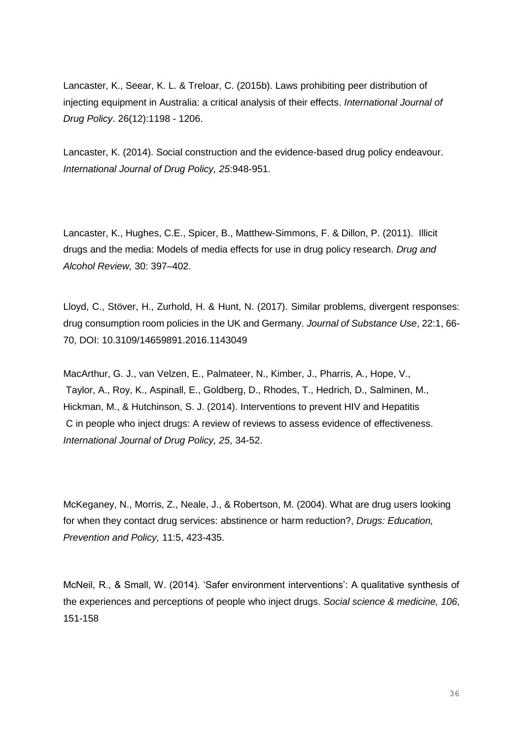Lancaster, K., Seear, K. L. & Treloar, C. (2015b). Laws prohibiting peer distribution of injecting equipment in Australia: a critical analysis of their effects. *International Journal of Drug Policy*. 26(12):1198 - 1206.

Lancaster, K. (2014). Social construction and the evidence-based drug policy endeavour. *International Journal of Drug Policy, 25*:948-951.

Lancaster, K., Hughes, C.E., Spicer, B., Matthew-Simmons, F. & Dillon, P. (2011). Illicit drugs and the media: Models of media effects for use in drug policy research. *Drug and Alcohol Review,* 30: 397–402.

Lloyd, C., Stöver, H., Zurhold, H. & Hunt, N. (2017). Similar problems, divergent responses: drug consumption room policies in the UK and Germany. *Journal of Substance Use*, 22:1, 66-70, DOI: 10.3109/14659891.2016.1143049

MacArthur, G. J., van Velzen, E., Palmateer, N., Kimber, J., Pharris, A., Hope, V., Taylor, A., Roy, K., Aspinall, E., Goldberg, D., Rhodes, T., Hedrich, D., Salminen, M., Hickman, M., & Hutchinson, S. J. (2014). Interventions to prevent HIV and Hepatitis C in people who inject drugs: A review of reviews to assess evidence of effectiveness. *International Journal of Drug Policy, 25*, 34-52.

McKeganey, N., Morris, Z., Neale, J., & Robertson, M. (2004). What are drug users looking for when they contact drug services: abstinence or harm reduction?, *Drugs: Education, Prevention and Policy,* 11:5, 423-435.

McNeil, R., & Small, W. (2014). 'Safer environment interventions': A qualitative synthesis of the experiences and perceptions of people who inject drugs. *Social science & medicine, 106*, 151-158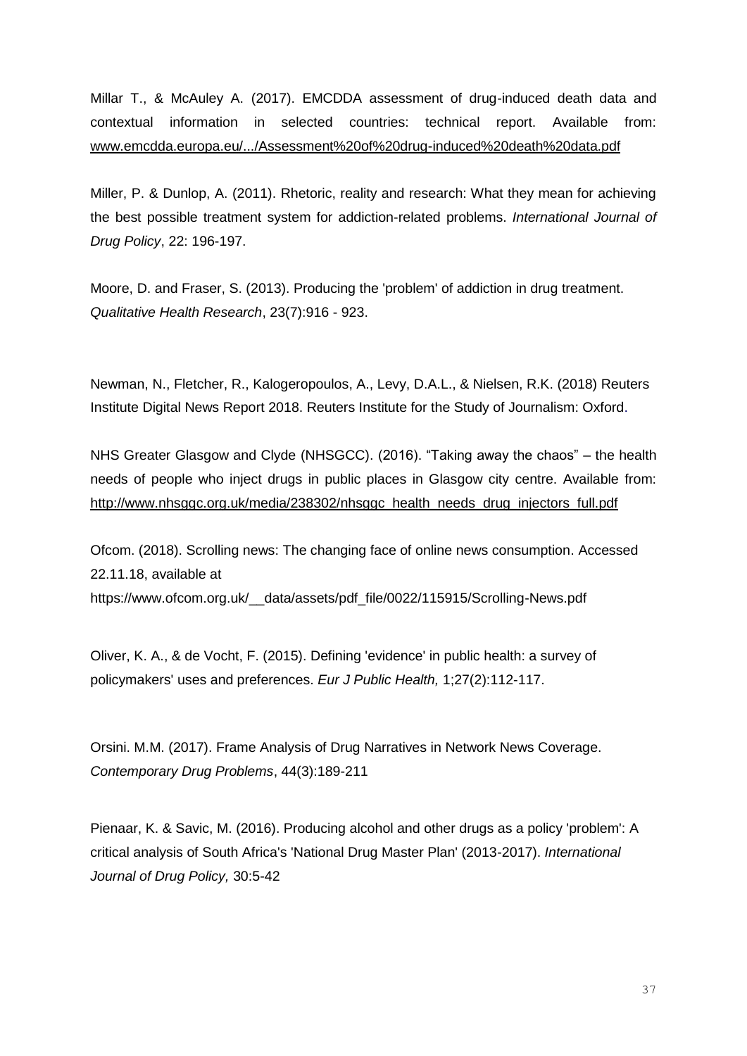Millar T., & McAuley A. (2017). EMCDDA assessment of drug-induced death data and contextual information in selected countries: technical report. Available from: www.emcdda.europa.eu/.../Assessment%20of%20drug-induced%20death%20data.pdf

Miller, P. & Dunlop, A. (2011). Rhetoric, reality and research: What they mean for achieving the best possible treatment system for addiction-related problems. *International Journal of Drug Policy*, 22: 196-197.

Moore, D. and Fraser, S. (2013). Producing the 'problem' of addiction in drug treatment. *Qualitative Health Research*, 23(7):916 - 923.

Newman, N., Fletcher, R., Kalogeropoulos, A., Levy, D.A.L., & Nielsen, R.K. (2018) Reuters Institute Digital News Report 2018. Reuters Institute for the Study of Journalism: Oxford.

NHS Greater Glasgow and Clyde (NHSGCC). (2016). "Taking away the chaos" – the health needs of people who inject drugs in public places in Glasgow city centre. Available from: http://www.nhsggc.org.uk/media/238302/nhsggc_health_needs_drug_injectors_full.pdf

Ofcom. (2018). Scrolling news: The changing face of online news consumption. Accessed 22.11.18, available at https://www.ofcom.org.uk/__data/assets/pdf_file/0022/115915/Scrolling-News.pdf

Oliver, K. A., & de Vocht, F. (2015). Defining 'evidence' in public health: a survey of policymakers' uses and preferences. *Eur J Public Health,* 1;27(2):112-117.

Orsini. M.M. (2017). Frame Analysis of Drug Narratives in Network News Coverage. *Contemporary Drug Problems*, 44(3):189-211

Pienaar, K. & Savic, M. (2016). Producing alcohol and other drugs as a policy 'problem': A critical analysis of South Africa's 'National Drug Master Plan' (2013-2017). *International Journal of Drug Policy,* 30:5-42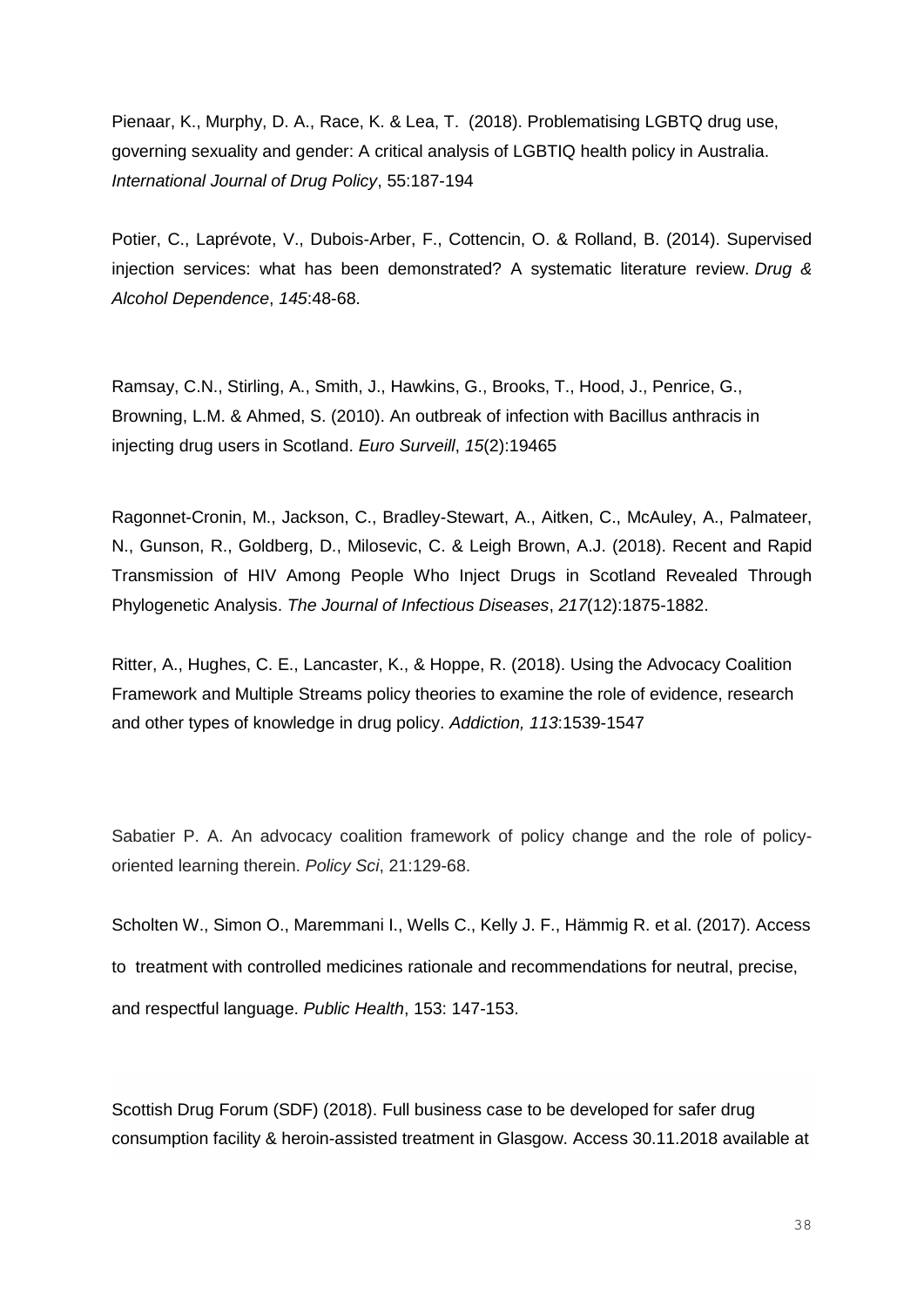Pienaar, K., Murphy, D. A., Race, K. & Lea, T. (2018). Problematising LGBTQ drug use, governing sexuality and gender: A critical analysis of LGBTIQ health policy in Australia. *International Journal of Drug Policy*, 55:187-194

Potier, C., Laprévote, V., Dubois-Arber, F., Cottencin, O. & Rolland, B. (2014). Supervised injection services: what has been demonstrated? A systematic literature review. *Drug & Alcohol Dependence*, *145*:48-68.

Ramsay, C.N., Stirling, A., Smith, J., Hawkins, G., Brooks, T., Hood, J., Penrice, G., Browning, L.M. & Ahmed, S. (2010). An outbreak of infection with Bacillus anthracis in injecting drug users in Scotland. *Euro Surveill*, *15*(2):19465

Ragonnet-Cronin, M., Jackson, C., Bradley-Stewart, A., Aitken, C., McAuley, A., Palmateer, N., Gunson, R., Goldberg, D., Milosevic, C. & Leigh Brown, A.J. (2018). Recent and Rapid Transmission of HIV Among People Who Inject Drugs in Scotland Revealed Through Phylogenetic Analysis. *The Journal of Infectious Diseases*, *217*(12):1875-1882.

Ritter, A., Hughes, C. E., Lancaster, K., & Hoppe, R. (2018). Using the Advocacy Coalition Framework and Multiple Streams policy theories to examine the role of evidence, research and other types of knowledge in drug policy. *Addiction, 113*:1539-1547

Sabatier P. A. An advocacy coalition framework of policy change and the role of policy-oriented learning therein. *Policy Sci*, 21:129-68.

Scholten W., Simon O., Maremmani I., Wells C., Kelly J. F., Hämmig R. et al. (2017). Access to treatment with controlled medicines rationale and recommendations for neutral, precise, and respectful language. *Public Health*, 153: 147-153.

Scottish Drug Forum (SDF) (2018). Full business case to be developed for safer drug consumption facility & heroin-assisted treatment in Glasgow. Access 30.11.2018 available at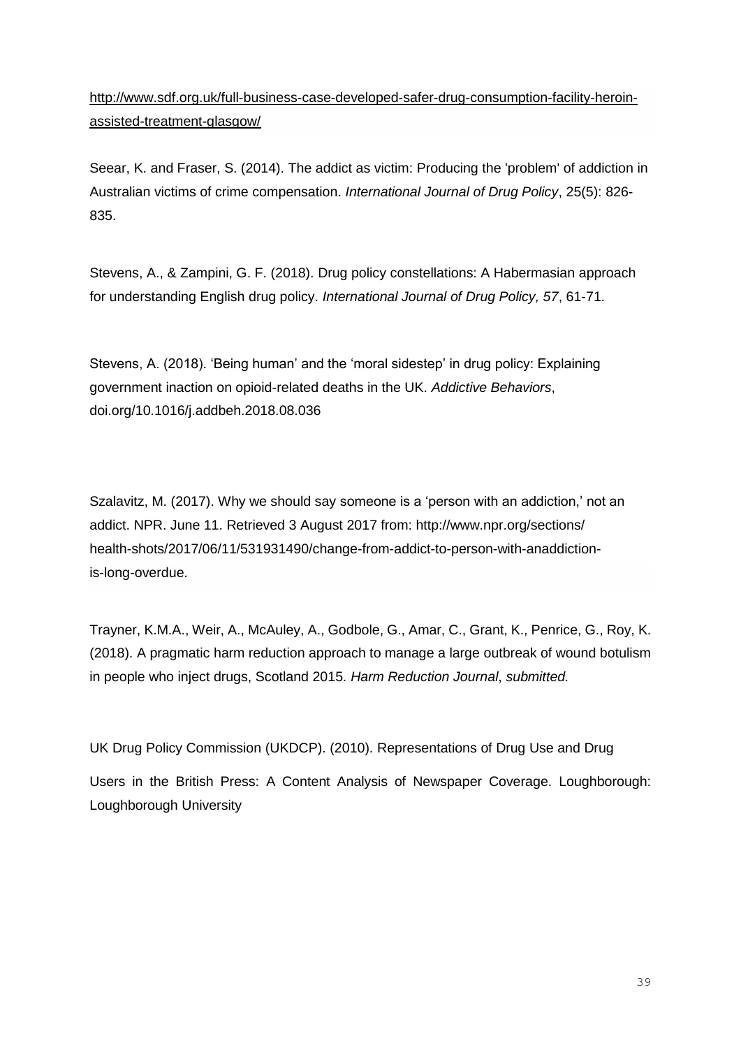http://www.sdf.org.uk/full-business-case-developed-safer-drug-consumption-facility-heroin-assisted-treatment-glasgow/

Seear, K. and Fraser, S. (2014). The addict as victim: Producing the 'problem' of addiction in Australian victims of crime compensation. *International Journal of Drug Policy*, 25(5): 826-835.

Stevens, A., & Zampini, G. F. (2018). Drug policy constellations: A Habermasian approach for understanding English drug policy. *International Journal of Drug Policy, 57*, 61-71.

Stevens, A. (2018). 'Being human' and the 'moral sidestep' in drug policy: Explaining government inaction on opioid-related deaths in the UK. *Addictive Behaviors*, doi.org/10.1016/j.addbeh.2018.08.036

Szalavitz, M. (2017). Why we should say someone is a 'person with an addiction,' not an addict. NPR. June 11. Retrieved 3 August 2017 from: http://www.npr.org/sections/ health-shots/2017/06/11/531931490/change-from-addict-to-person-with-anaddiction-is-long-overdue.

Trayner, K.M.A., Weir, A., McAuley, A., Godbole, G., Amar, C., Grant, K., Penrice, G., Roy, K. (2018). A pragmatic harm reduction approach to manage a large outbreak of wound botulism in people who inject drugs, Scotland 2015. *Harm Reduction Journal*, *submitted.*

UK Drug Policy Commission (UKDCP). (2010). Representations of Drug Use and Drug Users in the British Press: A Content Analysis of Newspaper Coverage. Loughborough: Loughborough University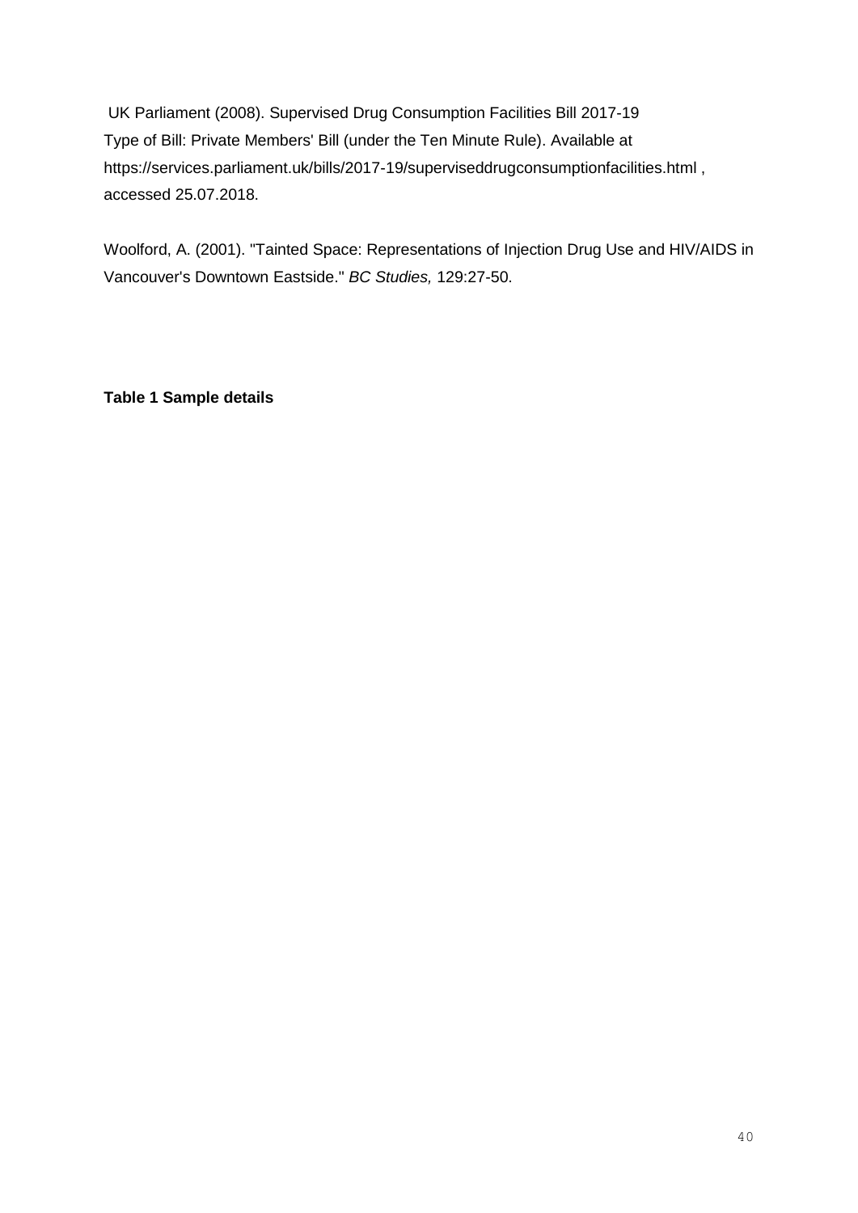UK Parliament (2008). Supervised Drug Consumption Facilities Bill 2017-19 Type of Bill: Private Members' Bill (under the Ten Minute Rule). Available at https://services.parliament.uk/bills/2017-19/superviseddrugconsumptionfacilities.html , accessed 25.07.2018.

Woolford, A. (2001). "Tainted Space: Representations of Injection Drug Use and HIV/AIDS in Vancouver's Downtown Eastside." *BC Studies,* 129:27-50.

**Table 1 Sample details**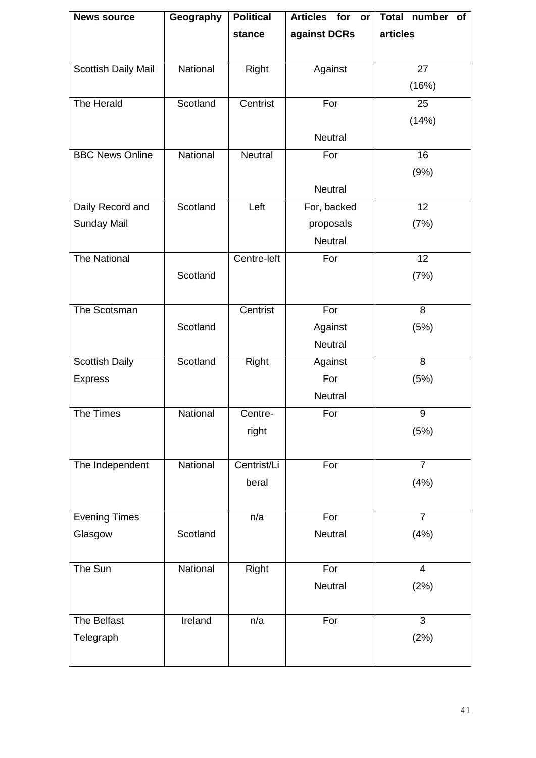| News source | Geography | Political stance | Articles for or against DCRs | Total number of articles |
|---|---|---|---|---|
| Scottish Daily Mail | National | Right | Against | 27 (16%) |
| The Herald | Scotland | Centrist | For<br>Neutral | 25 (14%) |
| BBC News Online | National | Neutral | For<br>Neutral | 16 (9%) |
| Daily Record and Sunday Mail | Scotland | Left | For, backed proposals<br>Neutral | 12 (7%) |
| The National | Scotland | Centre-left | For | 12 (7%) |
| The Scotsman | Scotland | Centrist | For<br>Against<br>Neutral | 8 (5%) |
| Scottish Daily Express | Scotland | Right | Against<br>For<br>Neutral | 8 (5%) |
| The Times | National | Centre-right | For | 9 (5%) |
| The Independent | National | Centrist/Liberal | For | 7 (4%) |
| Evening Times Glasgow | Scotland | n/a | For<br>Neutral | 7 (4%) |
| The Sun | National | Right | For<br>Neutral | 4 (2%) |
| The Belfast Telegraph | Ireland | n/a | For | 3 (2%) |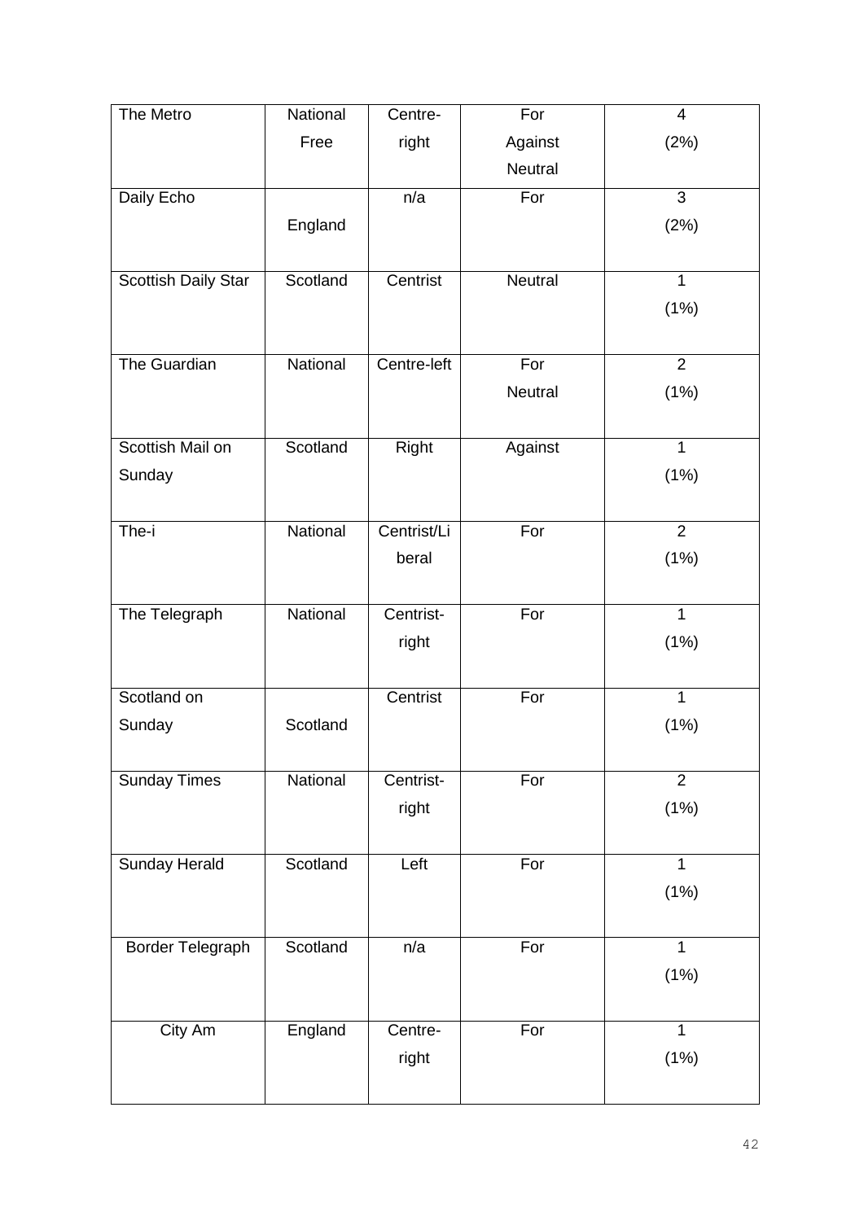| The Metro | National Free | Centre-right | For Against Neutral | 4 (2%) |
|---|---|---|---|---|
| Daily Echo | England | n/a | For | 3 (2%) |
| Scottish Daily Star | Scotland | Centrist | Neutral | 1 (1%) |
| The Guardian | National | Centre-left | For Neutral | 2 (1%) |
| Scottish Mail on Sunday | Scotland | Right | Against | 1 (1%) |
| The-i | National | Centrist/Liberal | For | 2 (1%) |
| The Telegraph | National | Centrist-right | For | 1 (1%) |
| Scotland on Sunday | Scotland | Centrist | For | 1 (1%) |
| Sunday Times | National | Centrist-right | For | 2 (1%) |
| Sunday Herald | Scotland | Left | For | 1 (1%) |
| Border Telegraph | Scotland | n/a | For | 1 (1%) |
| City Am | England | Centre-right | For | 1 (1%) |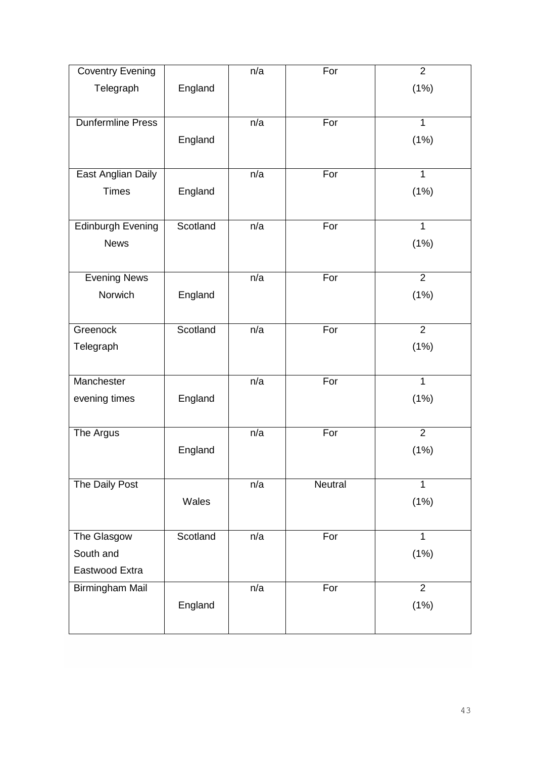| | | | | |
|---|---|---|---|---|
| Coventry Evening Telegraph | England | n/a | For | 2 (1%) |
| Dunfermline Press | England | n/a | For | 1 (1%) |
| East Anglian Daily Times | England | n/a | For | 1 (1%) |
| Edinburgh Evening News | Scotland | n/a | For | 1 (1%) |
| Evening News Norwich | England | n/a | For | 2 (1%) |
| Greenock Telegraph | Scotland | n/a | For | 2 (1%) |
| Manchester evening times | England | n/a | For | 1 (1%) |
| The Argus | England | n/a | For | 2 (1%) |
| The Daily Post | Wales | n/a | Neutral | 1 (1%) |
| The Glasgow South and Eastwood Extra | Scotland | n/a | For | 1 (1%) |
| Birmingham Mail | England | n/a | For | 2 (1%) |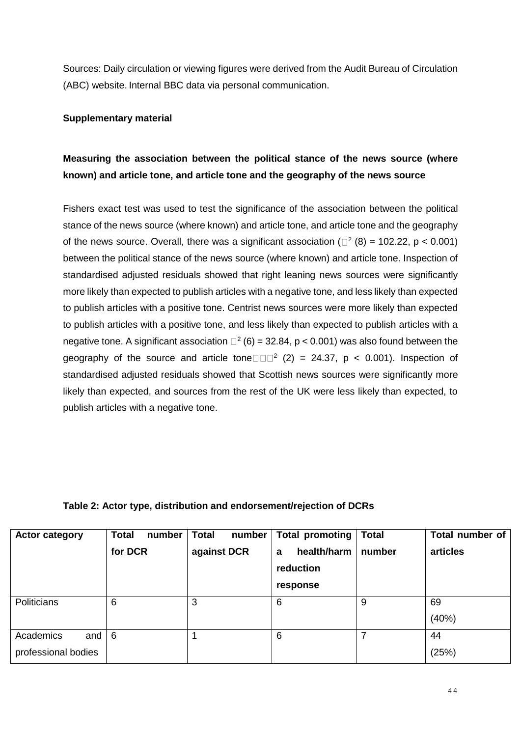Sources: Daily circulation or viewing figures were derived from the Audit Bureau of Circulation (ABC) website. Internal BBC data via personal communication.

**Supplementary material**

**Measuring the association between the political stance of the news source (where known) and article tone, and article tone and the geography of the news source**

Fishers exact test was used to test the significance of the association between the political stance of the news source (where known) and article tone, and article tone and the geography of the news source. Overall, there was a significant association ($\chi^2$ (8) = 102.22, p < 0.001) between the political stance of the news source (where known) and article tone. Inspection of standardised adjusted residuals showed that right leaning news sources were significantly more likely than expected to publish articles with a negative tone, and less likely than expected to publish articles with a positive tone. Centrist news sources were more likely than expected to publish articles with a positive tone, and less likely than expected to publish articles with a negative tone. A significant association $\chi^2$ (6) = 32.84, p < 0.001) was also found between the geography of the source and article tone $\chi^2$ (2) = 24.37, p < 0.001). Inspection of standardised adjusted residuals showed that Scottish news sources were significantly more likely than expected, and sources from the rest of the UK were less likely than expected, to publish articles with a negative tone.

**Table 2: Actor type, distribution and endorsement/rejection of DCRs**

| Actor category | Total number for DCR | Total number against DCR | Total promoting a health/harm reduction response | Total number | Total number of articles |
|---|---|---|---|---|---|
| Politicians | 6 | 3 | 6 | 9 | 69 (40%) |
| Academics and professional bodies | 6 | 1 | 6 | 7 | 44 (25%) |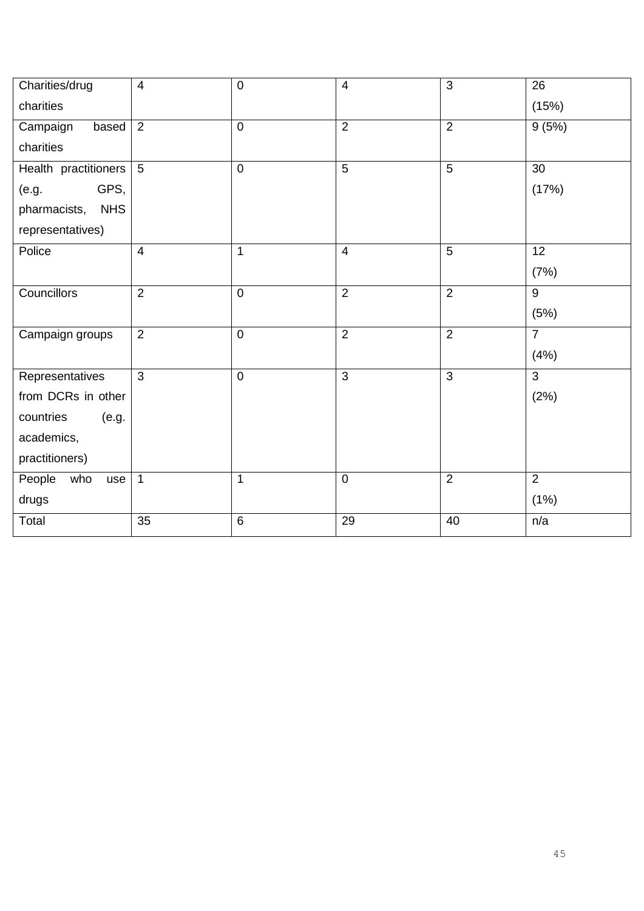| | | | | | |
|---|---|---|---|---|---|
| Charities/drug charities | 4 | 0 | 4 | 3 | 26 (15%) |
| Campaign based charities | 2 | 0 | 2 | 2 | 9 (5%) |
| Health practitioners (e.g. GPS, pharmacists, NHS representatives) | 5 | 0 | 5 | 5 | 30 (17%) |
| Police | 4 | 1 | 4 | 5 | 12 (7%) |
| Councillors | 2 | 0 | 2 | 2 | 9 (5%) |
| Campaign groups | 2 | 0 | 2 | 2 | 7 (4%) |
| Representatives from DCRs in other countries (e.g. academics, practitioners) | 3 | 0 | 3 | 3 | 3 (2%) |
| People who use drugs | 1 | 1 | 0 | 2 | 2 (1%) |
| Total | 35 | 6 | 29 | 40 | n/a |